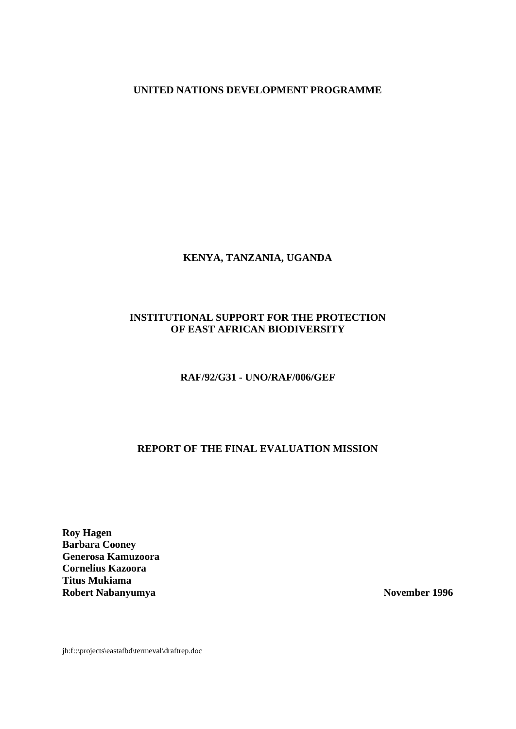**UNITED NATIONS DEVELOPMENT PROGRAMME**

**KENYA, TANZANIA, UGANDA**

**INSTITUTIONAL SUPPORT FOR THE PROTECTION OF EAST AFRICAN BIODIVERSITY**

**RAF/92/G31 - UNO/RAF/006/GEF**

**REPORT OF THE FINAL EVALUATION MISSION**

**Roy Hagen**
**Barbara Cooney**
**Generosa Kamuzoora**
**Cornelius Kazoora**
**Titus Mukiama**
**Robert Nabanyumya**

**November 1996**

jh:f::\projects\eastafbd\termeval\draftrep.doc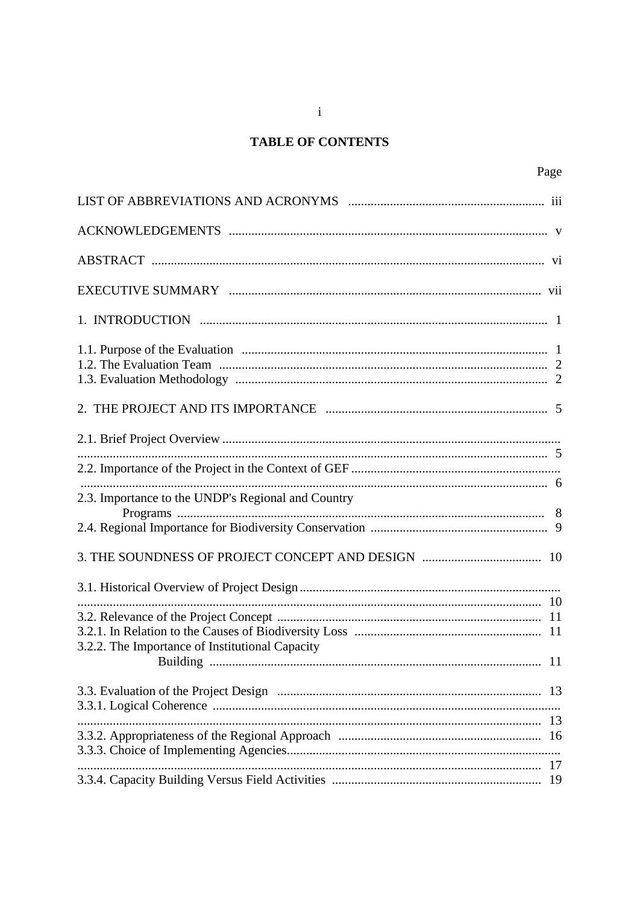## TABLE OF CONTENTS

Page

LIST OF ABBREVIATIONS AND ACRONYMS ............................................................ iii

ACKNOWLEDGEMENTS .................................................................................................. v

ABSTRACT ......................................................................................................................... vi

EXECUTIVE SUMMARY ................................................................................................ vii

1. INTRODUCTION ........................................................................................................... 1

1.1. Purpose of the Evaluation ............................................................................................ 1
1.2. The Evaluation Team .................................................................................................... 2
1.3. Evaluation Methodology ............................................................................................... 2

2. THE PROJECT AND ITS IMPORTANCE ................................................................... 5

2.1. Brief Project Overview .................................................................................................. 5
2.2. Importance of the Project in the Context of GEF ........................................................ 6
2.3. Importance to the UNDP's Regional and Country Programs ........................................ 8
2.4. Regional Importance for Biodiversity Conservation ..................................................... 9

3. THE SOUNDNESS OF PROJECT CONCEPT AND DESIGN ..................................... 10

3.1. Historical Overview of Project Design ........................................................................ 10
3.2. Relevance of the Project Concept ................................................................................ 11
3.2.1. In Relation to the Causes of Biodiversity Loss ........................................................ 11
3.2.2. The Importance of Institutional Capacity Building .................................................... 11

3.3. Evaluation of the Project Design ................................................................................. 13
3.3.1. Logical Coherence ................................................................................................... 13
3.3.2. Appropriateness of the Regional Approach .............................................................. 16
3.3.3. Choice of Implementing Agencies ............................................................................ 17
3.3.4. Capacity Building Versus Field Activities ................................................................ 19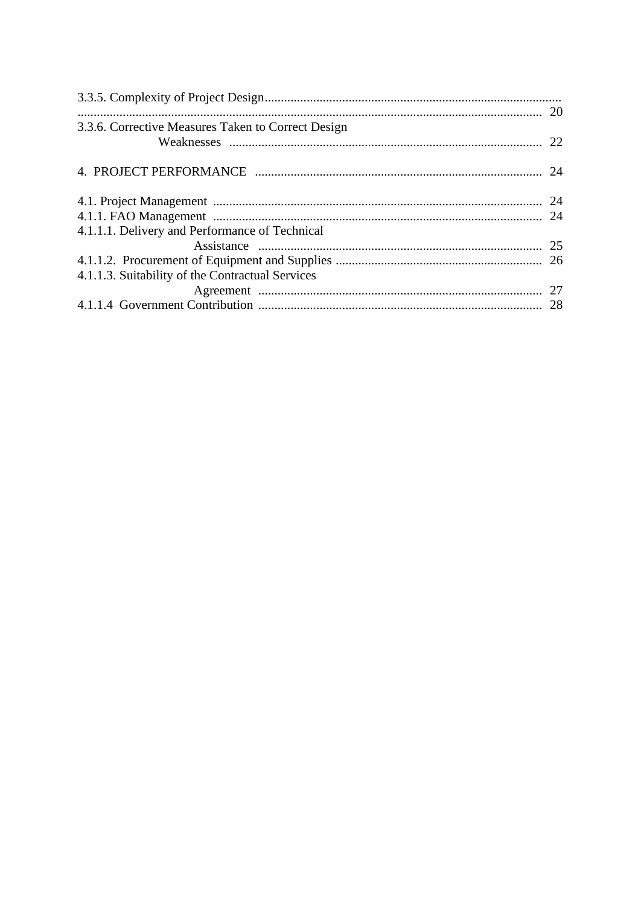3.3.5. Complexity of Project Design ........................................................................ 20

3.3.6. Corrective Measures Taken to Correct Design Weaknesses ........................................................................ 22

4. PROJECT PERFORMANCE ........................................................................ 24

4.1. Project Management ........................................................................ 24

4.1.1. FAO Management ........................................................................ 24

4.1.1.1. Delivery and Performance of Technical Assistance ........................................................................ 25

4.1.1.2. Procurement of Equipment and Supplies ........................................................................ 26

4.1.1.3. Suitability of the Contractual Services Agreement ........................................................................ 27

4.1.1.4 Government Contribution ........................................................................ 28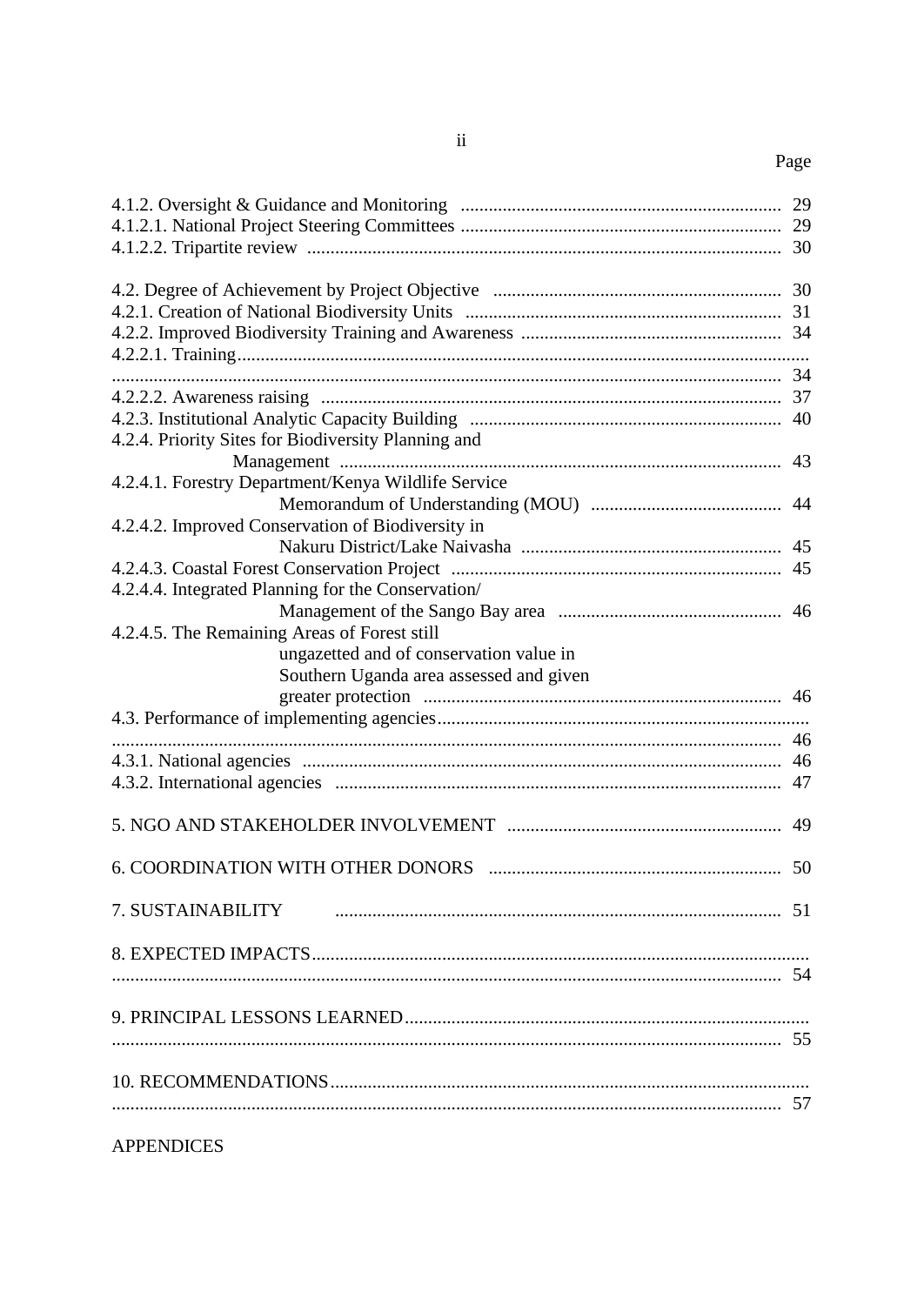| | Page |
|---|---|
| 4.1.2. Oversight & Guidance and Monitoring | 29 |
| 4.1.2.1. National Project Steering Committees | 29 |
| 4.1.2.2. Tripartite review | 30 |
| | |
| 4.2. Degree of Achievement by Project Objective | 30 |
| 4.2.1. Creation of National Biodiversity Units | 31 |
| 4.2.2. Improved Biodiversity Training and Awareness | 34 |
| 4.2.2.1. Training | 34 |
| 4.2.2.2. Awareness raising | 37 |
| 4.2.3. Institutional Analytic Capacity Building | 40 |
| 4.2.4. Priority Sites for Biodiversity Planning and Management | 43 |
| 4.2.4.1. Forestry Department/Kenya Wildlife Service Memorandum of Understanding (MOU) | 44 |
| 4.2.4.2. Improved Conservation of Biodiversity in Nakuru District/Lake Naivasha | 45 |
| 4.2.4.3. Coastal Forest Conservation Project | 45 |
| 4.2.4.4. Integrated Planning for the Conservation/ Management of the Sango Bay area | 46 |
| 4.2.4.5. The Remaining Areas of Forest still ungazetted and of conservation value in Southern Uganda area assessed and given greater protection | 46 |
| 4.3. Performance of implementing agencies | 46 |
| 4.3.1. National agencies | 46 |
| 4.3.2. International agencies | 47 |
| | |
| 5. NGO AND STAKEHOLDER INVOLVEMENT | 49 |
| | |
| 6. COORDINATION WITH OTHER DONORS | 50 |
| | |
| 7. SUSTAINABILITY | 51 |
| | |
| 8. EXPECTED IMPACTS | 54 |
| | |
| 9. PRINCIPAL LESSONS LEARNED | 55 |
| | |
| 10. RECOMMENDATIONS | 57 |

APPENDICES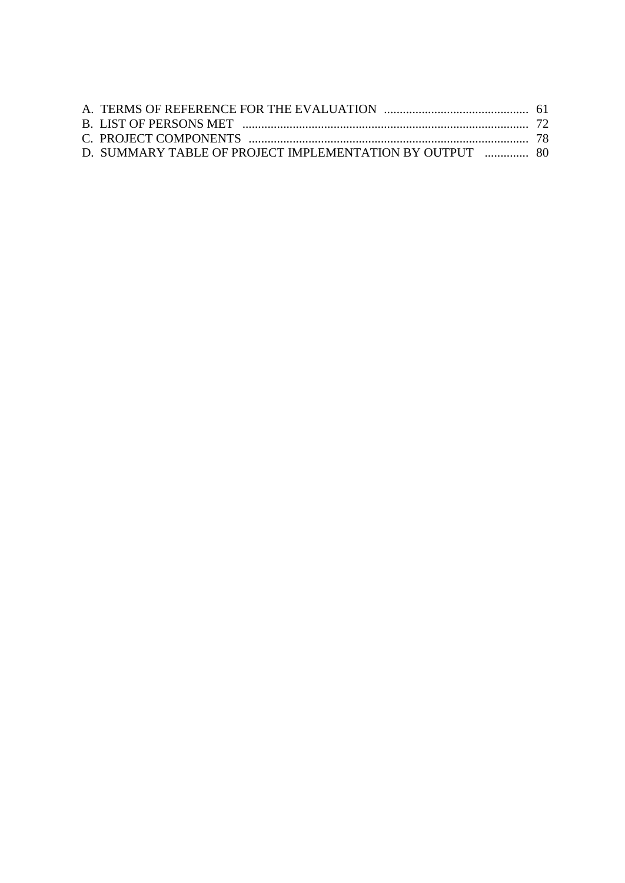A. TERMS OF REFERENCE FOR THE EVALUATION .............................................. 61
B. LIST OF PERSONS MET .......................................................................................... 72
C. PROJECT COMPONENTS ........................................................................................ 78
D. SUMMARY TABLE OF PROJECT IMPLEMENTATION BY OUTPUT .............. 80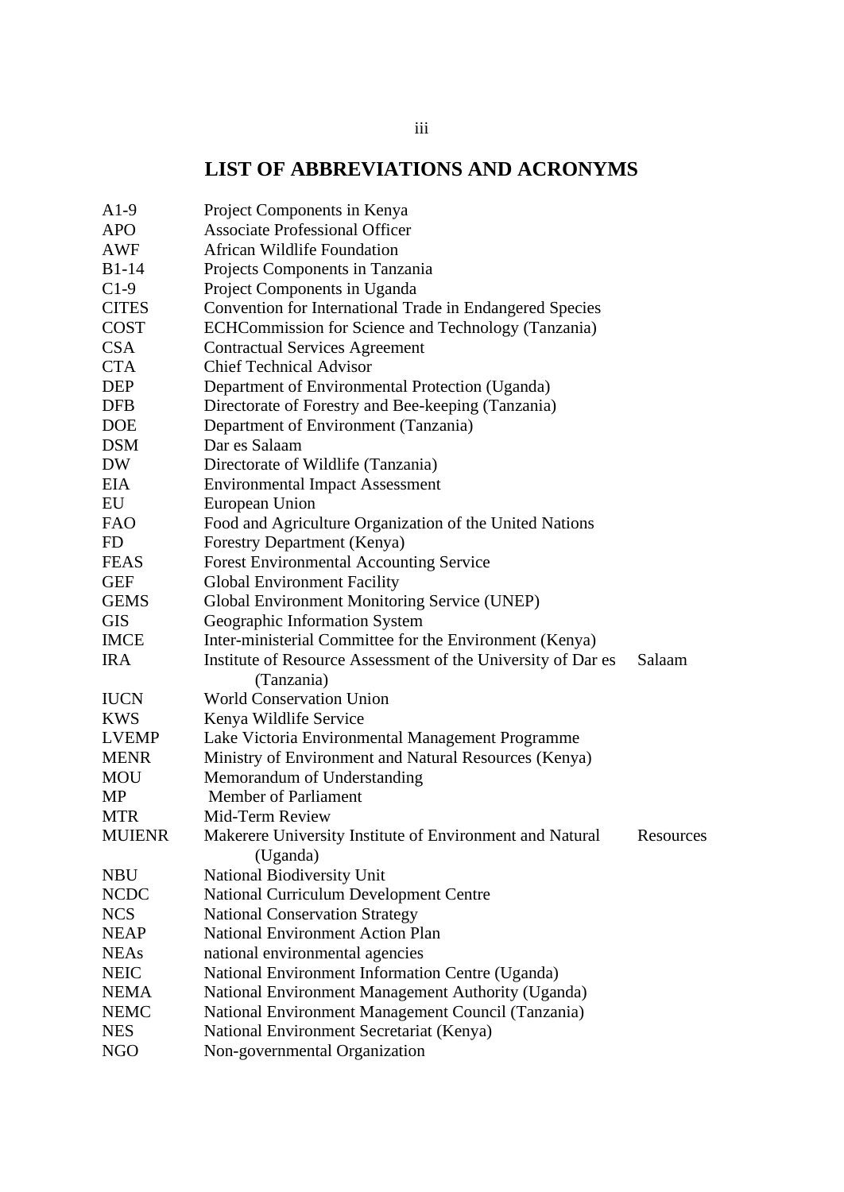## LIST OF ABBREVIATIONS AND ACRONYMS

| | |
|---|---|
| A1-9 | Project Components in Kenya |
| APO | Associate Professional Officer |
| AWF | African Wildlife Foundation |
| B1-14 | Projects Components in Tanzania |
| C1-9 | Project Components in Uganda |
| CITES | Convention for International Trade in Endangered Species |
| COST | ECHCommission for Science and Technology (Tanzania) |
| CSA | Contractual Services Agreement |
| CTA | Chief Technical Advisor |
| DEP | Department of Environmental Protection (Uganda) |
| DFB | Directorate of Forestry and Bee-keeping (Tanzania) |
| DOE | Department of Environment (Tanzania) |
| DSM | Dar es Salaam |
| DW | Directorate of Wildlife (Tanzania) |
| EIA | Environmental Impact Assessment |
| EU | European Union |
| FAO | Food and Agriculture Organization of the United Nations |
| FD | Forestry Department (Kenya) |
| FEAS | Forest Environmental Accounting Service |
| GEF | Global Environment Facility |
| GEMS | Global Environment Monitoring Service (UNEP) |
| GIS | Geographic Information System |
| IMCE | Inter-ministerial Committee for the Environment (Kenya) |
| IRA | Institute of Resource Assessment of the University of Dar es Salaam (Tanzania) |
| IUCN | World Conservation Union |
| KWS | Kenya Wildlife Service |
| LVEMP | Lake Victoria Environmental Management Programme |
| MENR | Ministry of Environment and Natural Resources (Kenya) |
| MOU | Memorandum of Understanding |
| MP | Member of Parliament |
| MTR | Mid-Term Review |
| MUIENR | Makerere University Institute of Environment and Natural Resources (Uganda) |
| NBU | National Biodiversity Unit |
| NCDC | National Curriculum Development Centre |
| NCS | National Conservation Strategy |
| NEAP | National Environment Action Plan |
| NEAs | national environmental agencies |
| NEIC | National Environment Information Centre (Uganda) |
| NEMA | National Environment Management Authority (Uganda) |
| NEMC | National Environment Management Council (Tanzania) |
| NES | National Environment Secretariat (Kenya) |
| NGO | Non-governmental Organization |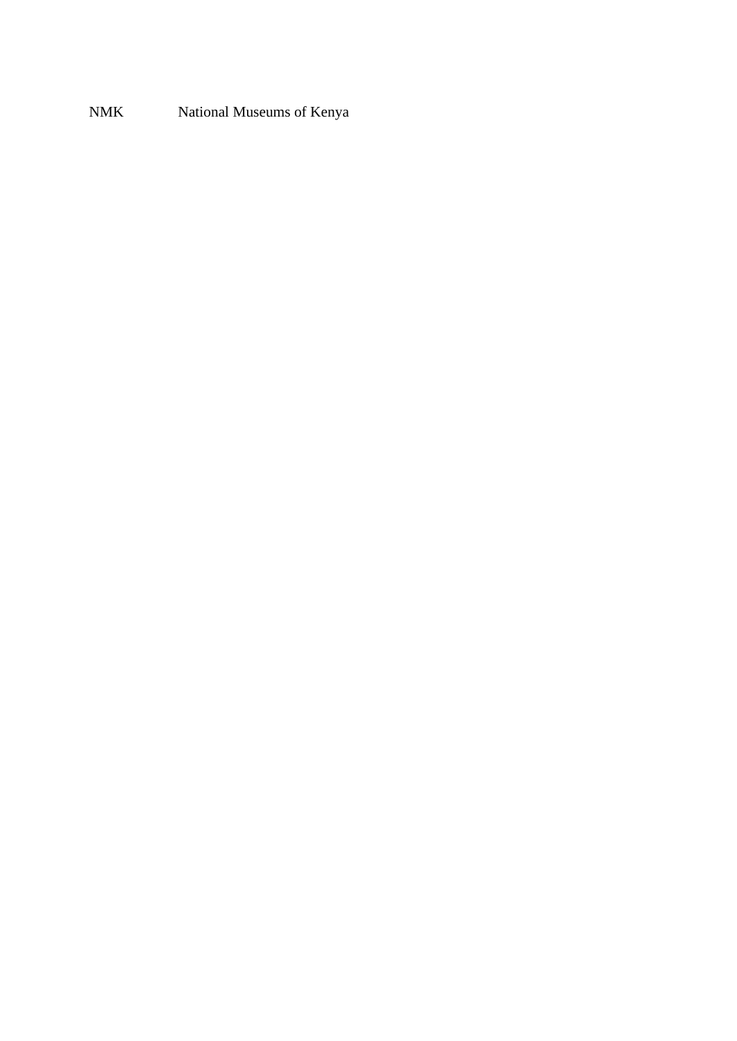| | |
|---|---|
| NMK | National Museums of Kenya |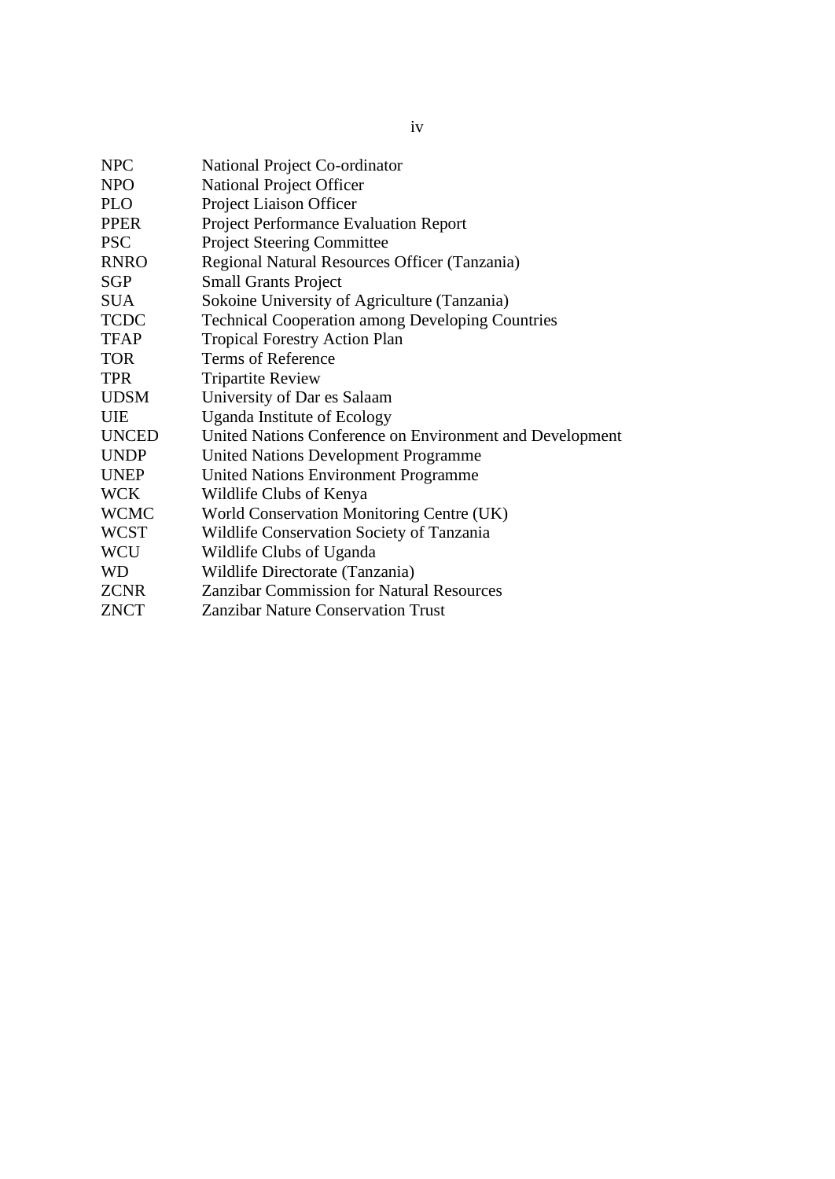| | |
|---|---|
| NPC | National Project Co-ordinator |
| NPO | National Project Officer |
| PLO | Project Liaison Officer |
| PPER | Project Performance Evaluation Report |
| PSC | Project Steering Committee |
| RNRO | Regional Natural Resources Officer (Tanzania) |
| SGP | Small Grants Project |
| SUA | Sokoine University of Agriculture (Tanzania) |
| TCDC | Technical Cooperation among Developing Countries |
| TFAP | Tropical Forestry Action Plan |
| TOR | Terms of Reference |
| TPR | Tripartite Review |
| UDSM | University of Dar es Salaam |
| UIE | Uganda Institute of Ecology |
| UNCED | United Nations Conference on Environment and Development |
| UNDP | United Nations Development Programme |
| UNEP | United Nations Environment Programme |
| WCK | Wildlife Clubs of Kenya |
| WCMC | World Conservation Monitoring Centre (UK) |
| WCST | Wildlife Conservation Society of Tanzania |
| WCU | Wildlife Clubs of Uganda |
| WD | Wildlife Directorate (Tanzania) |
| ZCNR | Zanzibar Commission for Natural Resources |
| ZNCT | Zanzibar Nature Conservation Trust |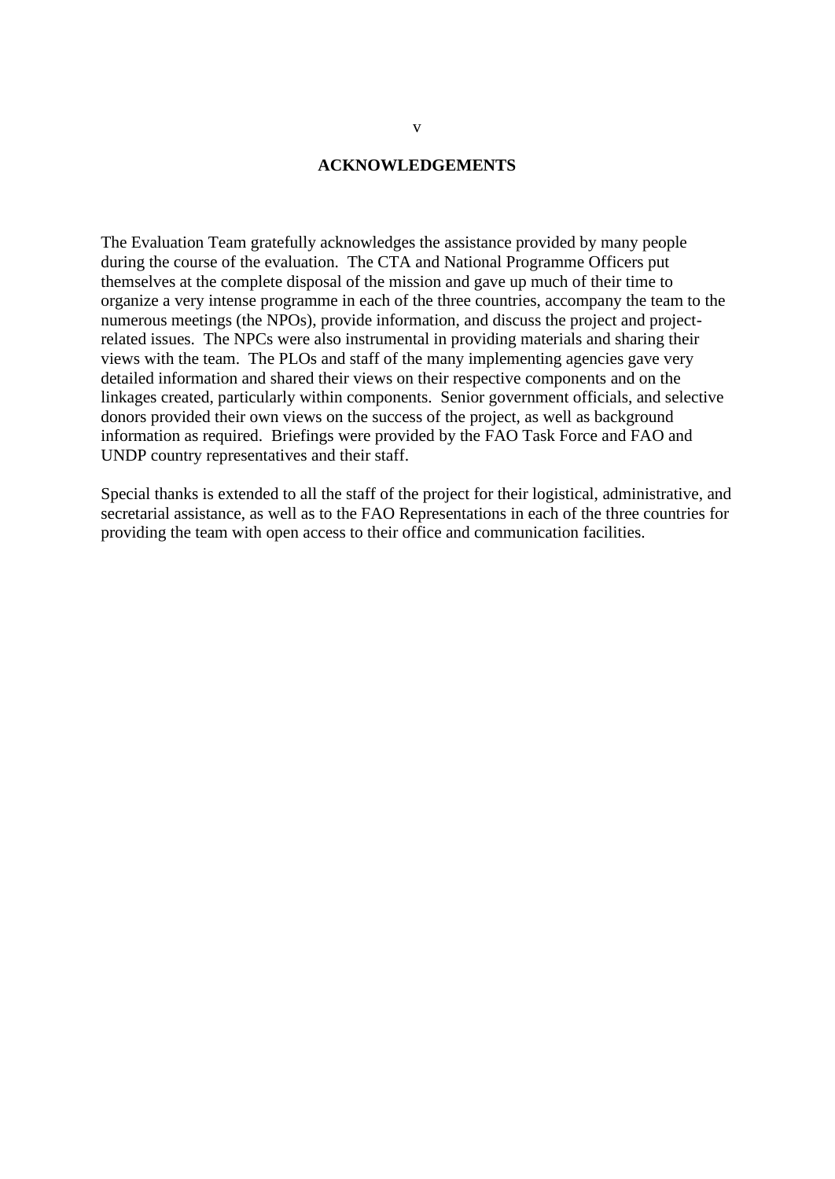## ACKNOWLEDGEMENTS

The Evaluation Team gratefully acknowledges the assistance provided by many people during the course of the evaluation. The CTA and National Programme Officers put themselves at the complete disposal of the mission and gave up much of their time to organize a very intense programme in each of the three countries, accompany the team to the numerous meetings (the NPOs), provide information, and discuss the project and project-related issues. The NPCs were also instrumental in providing materials and sharing their views with the team. The PLOs and staff of the many implementing agencies gave very detailed information and shared their views on their respective components and on the linkages created, particularly within components. Senior government officials, and selective donors provided their own views on the success of the project, as well as background information as required. Briefings were provided by the FAO Task Force and FAO and UNDP country representatives and their staff.

Special thanks is extended to all the staff of the project for their logistical, administrative, and secretarial assistance, as well as to the FAO Representations in each of the three countries for providing the team with open access to their office and communication facilities.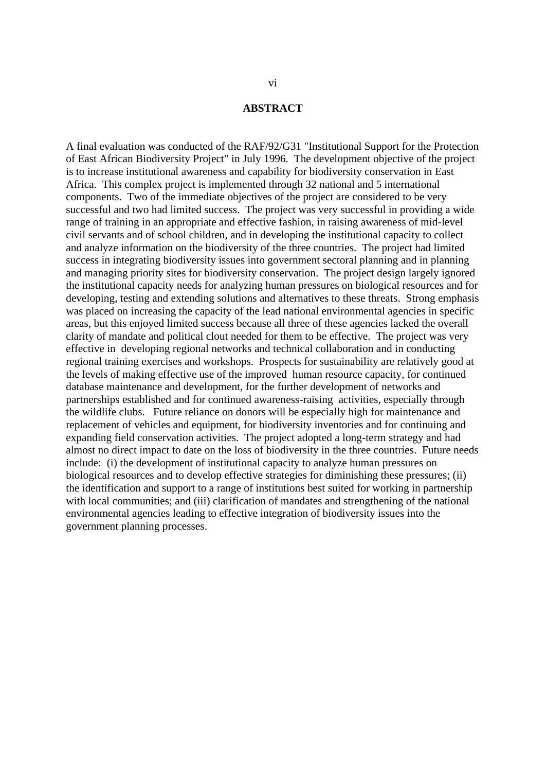## ABSTRACT

A final evaluation was conducted of the RAF/92/G31 "Institutional Support for the Protection of East African Biodiversity Project" in July 1996. The development objective of the project is to increase institutional awareness and capability for biodiversity conservation in East Africa. This complex project is implemented through 32 national and 5 international components. Two of the immediate objectives of the project are considered to be very successful and two had limited success. The project was very successful in providing a wide range of training in an appropriate and effective fashion, in raising awareness of mid-level civil servants and of school children, and in developing the institutional capacity to collect and analyze information on the biodiversity of the three countries. The project had limited success in integrating biodiversity issues into government sectoral planning and in planning and managing priority sites for biodiversity conservation. The project design largely ignored the institutional capacity needs for analyzing human pressures on biological resources and for developing, testing and extending solutions and alternatives to these threats. Strong emphasis was placed on increasing the capacity of the lead national environmental agencies in specific areas, but this enjoyed limited success because all three of these agencies lacked the overall clarity of mandate and political clout needed for them to be effective. The project was very effective in developing regional networks and technical collaboration and in conducting regional training exercises and workshops. Prospects for sustainability are relatively good at the levels of making effective use of the improved human resource capacity, for continued database maintenance and development, for the further development of networks and partnerships established and for continued awareness-raising activities, especially through the wildlife clubs. Future reliance on donors will be especially high for maintenance and replacement of vehicles and equipment, for biodiversity inventories and for continuing and expanding field conservation activities. The project adopted a long-term strategy and had almost no direct impact to date on the loss of biodiversity in the three countries. Future needs include: (i) the development of institutional capacity to analyze human pressures on biological resources and to develop effective strategies for diminishing these pressures; (ii) the identification and support to a range of institutions best suited for working in partnership with local communities; and (iii) clarification of mandates and strengthening of the national environmental agencies leading to effective integration of biodiversity issues into the government planning processes.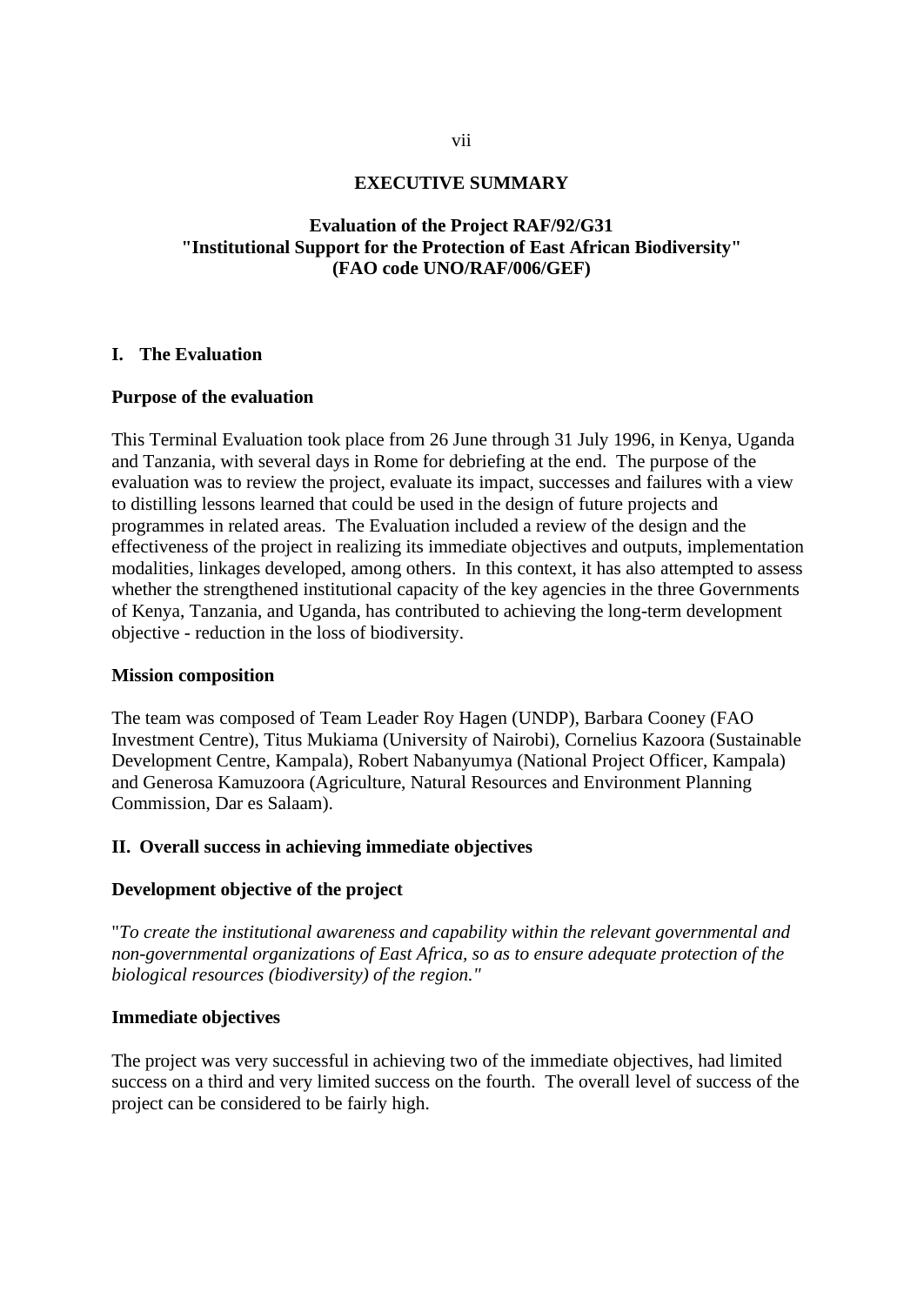# EXECUTIVE SUMMARY

## Evaluation of the Project RAF/92/G31 "Institutional Support for the Protection of East African Biodiversity" (FAO code UNO/RAF/006/GEF)

### I. The Evaluation

**Purpose of the evaluation**

This Terminal Evaluation took place from 26 June through 31 July 1996, in Kenya, Uganda and Tanzania, with several days in Rome for debriefing at the end. The purpose of the evaluation was to review the project, evaluate its impact, successes and failures with a view to distilling lessons learned that could be used in the design of future projects and programmes in related areas. The Evaluation included a review of the design and the effectiveness of the project in realizing its immediate objectives and outputs, implementation modalities, linkages developed, among others. In this context, it has also attempted to assess whether the strengthened institutional capacity of the key agencies in the three Governments of Kenya, Tanzania, and Uganda, has contributed to achieving the long-term development objective - reduction in the loss of biodiversity.

**Mission composition**

The team was composed of Team Leader Roy Hagen (UNDP), Barbara Cooney (FAO Investment Centre), Titus Mukiama (University of Nairobi), Cornelius Kazoora (Sustainable Development Centre, Kampala), Robert Nabanyumya (National Project Officer, Kampala) and Generosa Kamuzoora (Agriculture, Natural Resources and Environment Planning Commission, Dar es Salaam).

### II. Overall success in achieving immediate objectives

**Development objective of the project**

"*To create the institutional awareness and capability within the relevant governmental and non-governmental organizations of East Africa, so as to ensure adequate protection of the biological resources (biodiversity) of the region."*

**Immediate objectives**

The project was very successful in achieving two of the immediate objectives, had limited success on a third and very limited success on the fourth. The overall level of success of the project can be considered to be fairly high.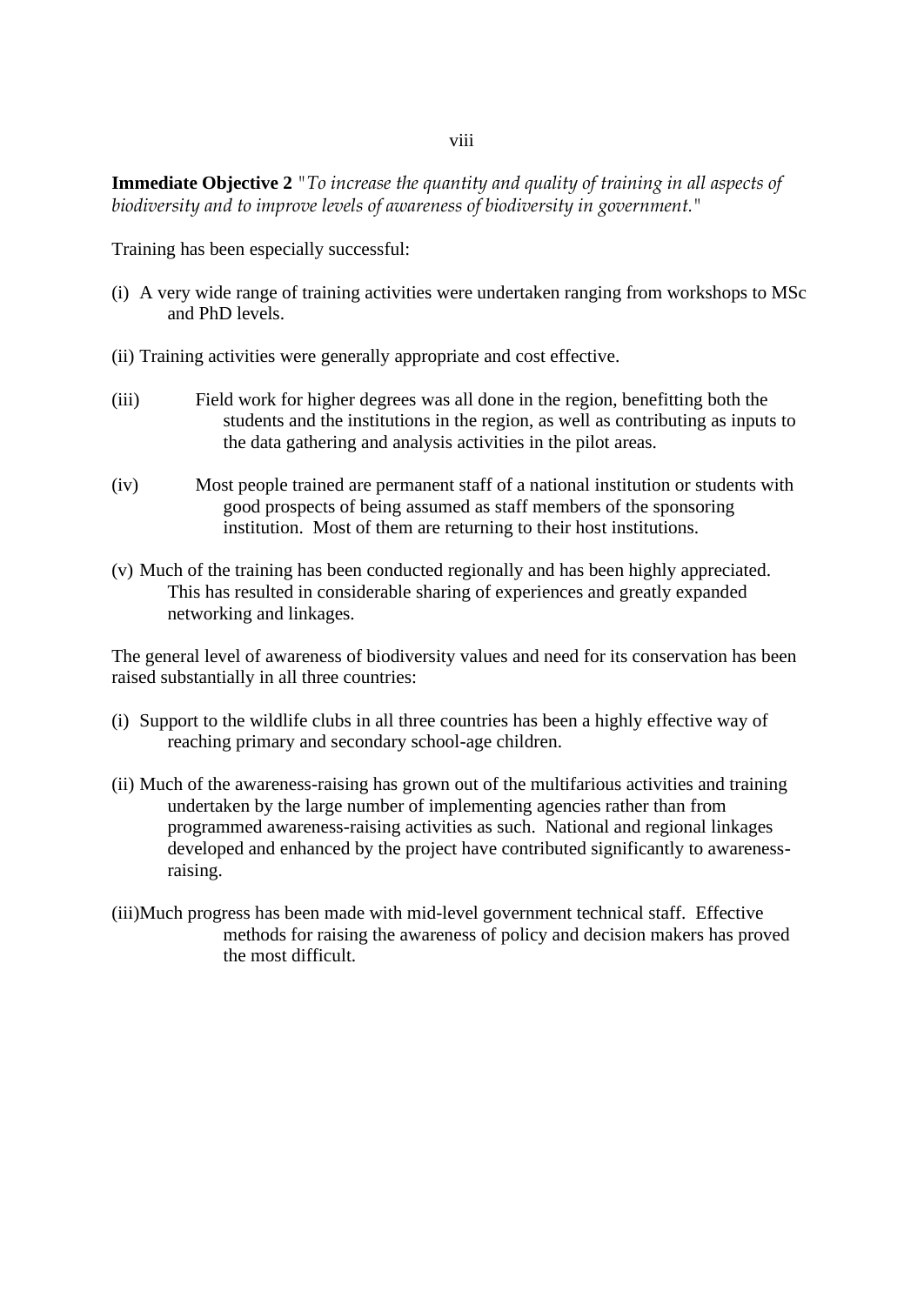**Immediate Objective 2** *"To increase the quantity and quality of training in all aspects of biodiversity and to improve levels of awareness of biodiversity in government."*

Training has been especially successful:

(i) A very wide range of training activities were undertaken ranging from workshops to MSc and PhD levels.

(ii) Training activities were generally appropriate and cost effective.

(iii) Field work for higher degrees was all done in the region, benefitting both the students and the institutions in the region, as well as contributing as inputs to the data gathering and analysis activities in the pilot areas.

(iv) Most people trained are permanent staff of a national institution or students with good prospects of being assumed as staff members of the sponsoring institution. Most of them are returning to their host institutions.

(v) Much of the training has been conducted regionally and has been highly appreciated. This has resulted in considerable sharing of experiences and greatly expanded networking and linkages.

The general level of awareness of biodiversity values and need for its conservation has been raised substantially in all three countries:

(i) Support to the wildlife clubs in all three countries has been a highly effective way of reaching primary and secondary school-age children.

(ii) Much of the awareness-raising has grown out of the multifarious activities and training undertaken by the large number of implementing agencies rather than from programmed awareness-raising activities as such. National and regional linkages developed and enhanced by the project have contributed significantly to awareness-raising.

(iii) Much progress has been made with mid-level government technical staff. Effective methods for raising the awareness of policy and decision makers has proved the most difficult.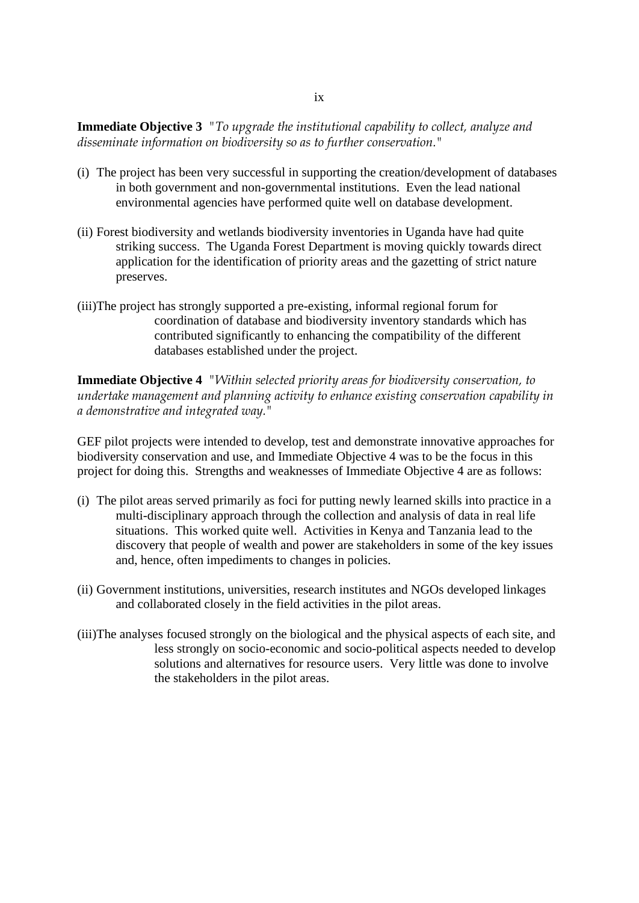**Immediate Objective 3** *"To upgrade the institutional capability to collect, analyze and disseminate information on biodiversity so as to further conservation."*

(i) The project has been very successful in supporting the creation/development of databases in both government and non-governmental institutions. Even the lead national environmental agencies have performed quite well on database development.

(ii) Forest biodiversity and wetlands biodiversity inventories in Uganda have had quite striking success. The Uganda Forest Department is moving quickly towards direct application for the identification of priority areas and the gazetting of strict nature preserves.

(iii)The project has strongly supported a pre-existing, informal regional forum for coordination of database and biodiversity inventory standards which has contributed significantly to enhancing the compatibility of the different databases established under the project.

**Immediate Objective 4** *"Within selected priority areas for biodiversity conservation, to undertake management and planning activity to enhance existing conservation capability in a demonstrative and integrated way."*

GEF pilot projects were intended to develop, test and demonstrate innovative approaches for biodiversity conservation and use, and Immediate Objective 4 was to be the focus in this project for doing this. Strengths and weaknesses of Immediate Objective 4 are as follows:

(i) The pilot areas served primarily as foci for putting newly learned skills into practice in a multi-disciplinary approach through the collection and analysis of data in real life situations. This worked quite well. Activities in Kenya and Tanzania lead to the discovery that people of wealth and power are stakeholders in some of the key issues and, hence, often impediments to changes in policies.

(ii) Government institutions, universities, research institutes and NGOs developed linkages and collaborated closely in the field activities in the pilot areas.

(iii)The analyses focused strongly on the biological and the physical aspects of each site, and less strongly on socio-economic and socio-political aspects needed to develop solutions and alternatives for resource users. Very little was done to involve the stakeholders in the pilot areas.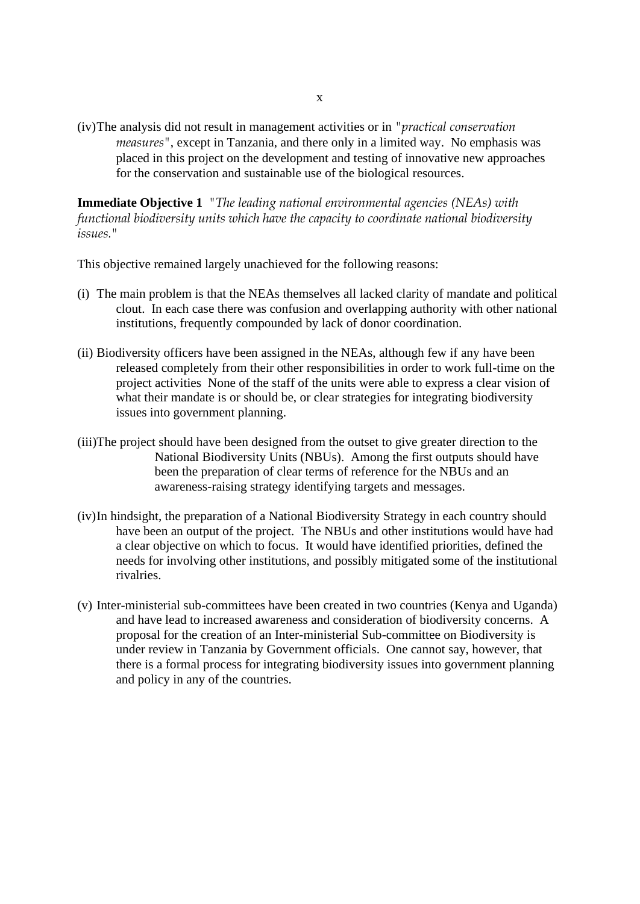(iv) The analysis did not result in management activities or in "*practical conservation measures*", except in Tanzania, and there only in a limited way. No emphasis was placed in this project on the development and testing of innovative new approaches for the conservation and sustainable use of the biological resources.

**Immediate Objective 1** "*The leading national environmental agencies (NEAs) with functional biodiversity units which have the capacity to coordinate national biodiversity issues.*"

This objective remained largely unachieved for the following reasons:

(i) The main problem is that the NEAs themselves all lacked clarity of mandate and political clout. In each case there was confusion and overlapping authority with other national institutions, frequently compounded by lack of donor coordination.

(ii) Biodiversity officers have been assigned in the NEAs, although few if any have been released completely from their other responsibilities in order to work full-time on the project activities None of the staff of the units were able to express a clear vision of what their mandate is or should be, or clear strategies for integrating biodiversity issues into government planning.

(iii) The project should have been designed from the outset to give greater direction to the National Biodiversity Units (NBUs). Among the first outputs should have been the preparation of clear terms of reference for the NBUs and an awareness-raising strategy identifying targets and messages.

(iv) In hindsight, the preparation of a National Biodiversity Strategy in each country should have been an output of the project. The NBUs and other institutions would have had a clear objective on which to focus. It would have identified priorities, defined the needs for involving other institutions, and possibly mitigated some of the institutional rivalries.

(v) Inter-ministerial sub-committees have been created in two countries (Kenya and Uganda) and have lead to increased awareness and consideration of biodiversity concerns. A proposal for the creation of an Inter-ministerial Sub-committee on Biodiversity is under review in Tanzania by Government officials. One cannot say, however, that there is a formal process for integrating biodiversity issues into government planning and policy in any of the countries.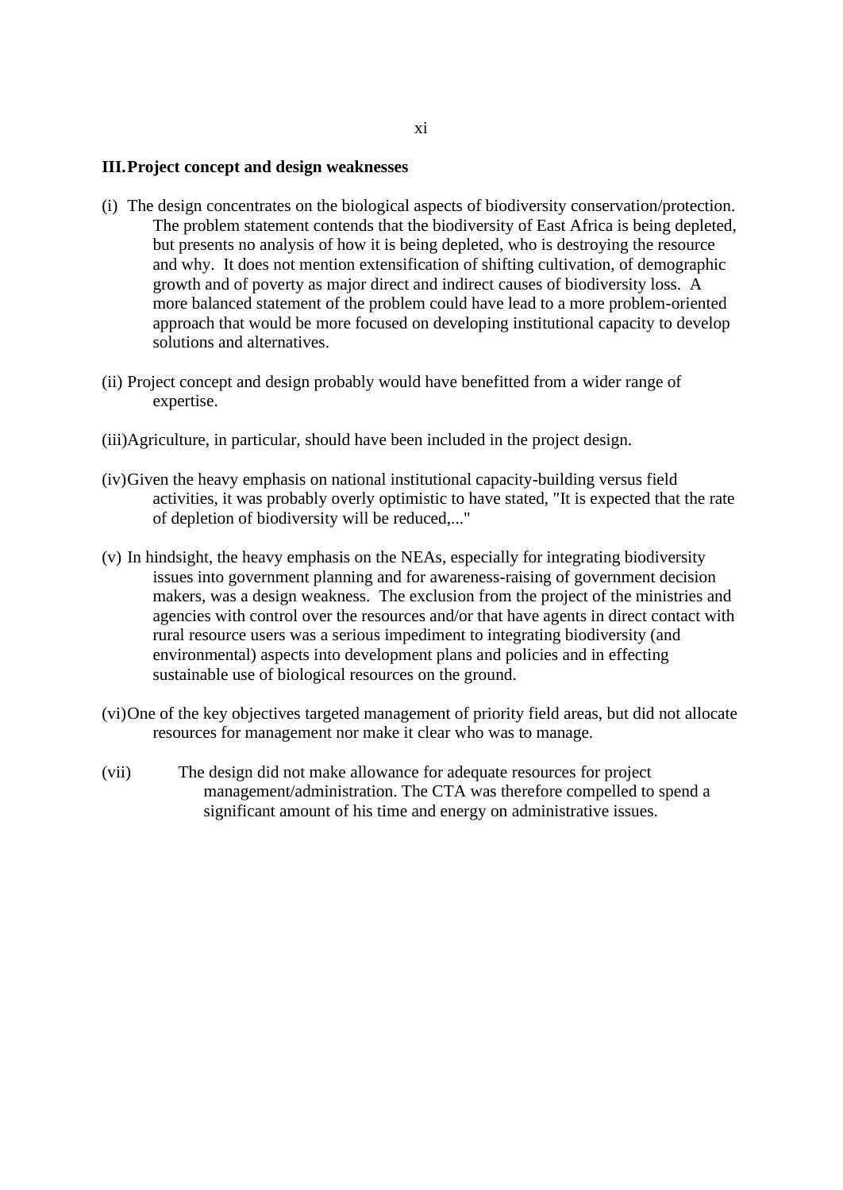## III. Project concept and design weaknesses

(i) The design concentrates on the biological aspects of biodiversity conservation/protection. The problem statement contends that the biodiversity of East Africa is being depleted, but presents no analysis of how it is being depleted, who is destroying the resource and why. It does not mention extensification of shifting cultivation, of demographic growth and of poverty as major direct and indirect causes of biodiversity loss. A more balanced statement of the problem could have lead to a more problem-oriented approach that would be more focused on developing institutional capacity to develop solutions and alternatives.

(ii) Project concept and design probably would have benefitted from a wider range of expertise.

(iii) Agriculture, in particular, should have been included in the project design.

(iv) Given the heavy emphasis on national institutional capacity-building versus field activities, it was probably overly optimistic to have stated, "It is expected that the rate of depletion of biodiversity will be reduced,..."

(v) In hindsight, the heavy emphasis on the NEAs, especially for integrating biodiversity issues into government planning and for awareness-raising of government decision makers, was a design weakness. The exclusion from the project of the ministries and agencies with control over the resources and/or that have agents in direct contact with rural resource users was a serious impediment to integrating biodiversity (and environmental) aspects into development plans and policies and in effecting sustainable use of biological resources on the ground.

(vi) One of the key objectives targeted management of priority field areas, but did not allocate resources for management nor make it clear who was to manage.

(vii) The design did not make allowance for adequate resources for project management/administration. The CTA was therefore compelled to spend a significant amount of his time and energy on administrative issues.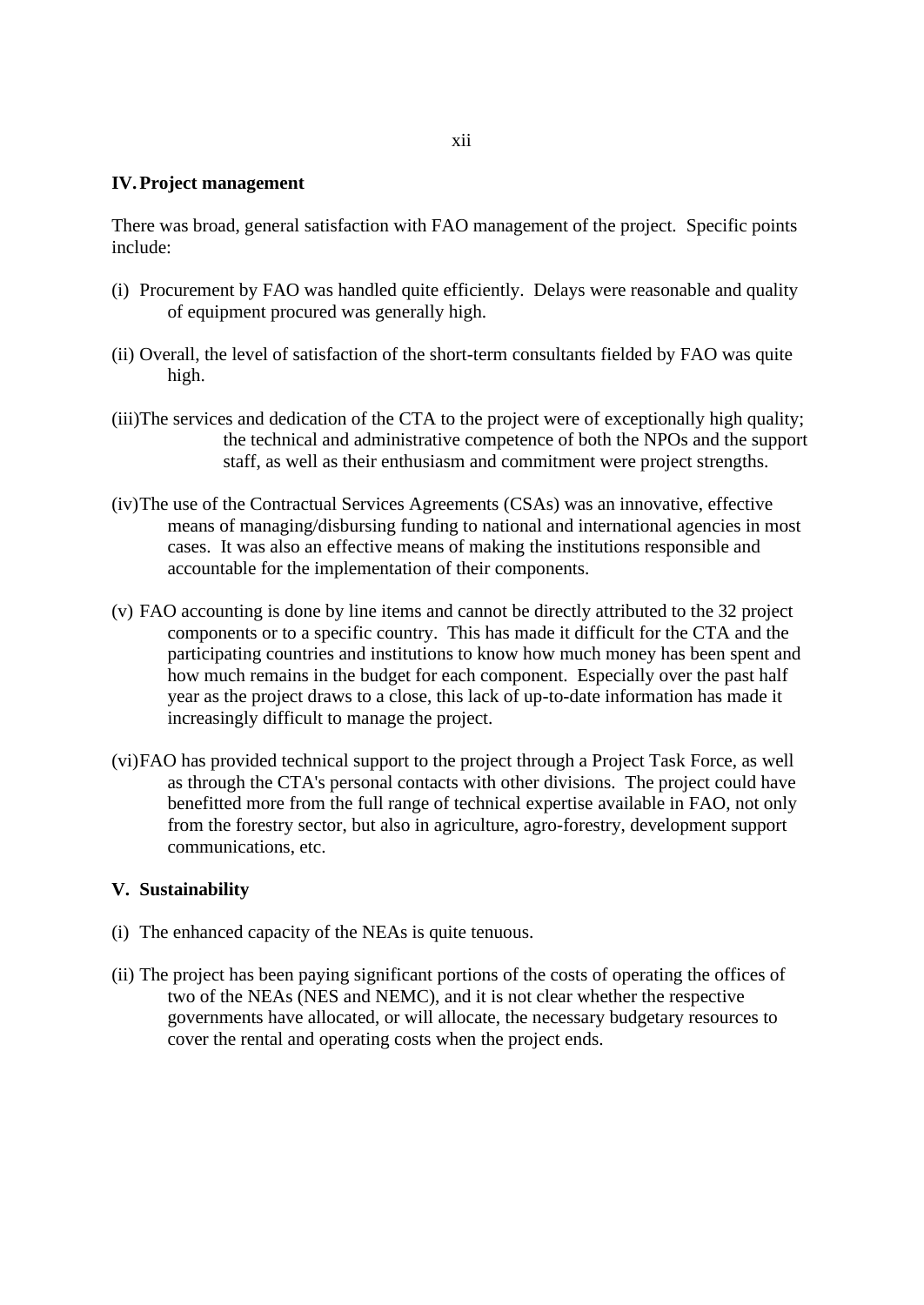## IV. Project management

There was broad, general satisfaction with FAO management of the project. Specific points include:

(i) Procurement by FAO was handled quite efficiently. Delays were reasonable and quality of equipment procured was generally high.

(ii) Overall, the level of satisfaction of the short-term consultants fielded by FAO was quite high.

(iii) The services and dedication of the CTA to the project were of exceptionally high quality; the technical and administrative competence of both the NPOs and the support staff, as well as their enthusiasm and commitment were project strengths.

(iv) The use of the Contractual Services Agreements (CSAs) was an innovative, effective means of managing/disbursing funding to national and international agencies in most cases. It was also an effective means of making the institutions responsible and accountable for the implementation of their components.

(v) FAO accounting is done by line items and cannot be directly attributed to the 32 project components or to a specific country. This has made it difficult for the CTA and the participating countries and institutions to know how much money has been spent and how much remains in the budget for each component. Especially over the past half year as the project draws to a close, this lack of up-to-date information has made it increasingly difficult to manage the project.

(vi) FAO has provided technical support to the project through a Project Task Force, as well as through the CTA's personal contacts with other divisions. The project could have benefitted more from the full range of technical expertise available in FAO, not only from the forestry sector, but also in agriculture, agro-forestry, development support communications, etc.

## V. Sustainability

(i) The enhanced capacity of the NEAs is quite tenuous.

(ii) The project has been paying significant portions of the costs of operating the offices of two of the NEAs (NES and NEMC), and it is not clear whether the respective governments have allocated, or will allocate, the necessary budgetary resources to cover the rental and operating costs when the project ends.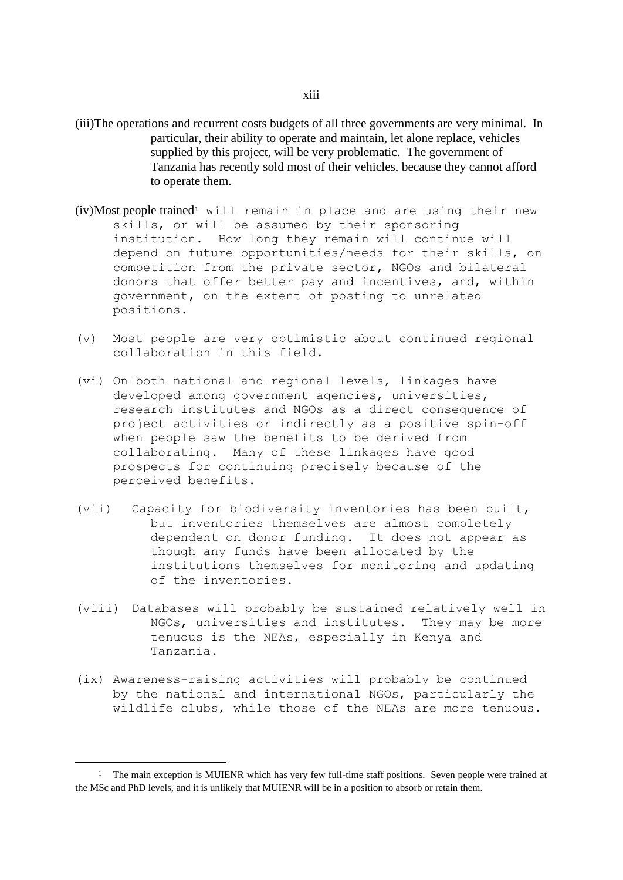(iii) The operations and recurrent costs budgets of all three governments are very minimal. In particular, their ability to operate and maintain, let alone replace, vehicles supplied by this project, will be very problematic. The government of Tanzania has recently sold most of their vehicles, because they cannot afford to operate them.

(iv) Most people trained[1] will remain in place and are using their new skills, or will be assumed by their sponsoring institution. How long they remain will continue will depend on future opportunities/needs for their skills, on competition from the private sector, NGOs and bilateral donors that offer better pay and incentives, and, within government, on the extent of posting to unrelated positions.

(v) Most people are very optimistic about continued regional collaboration in this field.

(vi) On both national and regional levels, linkages have developed among government agencies, universities, research institutes and NGOs as a direct consequence of project activities or indirectly as a positive spin-off when people saw the benefits to be derived from collaborating. Many of these linkages have good prospects for continuing precisely because of the perceived benefits.

(vii) Capacity for biodiversity inventories has been built, but inventories themselves are almost completely dependent on donor funding. It does not appear as though any funds have been allocated by the institutions themselves for monitoring and updating of the inventories.

(viii) Databases will probably be sustained relatively well in NGOs, universities and institutes. They may be more tenuous is the NEAs, especially in Kenya and Tanzania.

(ix) Awareness-raising activities will probably be continued by the national and international NGOs, particularly the wildlife clubs, while those of the NEAs are more tenuous.

[1] The main exception is MUIENR which has very few full-time staff positions. Seven people were trained at the MSc and PhD levels, and it is unlikely that MUIENR will be in a position to absorb or retain them.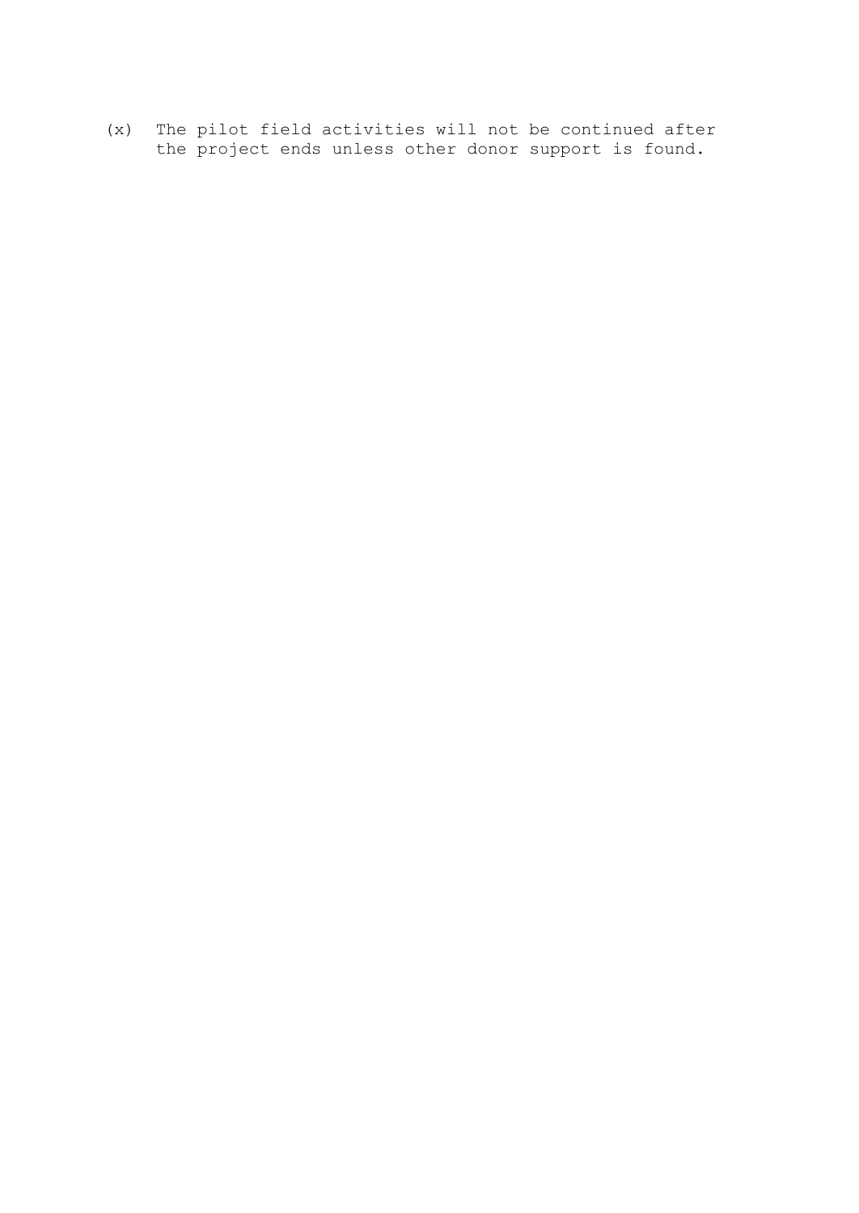(x) The pilot field activities will not be continued after the project ends unless other donor support is found.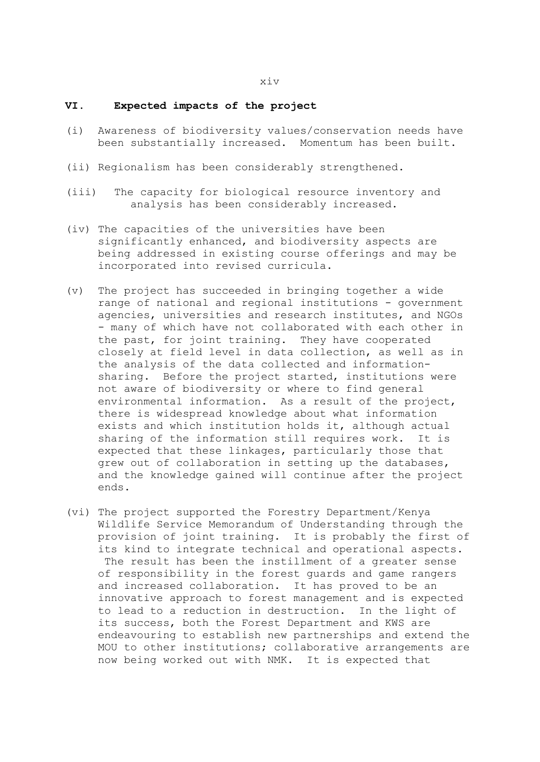## VI. Expected impacts of the project

(i) Awareness of biodiversity values/conservation needs have been substantially increased. Momentum has been built.

(ii) Regionalism has been considerably strengthened.

(iii) The capacity for biological resource inventory and analysis has been considerably increased.

(iv) The capacities of the universities have been significantly enhanced, and biodiversity aspects are being addressed in existing course offerings and may be incorporated into revised curricula.

(v) The project has succeeded in bringing together a wide range of national and regional institutions - government agencies, universities and research institutes, and NGOs - many of which have not collaborated with each other in the past, for joint training. They have cooperated closely at field level in data collection, as well as in the analysis of the data collected and information-sharing. Before the project started, institutions were not aware of biodiversity or where to find general environmental information. As a result of the project, there is widespread knowledge about what information exists and which institution holds it, although actual sharing of the information still requires work. It is expected that these linkages, particularly those that grew out of collaboration in setting up the databases, and the knowledge gained will continue after the project ends.

(vi) The project supported the Forestry Department/Kenya Wildlife Service Memorandum of Understanding through the provision of joint training. It is probably the first of its kind to integrate technical and operational aspects. The result has been the instillment of a greater sense of responsibility in the forest guards and game rangers and increased collaboration. It has proved to be an innovative approach to forest management and is expected to lead to a reduction in destruction. In the light of its success, both the Forest Department and KWS are endeavouring to establish new partnerships and extend the MOU to other institutions; collaborative arrangements are now being worked out with NMK. It is expected that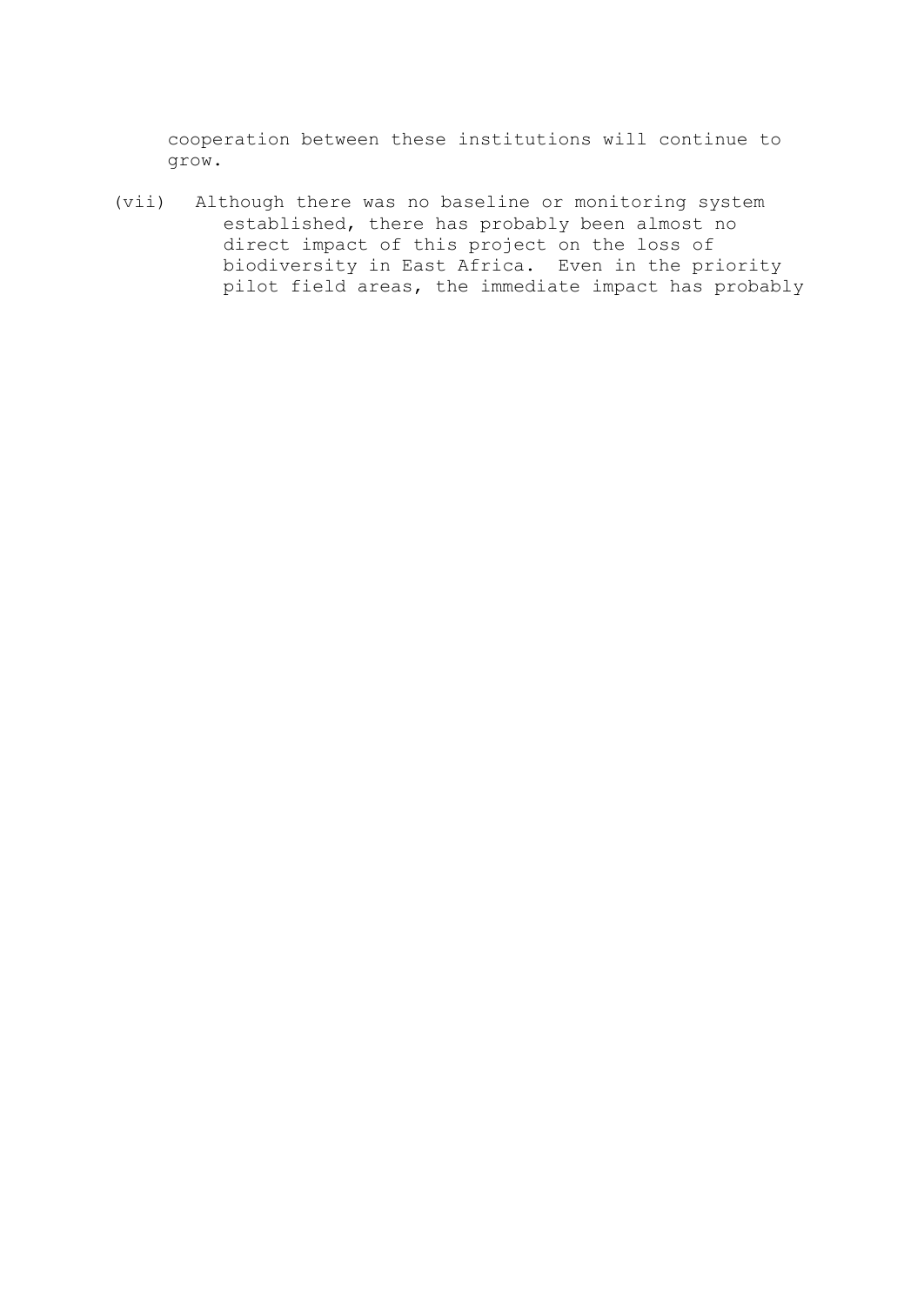cooperation between these institutions will continue to grow.

(vii) Although there was no baseline or monitoring system established, there has probably been almost no direct impact of this project on the loss of biodiversity in East Africa. Even in the priority pilot field areas, the immediate impact has probably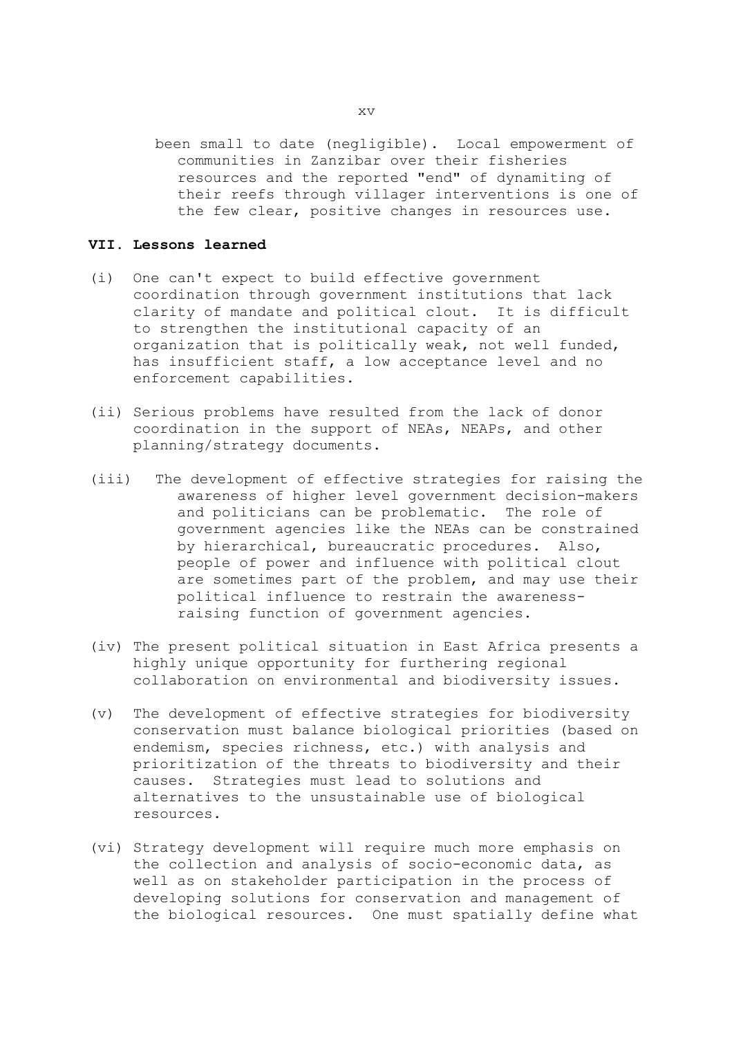been small to date (negligible). Local empowerment of communities in Zanzibar over their fisheries resources and the reported "end" of dynamiting of their reefs through villager interventions is one of the few clear, positive changes in resources use.

## VII. Lessons learned

(i) One can't expect to build effective government coordination through government institutions that lack clarity of mandate and political clout. It is difficult to strengthen the institutional capacity of an organization that is politically weak, not well funded, has insufficient staff, a low acceptance level and no enforcement capabilities.

(ii) Serious problems have resulted from the lack of donor coordination in the support of NEAs, NEAPs, and other planning/strategy documents.

(iii) The development of effective strategies for raising the awareness of higher level government decision-makers and politicians can be problematic. The role of government agencies like the NEAs can be constrained by hierarchical, bureaucratic procedures. Also, people of power and influence with political clout are sometimes part of the problem, and may use their political influence to restrain the awareness-raising function of government agencies.

(iv) The present political situation in East Africa presents a highly unique opportunity for furthering regional collaboration on environmental and biodiversity issues.

(v) The development of effective strategies for biodiversity conservation must balance biological priorities (based on endemism, species richness, etc.) with analysis and prioritization of the threats to biodiversity and their causes. Strategies must lead to solutions and alternatives to the unsustainable use of biological resources.

(vi) Strategy development will require much more emphasis on the collection and analysis of socio-economic data, as well as on stakeholder participation in the process of developing solutions for conservation and management of the biological resources. One must spatially define what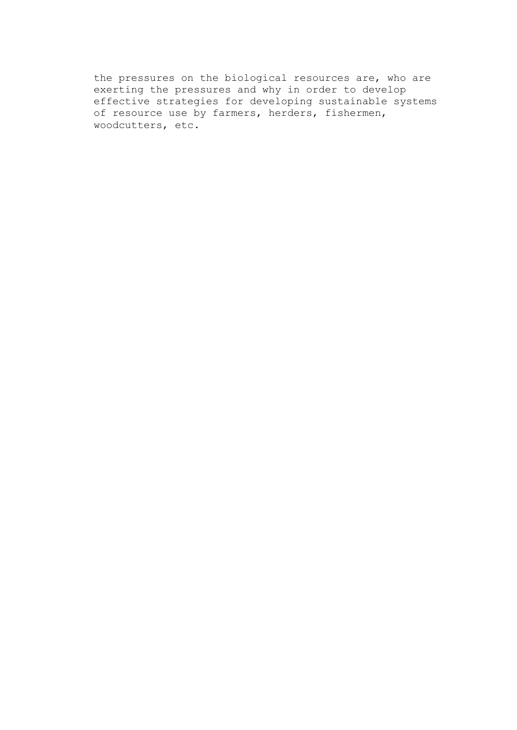the pressures on the biological resources are, who are exerting the pressures and why in order to develop effective strategies for developing sustainable systems of resource use by farmers, herders, fishermen, woodcutters, etc.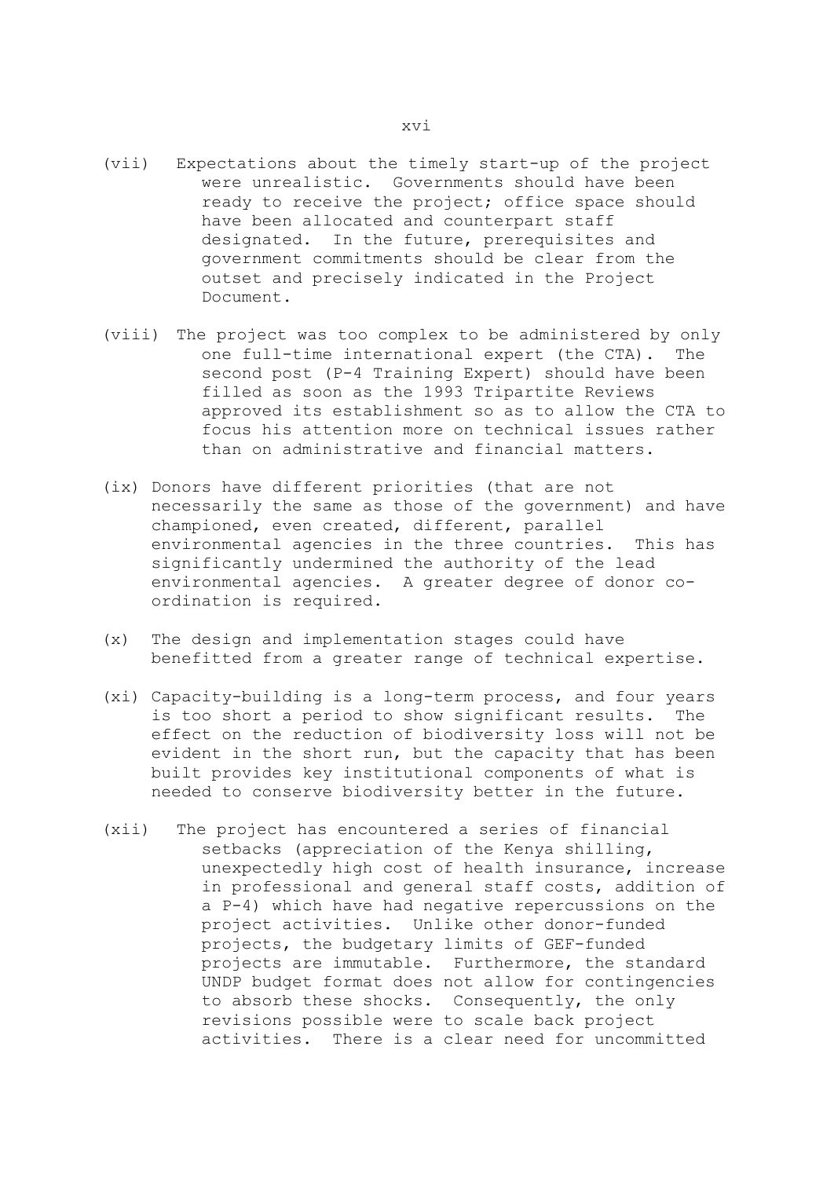(vii) Expectations about the timely start-up of the project were unrealistic. Governments should have been ready to receive the project; office space should have been allocated and counterpart staff designated. In the future, prerequisites and government commitments should be clear from the outset and precisely indicated in the Project Document.

(viii) The project was too complex to be administered by only one full-time international expert (the CTA). The second post (P-4 Training Expert) should have been filled as soon as the 1993 Tripartite Reviews approved its establishment so as to allow the CTA to focus his attention more on technical issues rather than on administrative and financial matters.

(ix) Donors have different priorities (that are not necessarily the same as those of the government) and have championed, even created, different, parallel environmental agencies in the three countries. This has significantly undermined the authority of the lead environmental agencies. A greater degree of donor co-ordination is required.

(x) The design and implementation stages could have benefitted from a greater range of technical expertise.

(xi) Capacity-building is a long-term process, and four years is too short a period to show significant results. The effect on the reduction of biodiversity loss will not be evident in the short run, but the capacity that has been built provides key institutional components of what is needed to conserve biodiversity better in the future.

(xii) The project has encountered a series of financial setbacks (appreciation of the Kenya shilling, unexpectedly high cost of health insurance, increase in professional and general staff costs, addition of a P-4) which have had negative repercussions on the project activities. Unlike other donor-funded projects, the budgetary limits of GEF-funded projects are immutable. Furthermore, the standard UNDP budget format does not allow for contingencies to absorb these shocks. Consequently, the only revisions possible were to scale back project activities. There is a clear need for uncommitted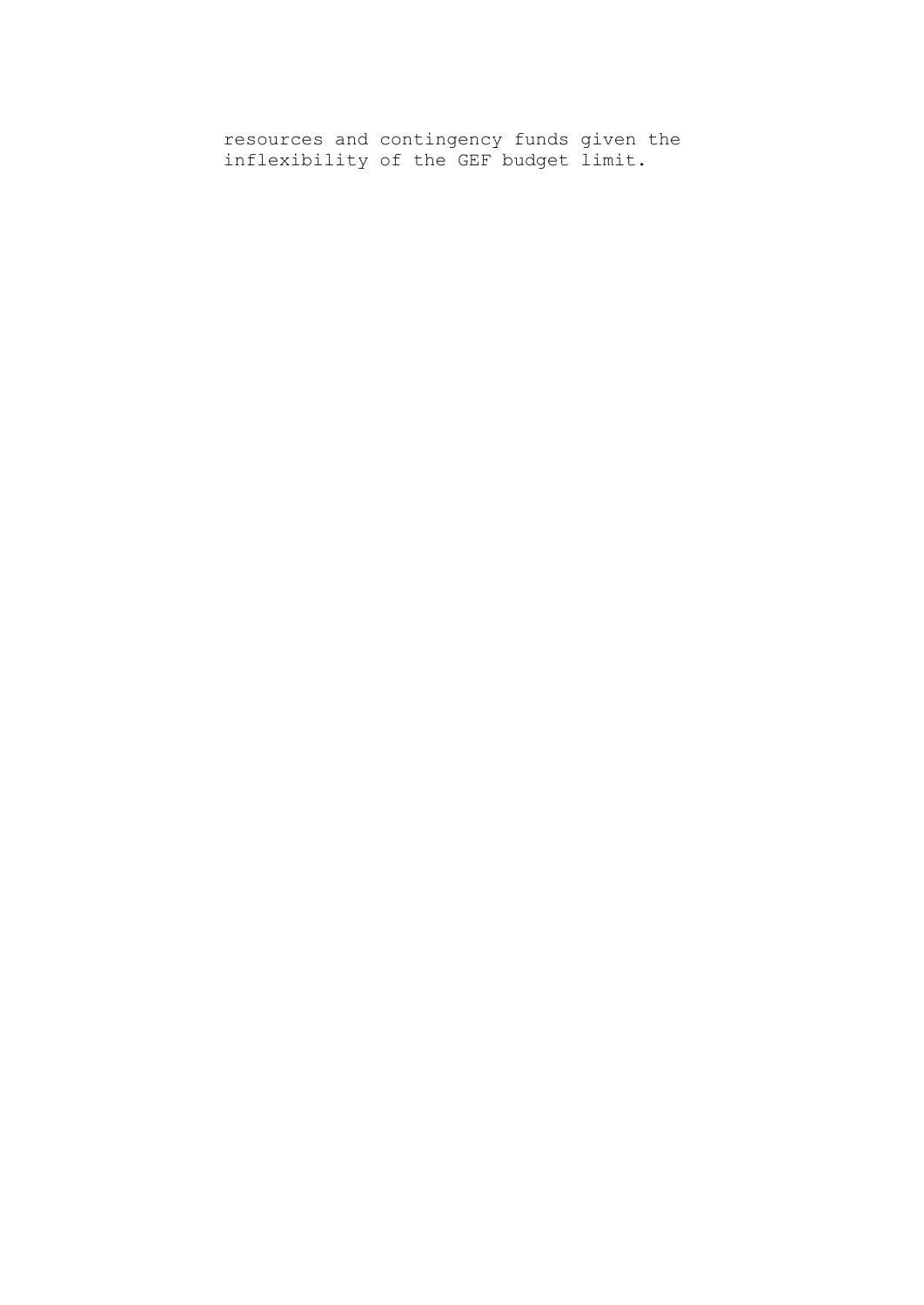resources and contingency funds given the inflexibility of the GEF budget limit.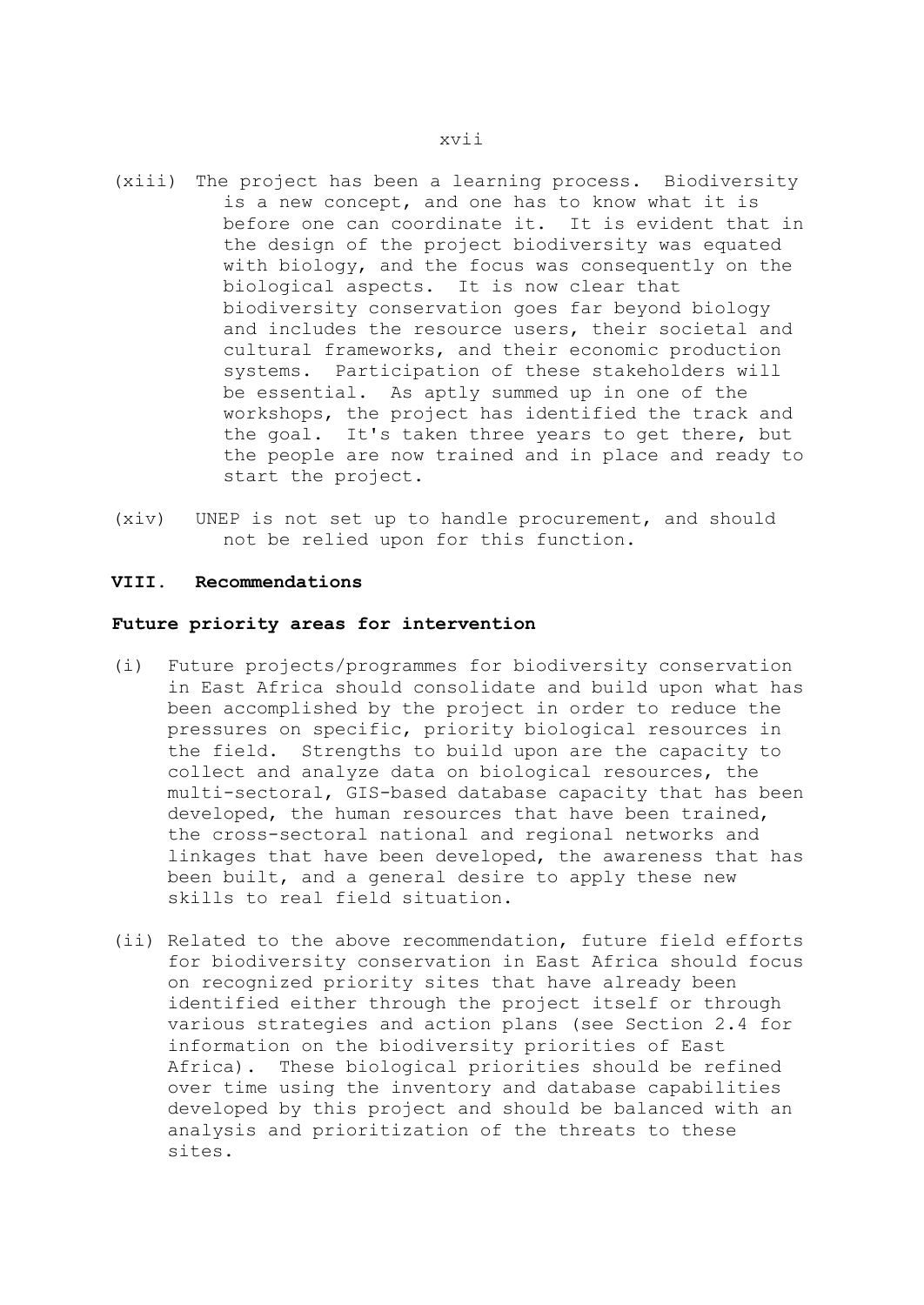(xiii) The project has been a learning process. Biodiversity is a new concept, and one has to know what it is before one can coordinate it. It is evident that in the design of the project biodiversity was equated with biology, and the focus was consequently on the biological aspects. It is now clear that biodiversity conservation goes far beyond biology and includes the resource users, their societal and cultural frameworks, and their economic production systems. Participation of these stakeholders will be essential. As aptly summed up in one of the workshops, the project has identified the track and the goal. It's taken three years to get there, but the people are now trained and in place and ready to start the project.

(xiv) UNEP is not set up to handle procurement, and should not be relied upon for this function.

## VIII. Recommendations

### Future priority areas for intervention

(i) Future projects/programmes for biodiversity conservation in East Africa should consolidate and build upon what has been accomplished by the project in order to reduce the pressures on specific, priority biological resources in the field. Strengths to build upon are the capacity to collect and analyze data on biological resources, the multi-sectoral, GIS-based database capacity that has been developed, the human resources that have been trained, the cross-sectoral national and regional networks and linkages that have been developed, the awareness that has been built, and a general desire to apply these new skills to real field situation.

(ii) Related to the above recommendation, future field efforts for biodiversity conservation in East Africa should focus on recognized priority sites that have already been identified either through the project itself or through various strategies and action plans (see Section 2.4 for information on the biodiversity priorities of East Africa). These biological priorities should be refined over time using the inventory and database capabilities developed by this project and should be balanced with an analysis and prioritization of the threats to these sites.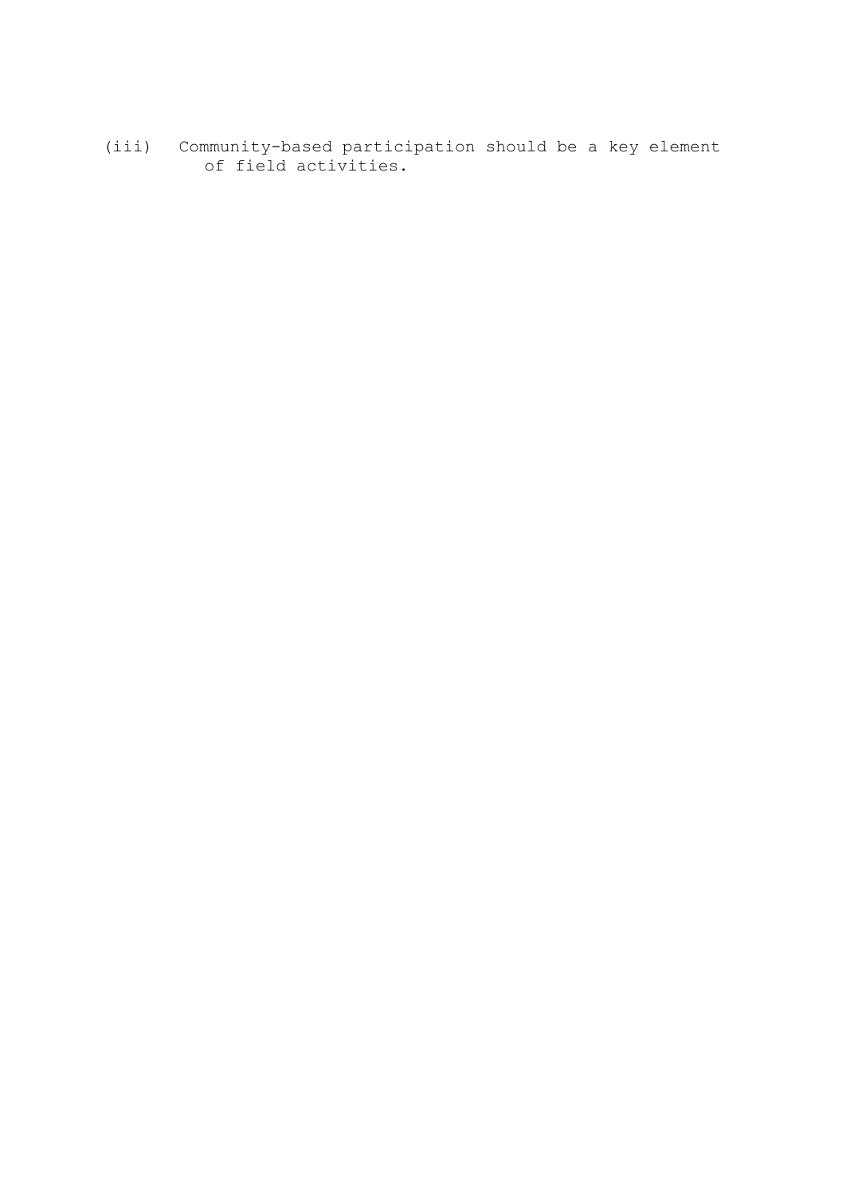(iii) Community-based participation should be a key element of field activities.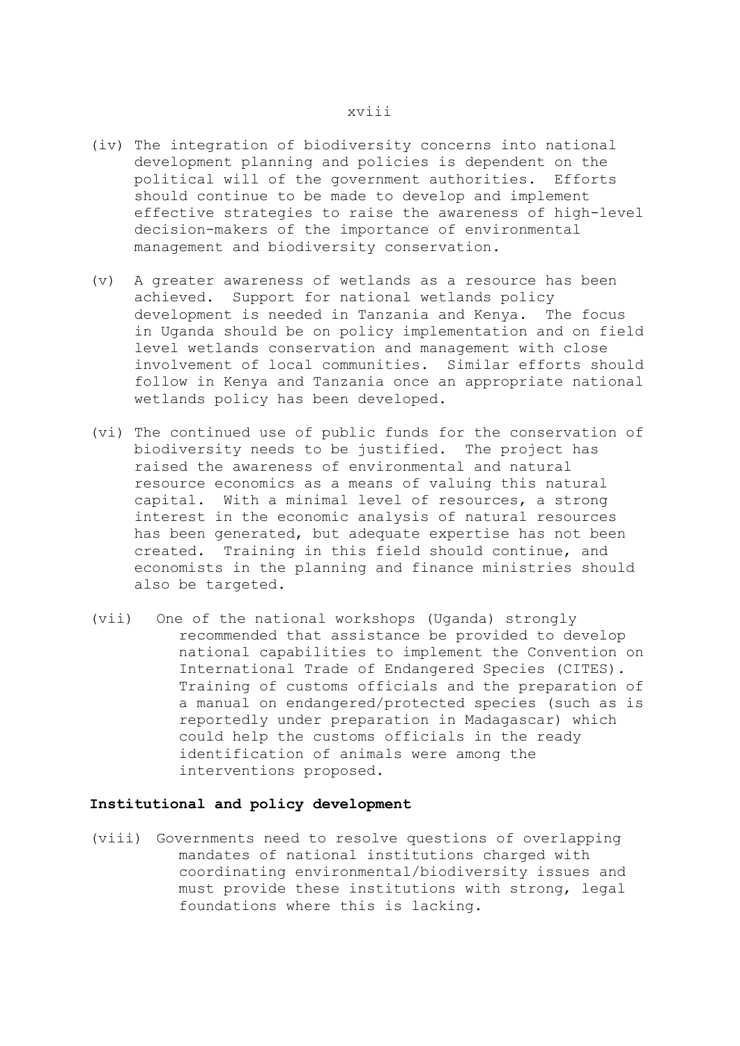(iv) The integration of biodiversity concerns into national development planning and policies is dependent on the political will of the government authorities. Efforts should continue to be made to develop and implement effective strategies to raise the awareness of high-level decision-makers of the importance of environmental management and biodiversity conservation.

(v) A greater awareness of wetlands as a resource has been achieved. Support for national wetlands policy development is needed in Tanzania and Kenya. The focus in Uganda should be on policy implementation and on field level wetlands conservation and management with close involvement of local communities. Similar efforts should follow in Kenya and Tanzania once an appropriate national wetlands policy has been developed.

(vi) The continued use of public funds for the conservation of biodiversity needs to be justified. The project has raised the awareness of environmental and natural resource economics as a means of valuing this natural capital. With a minimal level of resources, a strong interest in the economic analysis of natural resources has been generated, but adequate expertise has not been created. Training in this field should continue, and economists in the planning and finance ministries should also be targeted.

(vii) One of the national workshops (Uganda) strongly recommended that assistance be provided to develop national capabilities to implement the Convention on International Trade of Endangered Species (CITES). Training of customs officials and the preparation of a manual on endangered/protected species (such as is reportedly under preparation in Madagascar) which could help the customs officials in the ready identification of animals were among the interventions proposed.

**Institutional and policy development**

(viii) Governments need to resolve questions of overlapping mandates of national institutions charged with coordinating environmental/biodiversity issues and must provide these institutions with strong, legal foundations where this is lacking.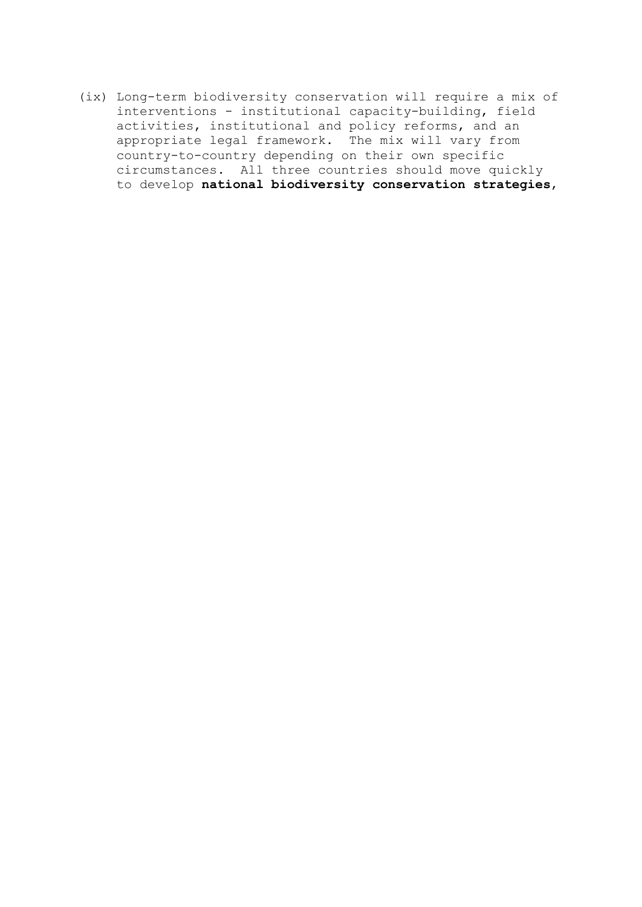(ix) Long-term biodiversity conservation will require a mix of interventions - institutional capacity-building, field activities, institutional and policy reforms, and an appropriate legal framework. The mix will vary from country-to-country depending on their own specific circumstances. All three countries should move quickly to develop **national biodiversity conservation strategies**,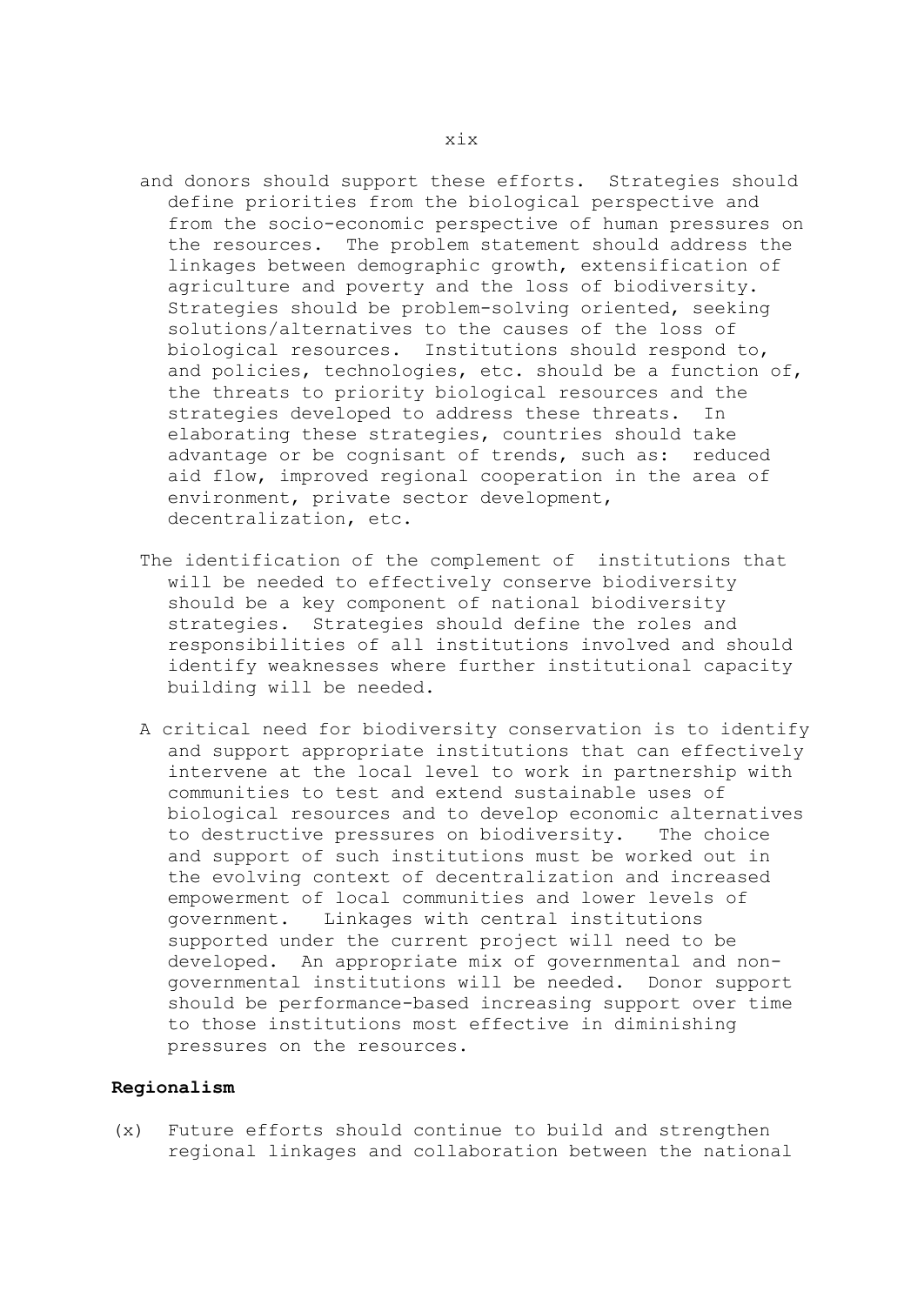and donors should support these efforts. Strategies should define priorities from the biological perspective and from the socio-economic perspective of human pressures on the resources. The problem statement should address the linkages between demographic growth, extensification of agriculture and poverty and the loss of biodiversity. Strategies should be problem-solving oriented, seeking solutions/alternatives to the causes of the loss of biological resources. Institutions should respond to, and policies, technologies, etc. should be a function of, the threats to priority biological resources and the strategies developed to address these threats. In elaborating these strategies, countries should take advantage or be cognisant of trends, such as: reduced aid flow, improved regional cooperation in the area of environment, private sector development, decentralization, etc.

The identification of the complement of institutions that will be needed to effectively conserve biodiversity should be a key component of national biodiversity strategies. Strategies should define the roles and responsibilities of all institutions involved and should identify weaknesses where further institutional capacity building will be needed.

A critical need for biodiversity conservation is to identify and support appropriate institutions that can effectively intervene at the local level to work in partnership with communities to test and extend sustainable uses of biological resources and to develop economic alternatives to destructive pressures on biodiversity. The choice and support of such institutions must be worked out in the evolving context of decentralization and increased empowerment of local communities and lower levels of government. Linkages with central institutions supported under the current project will need to be developed. An appropriate mix of governmental and non-governmental institutions will be needed. Donor support should be performance-based increasing support over time to those institutions most effective in diminishing pressures on the resources.

**Regionalism**

(x) Future efforts should continue to build and strengthen regional linkages and collaboration between the national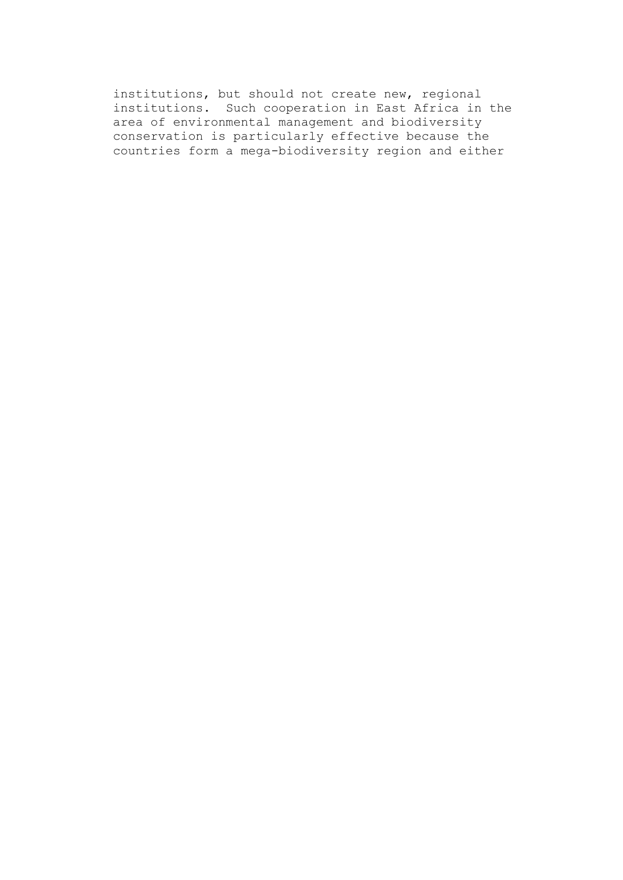institutions, but should not create new, regional institutions. Such cooperation in East Africa in the area of environmental management and biodiversity conservation is particularly effective because the countries form a mega-biodiversity region and either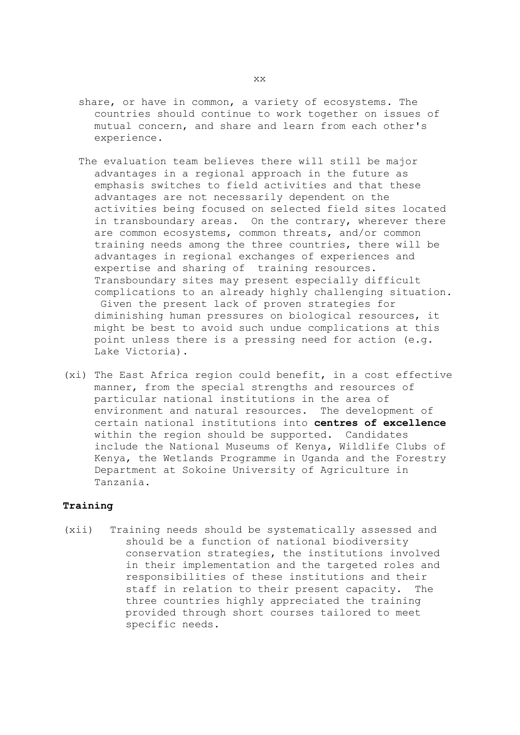share, or have in common, a variety of ecosystems. The countries should continue to work together on issues of mutual concern, and share and learn from each other's experience.

The evaluation team believes there will still be major advantages in a regional approach in the future as emphasis switches to field activities and that these advantages are not necessarily dependent on the activities being focused on selected field sites located in transboundary areas. On the contrary, wherever there are common ecosystems, common threats, and/or common training needs among the three countries, there will be advantages in regional exchanges of experiences and expertise and sharing of training resources. Transboundary sites may present especially difficult complications to an already highly challenging situation. Given the present lack of proven strategies for diminishing human pressures on biological resources, it might be best to avoid such undue complications at this point unless there is a pressing need for action (e.g. Lake Victoria).

(xi) The East Africa region could benefit, in a cost effective manner, from the special strengths and resources of particular national institutions in the area of environment and natural resources. The development of certain national institutions into **centres of excellence** within the region should be supported. Candidates include the National Museums of Kenya, Wildlife Clubs of Kenya, the Wetlands Programme in Uganda and the Forestry Department at Sokoine University of Agriculture in Tanzania.

**Training**

(xii) Training needs should be systematically assessed and should be a function of national biodiversity conservation strategies, the institutions involved in their implementation and the targeted roles and responsibilities of these institutions and their staff in relation to their present capacity. The three countries highly appreciated the training provided through short courses tailored to meet specific needs.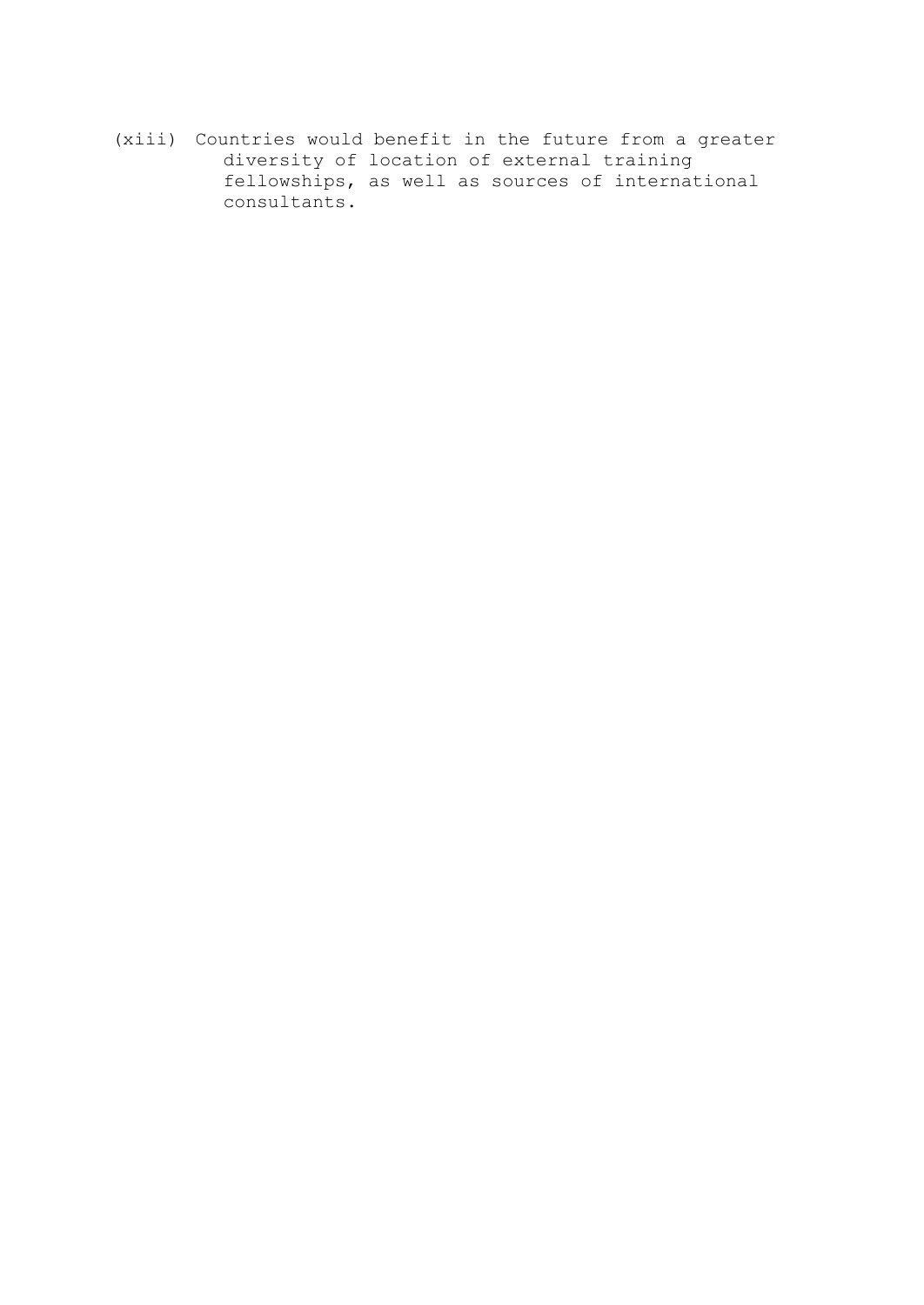(xiii) Countries would benefit in the future from a greater diversity of location of external training fellowships, as well as sources of international consultants.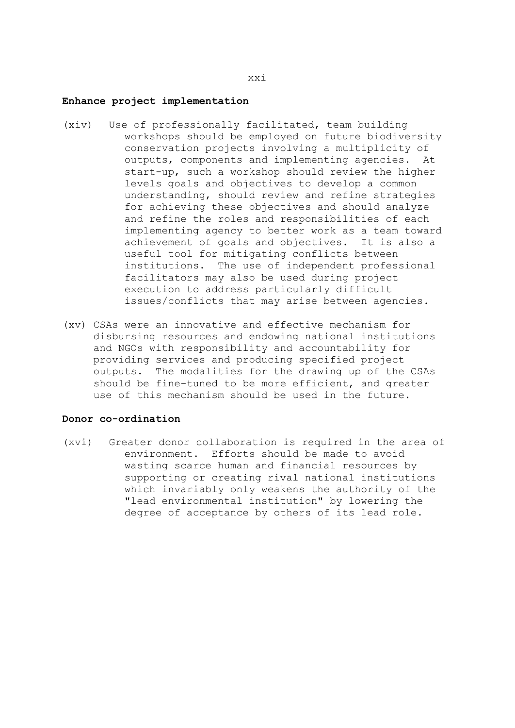**Enhance project implementation**

(xiv) Use of professionally facilitated, team building workshops should be employed on future biodiversity conservation projects involving a multiplicity of outputs, components and implementing agencies. At start-up, such a workshop should review the higher levels goals and objectives to develop a common understanding, should review and refine strategies for achieving these objectives and should analyze and refine the roles and responsibilities of each implementing agency to better work as a team toward achievement of goals and objectives. It is also a useful tool for mitigating conflicts between institutions. The use of independent professional facilitators may also be used during project execution to address particularly difficult issues/conflicts that may arise between agencies.

(xv) CSAs were an innovative and effective mechanism for disbursing resources and endowing national institutions and NGOs with responsibility and accountability for providing services and producing specified project outputs. The modalities for the drawing up of the CSAs should be fine-tuned to be more efficient, and greater use of this mechanism should be used in the future.

**Donor co-ordination**

(xvi) Greater donor collaboration is required in the area of environment. Efforts should be made to avoid wasting scarce human and financial resources by supporting or creating rival national institutions which invariably only weakens the authority of the "lead environmental institution" by lowering the degree of acceptance by others of its lead role.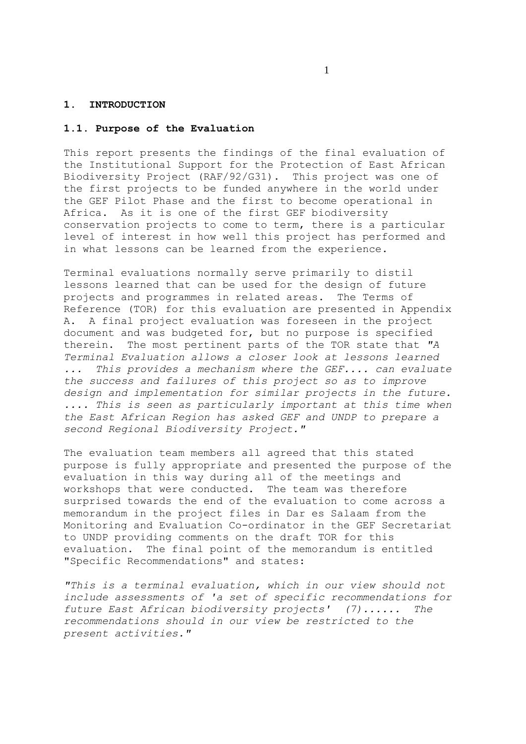# 1. INTRODUCTION

## 1.1. Purpose of the Evaluation

This report presents the findings of the final evaluation of the Institutional Support for the Protection of East African Biodiversity Project (RAF/92/G31). This project was one of the first projects to be funded anywhere in the world under the GEF Pilot Phase and the first to become operational in Africa. As it is one of the first GEF biodiversity conservation projects to come to term, there is a particular level of interest in how well this project has performed and in what lessons can be learned from the experience.

Terminal evaluations normally serve primarily to distil lessons learned that can be used for the design of future projects and programmes in related areas. The Terms of Reference (TOR) for this evaluation are presented in Appendix A. A final project evaluation was foreseen in the project document and was budgeted for, but no purpose is specified therein. The most pertinent parts of the TOR state that *"A Terminal Evaluation allows a closer look at lessons learned ... This provides a mechanism where the GEF.... can evaluate the success and failures of this project so as to improve design and implementation for similar projects in the future. .... This is seen as particularly important at this time when the East African Region has asked GEF and UNDP to prepare a second Regional Biodiversity Project."*

The evaluation team members all agreed that this stated purpose is fully appropriate and presented the purpose of the evaluation in this way during all of the meetings and workshops that were conducted. The team was therefore surprised towards the end of the evaluation to come across a memorandum in the project files in Dar es Salaam from the Monitoring and Evaluation Co-ordinator in the GEF Secretariat to UNDP providing comments on the draft TOR for this evaluation. The final point of the memorandum is entitled "Specific Recommendations" and states:

*"This is a terminal evaluation, which in our view should not include assessments of 'a set of specific recommendations for future East African biodiversity projects' (7)...... The recommendations should in our view be restricted to the present activities."*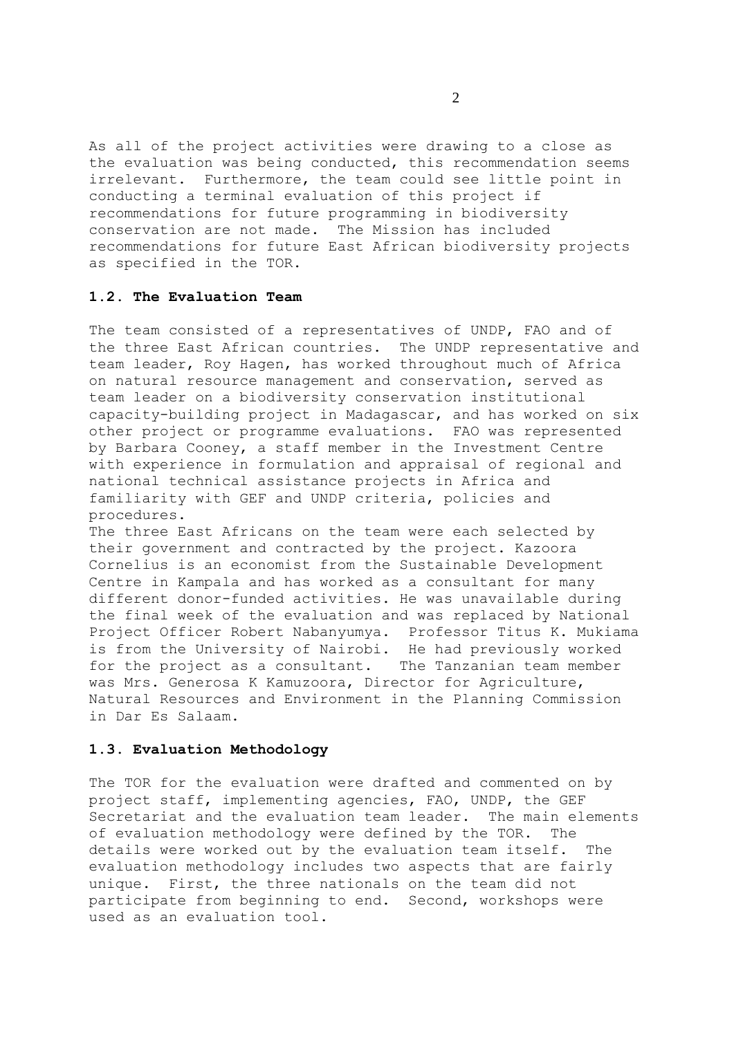As all of the project activities were drawing to a close as the evaluation was being conducted, this recommendation seems irrelevant. Furthermore, the team could see little point in conducting a terminal evaluation of this project if recommendations for future programming in biodiversity conservation are not made. The Mission has included recommendations for future East African biodiversity projects as specified in the TOR.

### 1.2. The Evaluation Team

The team consisted of a representatives of UNDP, FAO and of the three East African countries. The UNDP representative and team leader, Roy Hagen, has worked throughout much of Africa on natural resource management and conservation, served as team leader on a biodiversity conservation institutional capacity-building project in Madagascar, and has worked on six other project or programme evaluations. FAO was represented by Barbara Cooney, a staff member in the Investment Centre with experience in formulation and appraisal of regional and national technical assistance projects in Africa and familiarity with GEF and UNDP criteria, policies and procedures.

The three East Africans on the team were each selected by their government and contracted by the project. Kazoora Cornelius is an economist from the Sustainable Development Centre in Kampala and has worked as a consultant for many different donor-funded activities. He was unavailable during the final week of the evaluation and was replaced by National Project Officer Robert Nabanyumya. Professor Titus K. Mukiama is from the University of Nairobi. He had previously worked for the project as a consultant. The Tanzanian team member was Mrs. Generosa K Kamuzoora, Director for Agriculture, Natural Resources and Environment in the Planning Commission in Dar Es Salaam.

### 1.3. Evaluation Methodology

The TOR for the evaluation were drafted and commented on by project staff, implementing agencies, FAO, UNDP, the GEF Secretariat and the evaluation team leader. The main elements of evaluation methodology were defined by the TOR. The details were worked out by the evaluation team itself. The evaluation methodology includes two aspects that are fairly unique. First, the three nationals on the team did not participate from beginning to end. Second, workshops were used as an evaluation tool.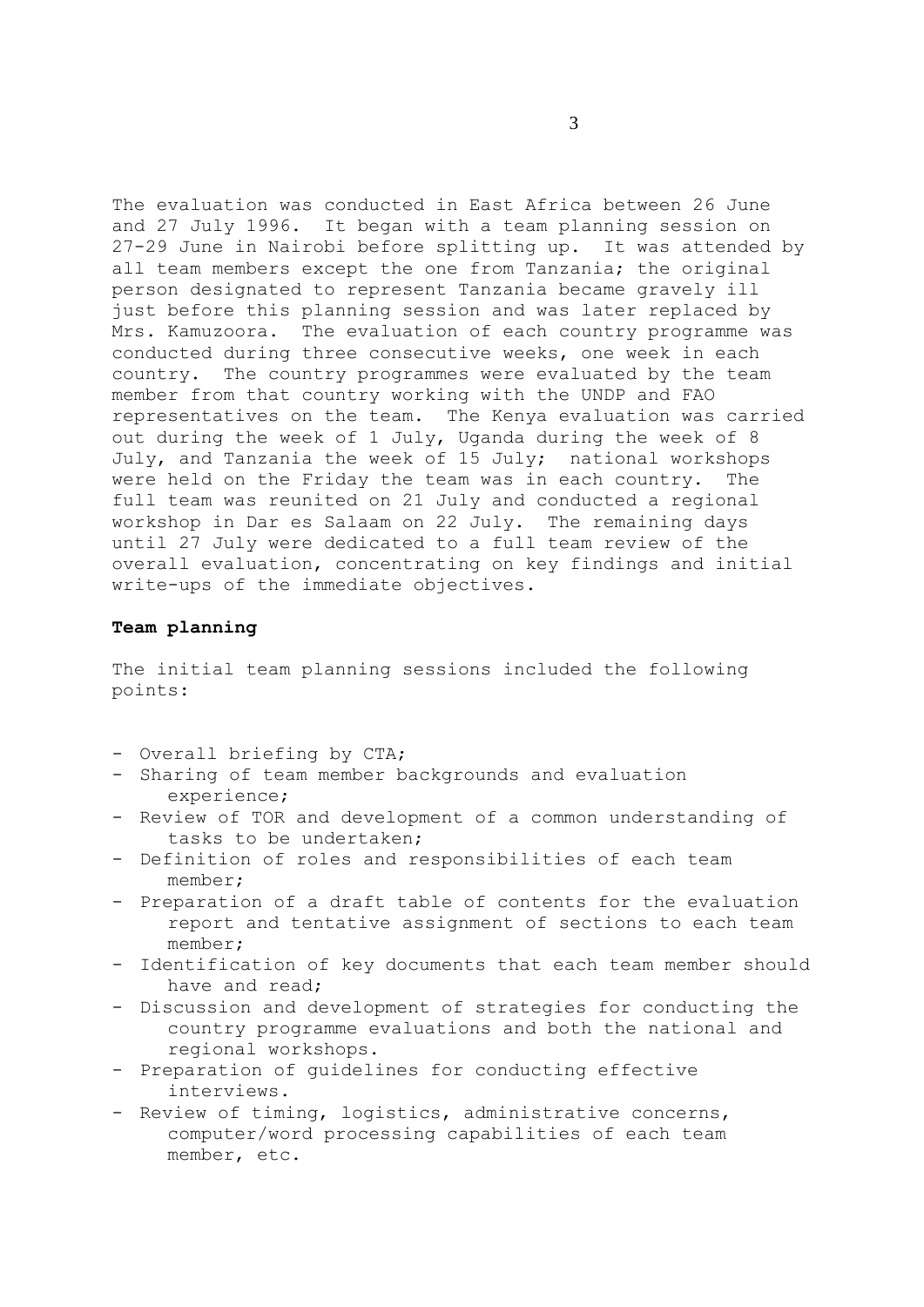The evaluation was conducted in East Africa between 26 June and 27 July 1996. It began with a team planning session on 27-29 June in Nairobi before splitting up. It was attended by all team members except the one from Tanzania; the original person designated to represent Tanzania became gravely ill just before this planning session and was later replaced by Mrs. Kamuzoora. The evaluation of each country programme was conducted during three consecutive weeks, one week in each country. The country programmes were evaluated by the team member from that country working with the UNDP and FAO representatives on the team. The Kenya evaluation was carried out during the week of 1 July, Uganda during the week of 8 July, and Tanzania the week of 15 July; national workshops were held on the Friday the team was in each country. The full team was reunited on 21 July and conducted a regional workshop in Dar es Salaam on 22 July. The remaining days until 27 July were dedicated to a full team review of the overall evaluation, concentrating on key findings and initial write-ups of the immediate objectives.

**Team planning**

The initial team planning sessions included the following points:

- Overall briefing by CTA;
- Sharing of team member backgrounds and evaluation experience;
- Review of TOR and development of a common understanding of tasks to be undertaken;
- Definition of roles and responsibilities of each team member;
- Preparation of a draft table of contents for the evaluation report and tentative assignment of sections to each team member;
- Identification of key documents that each team member should have and read;
- Discussion and development of strategies for conducting the country programme evaluations and both the national and regional workshops.
- Preparation of guidelines for conducting effective interviews.
- Review of timing, logistics, administrative concerns, computer/word processing capabilities of each team member, etc.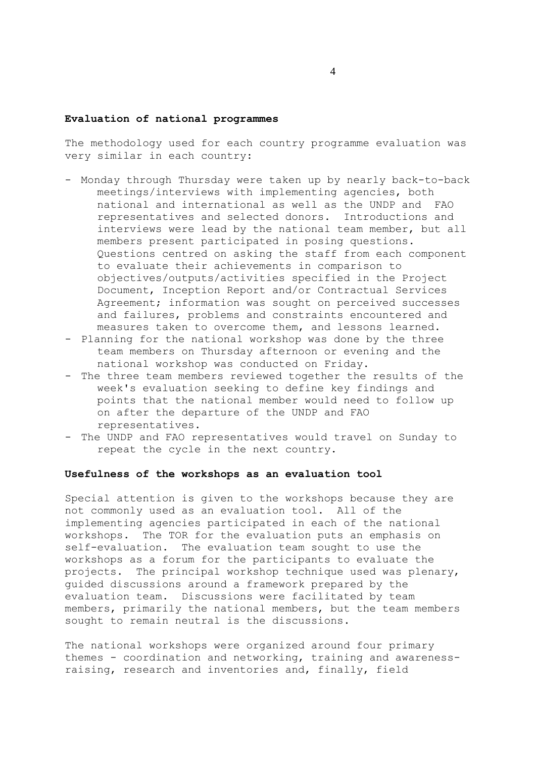**Evaluation of national programmes**

The methodology used for each country programme evaluation was very similar in each country:

- Monday through Thursday were taken up by nearly back-to-back meetings/interviews with implementing agencies, both national and international as well as the UNDP and FAO representatives and selected donors. Introductions and interviews were lead by the national team member, but all members present participated in posing questions. Questions centred on asking the staff from each component to evaluate their achievements in comparison to objectives/outputs/activities specified in the Project Document, Inception Report and/or Contractual Services Agreement; information was sought on perceived successes and failures, problems and constraints encountered and measures taken to overcome them, and lessons learned.
- Planning for the national workshop was done by the three team members on Thursday afternoon or evening and the national workshop was conducted on Friday.
- The three team members reviewed together the results of the week's evaluation seeking to define key findings and points that the national member would need to follow up on after the departure of the UNDP and FAO representatives.
- The UNDP and FAO representatives would travel on Sunday to repeat the cycle in the next country.

**Usefulness of the workshops as an evaluation tool**

Special attention is given to the workshops because they are not commonly used as an evaluation tool. All of the implementing agencies participated in each of the national workshops. The TOR for the evaluation puts an emphasis on self-evaluation. The evaluation team sought to use the workshops as a forum for the participants to evaluate the projects. The principal workshop technique used was plenary, guided discussions around a framework prepared by the evaluation team. Discussions were facilitated by team members, primarily the national members, but the team members sought to remain neutral is the discussions.

The national workshops were organized around four primary themes - coordination and networking, training and awareness-raising, research and inventories and, finally, field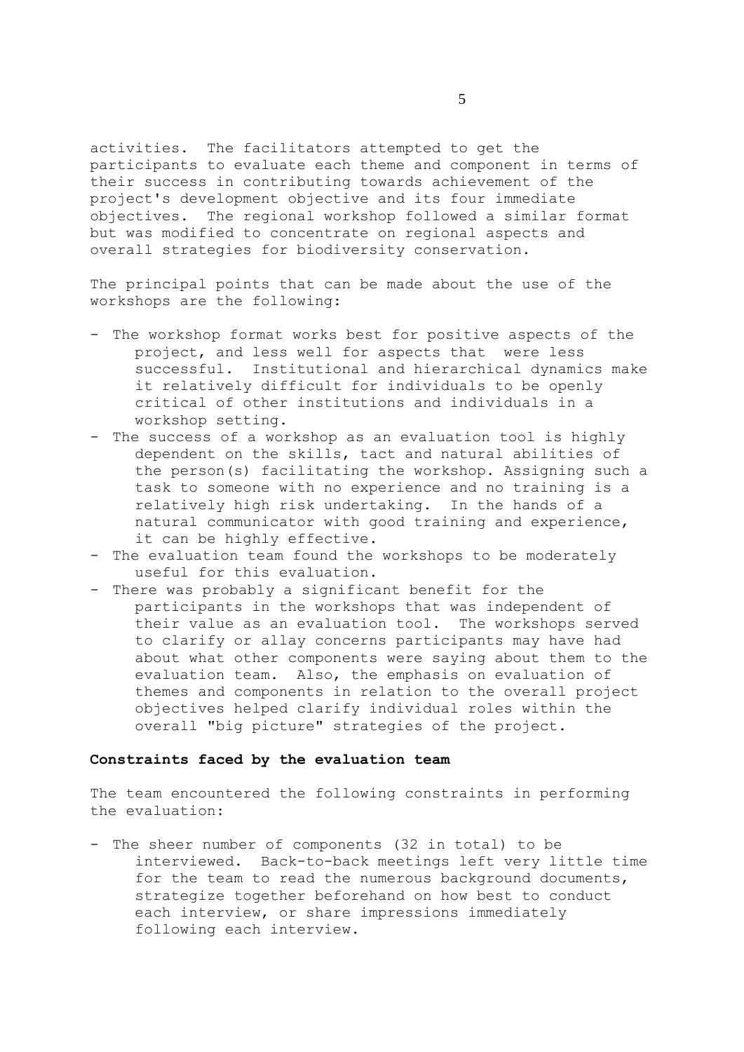activities. The facilitators attempted to get the participants to evaluate each theme and component in terms of their success in contributing towards achievement of the project's development objective and its four immediate objectives. The regional workshop followed a similar format but was modified to concentrate on regional aspects and overall strategies for biodiversity conservation.

The principal points that can be made about the use of the workshops are the following:

- The workshop format works best for positive aspects of the project, and less well for aspects that were less successful. Institutional and hierarchical dynamics make it relatively difficult for individuals to be openly critical of other institutions and individuals in a workshop setting.
- The success of a workshop as an evaluation tool is highly dependent on the skills, tact and natural abilities of the person(s) facilitating the workshop. Assigning such a task to someone with no experience and no training is a relatively high risk undertaking. In the hands of a natural communicator with good training and experience, it can be highly effective.
- The evaluation team found the workshops to be moderately useful for this evaluation.
- There was probably a significant benefit for the participants in the workshops that was independent of their value as an evaluation tool. The workshops served to clarify or allay concerns participants may have had about what other components were saying about them to the evaluation team. Also, the emphasis on evaluation of themes and components in relation to the overall project objectives helped clarify individual roles within the overall "big picture" strategies of the project.

**Constraints faced by the evaluation team**

The team encountered the following constraints in performing the evaluation:

- The sheer number of components (32 in total) to be interviewed. Back-to-back meetings left very little time for the team to read the numerous background documents, strategize together beforehand on how best to conduct each interview, or share impressions immediately following each interview.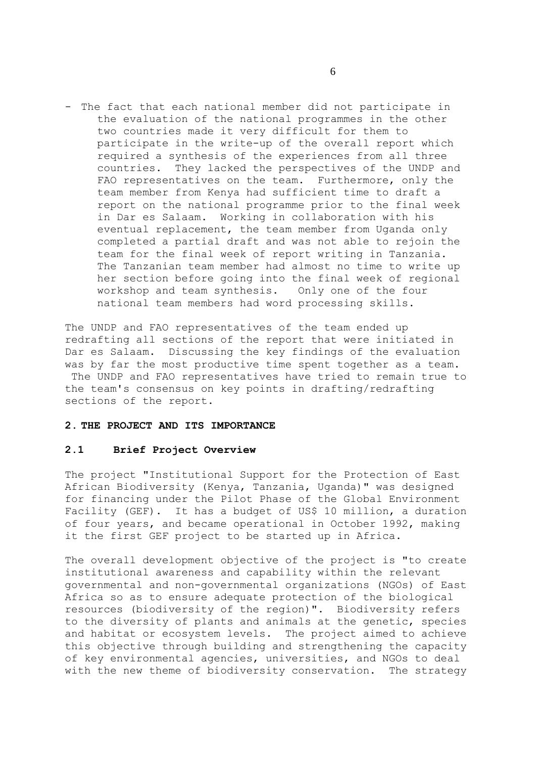- The fact that each national member did not participate in the evaluation of the national programmes in the other two countries made it very difficult for them to participate in the write-up of the overall report which required a synthesis of the experiences from all three countries. They lacked the perspectives of the UNDP and FAO representatives on the team. Furthermore, only the team member from Kenya had sufficient time to draft a report on the national programme prior to the final week in Dar es Salaam. Working in collaboration with his eventual replacement, the team member from Uganda only completed a partial draft and was not able to rejoin the team for the final week of report writing in Tanzania. The Tanzanian team member had almost no time to write up her section before going into the final week of regional workshop and team synthesis. Only one of the four national team members had word processing skills.

The UNDP and FAO representatives of the team ended up redrafting all sections of the report that were initiated in Dar es Salaam. Discussing the key findings of the evaluation was by far the most productive time spent together as a team. The UNDP and FAO representatives have tried to remain true to the team's consensus on key points in drafting/redrafting sections of the report.

## 2. THE PROJECT AND ITS IMPORTANCE

### 2.1 Brief Project Overview

The project "Institutional Support for the Protection of East African Biodiversity (Kenya, Tanzania, Uganda)" was designed for financing under the Pilot Phase of the Global Environment Facility (GEF). It has a budget of US$ 10 million, a duration of four years, and became operational in October 1992, making it the first GEF project to be started up in Africa.

The overall development objective of the project is "to create institutional awareness and capability within the relevant governmental and non-governmental organizations (NGOs) of East Africa so as to ensure adequate protection of the biological resources (biodiversity of the region)". Biodiversity refers to the diversity of plants and animals at the genetic, species and habitat or ecosystem levels. The project aimed to achieve this objective through building and strengthening the capacity of key environmental agencies, universities, and NGOs to deal with the new theme of biodiversity conservation. The strategy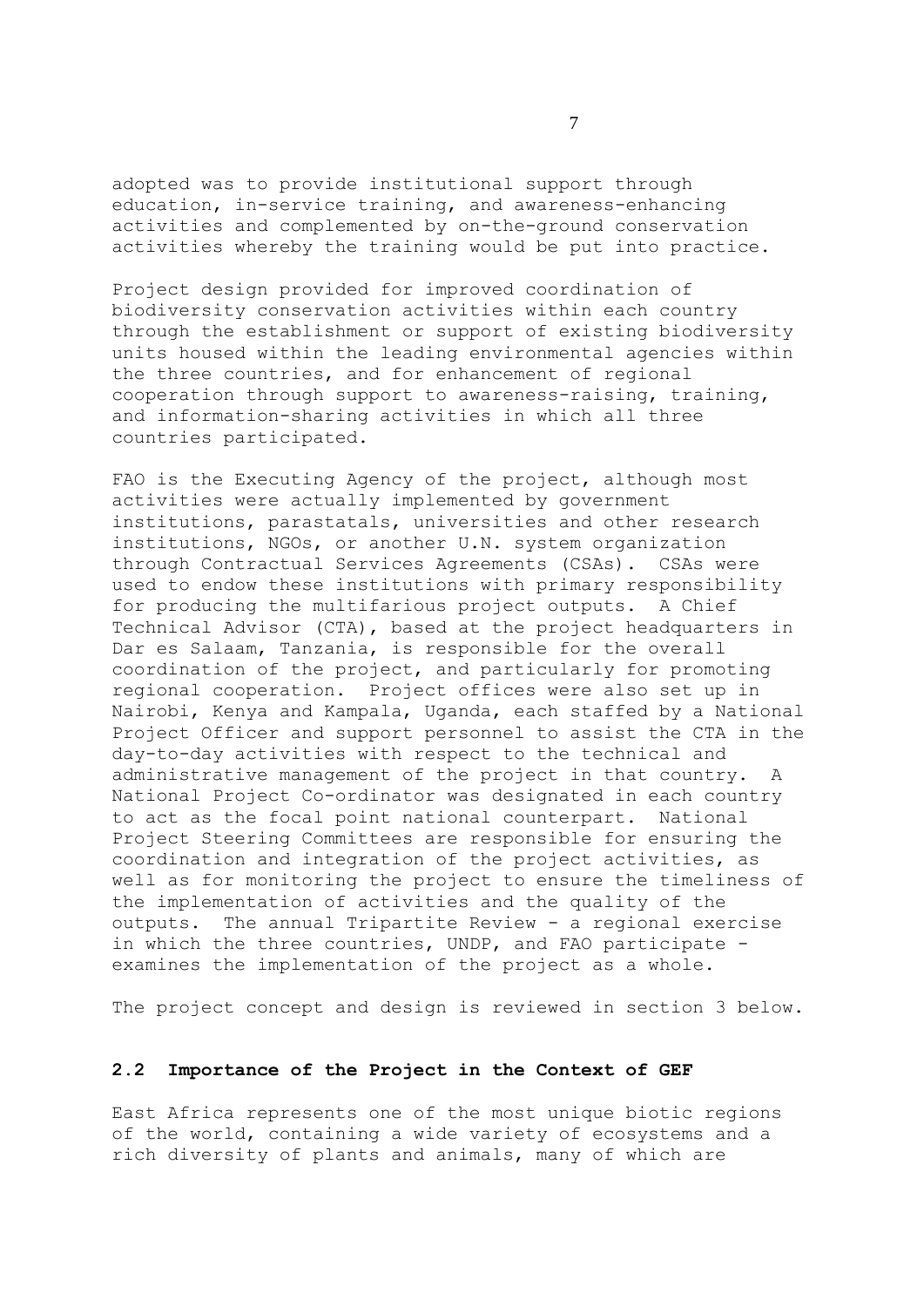adopted was to provide institutional support through education, in-service training, and awareness-enhancing activities and complemented by on-the-ground conservation activities whereby the training would be put into practice.

Project design provided for improved coordination of biodiversity conservation activities within each country through the establishment or support of existing biodiversity units housed within the leading environmental agencies within the three countries, and for enhancement of regional cooperation through support to awareness-raising, training, and information-sharing activities in which all three countries participated.

FAO is the Executing Agency of the project, although most activities were actually implemented by government institutions, parastatals, universities and other research institutions, NGOs, or another U.N. system organization through Contractual Services Agreements (CSAs). CSAs were used to endow these institutions with primary responsibility for producing the multifarious project outputs. A Chief Technical Advisor (CTA), based at the project headquarters in Dar es Salaam, Tanzania, is responsible for the overall coordination of the project, and particularly for promoting regional cooperation. Project offices were also set up in Nairobi, Kenya and Kampala, Uganda, each staffed by a National Project Officer and support personnel to assist the CTA in the day-to-day activities with respect to the technical and administrative management of the project in that country. A National Project Co-ordinator was designated in each country to act as the focal point national counterpart. National Project Steering Committees are responsible for ensuring the coordination and integration of the project activities, as well as for monitoring the project to ensure the timeliness of the implementation of activities and the quality of the outputs. The annual Tripartite Review - a regional exercise in which the three countries, UNDP, and FAO participate - examines the implementation of the project as a whole.

The project concept and design is reviewed in section 3 below.

## 2.2 Importance of the Project in the Context of GEF

East Africa represents one of the most unique biotic regions of the world, containing a wide variety of ecosystems and a rich diversity of plants and animals, many of which are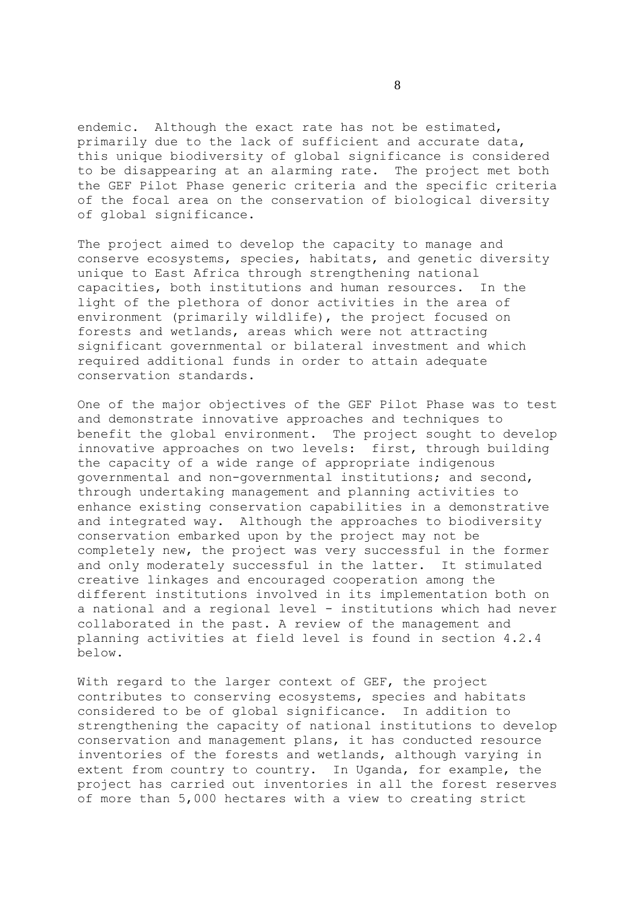endemic. Although the exact rate has not be estimated, primarily due to the lack of sufficient and accurate data, this unique biodiversity of global significance is considered to be disappearing at an alarming rate. The project met both the GEF Pilot Phase generic criteria and the specific criteria of the focal area on the conservation of biological diversity of global significance.

The project aimed to develop the capacity to manage and conserve ecosystems, species, habitats, and genetic diversity unique to East Africa through strengthening national capacities, both institutions and human resources. In the light of the plethora of donor activities in the area of environment (primarily wildlife), the project focused on forests and wetlands, areas which were not attracting significant governmental or bilateral investment and which required additional funds in order to attain adequate conservation standards.

One of the major objectives of the GEF Pilot Phase was to test and demonstrate innovative approaches and techniques to benefit the global environment. The project sought to develop innovative approaches on two levels: first, through building the capacity of a wide range of appropriate indigenous governmental and non-governmental institutions; and second, through undertaking management and planning activities to enhance existing conservation capabilities in a demonstrative and integrated way. Although the approaches to biodiversity conservation embarked upon by the project may not be completely new, the project was very successful in the former and only moderately successful in the latter. It stimulated creative linkages and encouraged cooperation among the different institutions involved in its implementation both on a national and a regional level - institutions which had never collaborated in the past. A review of the management and planning activities at field level is found in section 4.2.4 below.

With regard to the larger context of GEF, the project contributes to conserving ecosystems, species and habitats considered to be of global significance. In addition to strengthening the capacity of national institutions to develop conservation and management plans, it has conducted resource inventories of the forests and wetlands, although varying in extent from country to country. In Uganda, for example, the project has carried out inventories in all the forest reserves of more than 5,000 hectares with a view to creating strict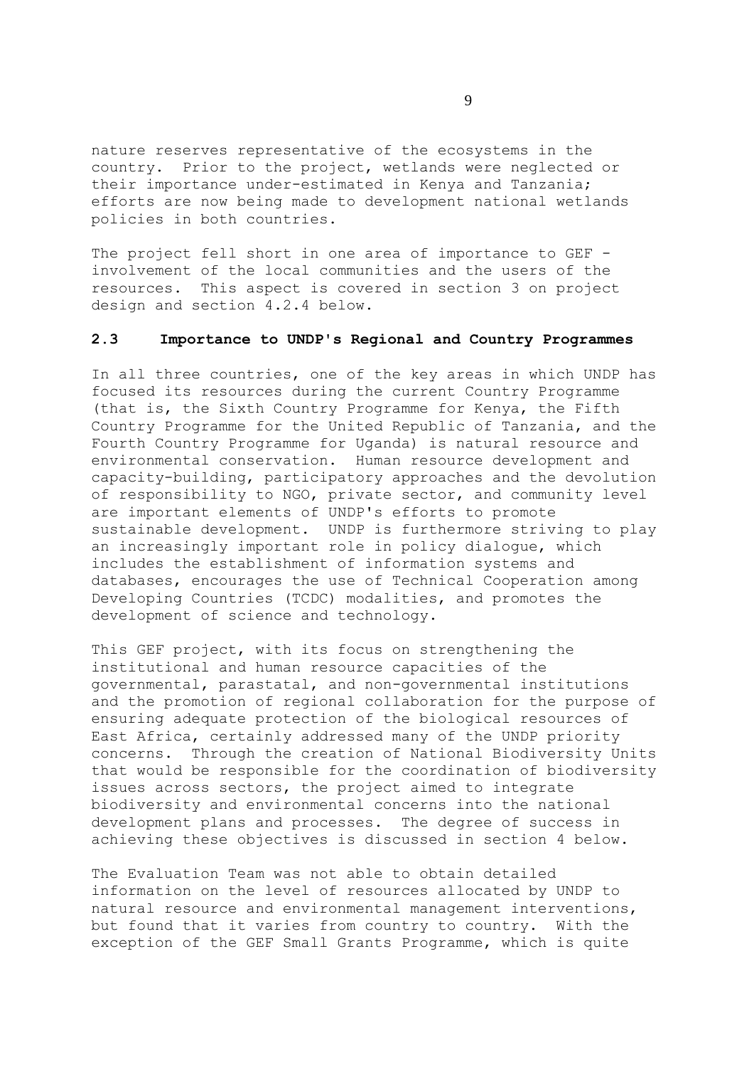nature reserves representative of the ecosystems in the country. Prior to the project, wetlands were neglected or their importance under-estimated in Kenya and Tanzania; efforts are now being made to development national wetlands policies in both countries.

The project fell short in one area of importance to GEF - involvement of the local communities and the users of the resources. This aspect is covered in section 3 on project design and section 4.2.4 below.

### 2.3 Importance to UNDP's Regional and Country Programmes

In all three countries, one of the key areas in which UNDP has focused its resources during the current Country Programme (that is, the Sixth Country Programme for Kenya, the Fifth Country Programme for the United Republic of Tanzania, and the Fourth Country Programme for Uganda) is natural resource and environmental conservation. Human resource development and capacity-building, participatory approaches and the devolution of responsibility to NGO, private sector, and community level are important elements of UNDP's efforts to promote sustainable development. UNDP is furthermore striving to play an increasingly important role in policy dialogue, which includes the establishment of information systems and databases, encourages the use of Technical Cooperation among Developing Countries (TCDC) modalities, and promotes the development of science and technology.

This GEF project, with its focus on strengthening the institutional and human resource capacities of the governmental, parastatal, and non-governmental institutions and the promotion of regional collaboration for the purpose of ensuring adequate protection of the biological resources of East Africa, certainly addressed many of the UNDP priority concerns. Through the creation of National Biodiversity Units that would be responsible for the coordination of biodiversity issues across sectors, the project aimed to integrate biodiversity and environmental concerns into the national development plans and processes. The degree of success in achieving these objectives is discussed in section 4 below.

The Evaluation Team was not able to obtain detailed information on the level of resources allocated by UNDP to natural resource and environmental management interventions, but found that it varies from country to country. With the exception of the GEF Small Grants Programme, which is quite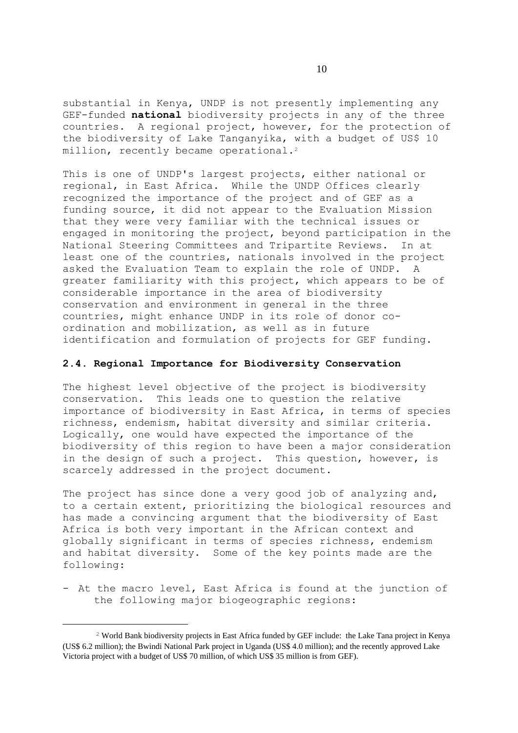substantial in Kenya, UNDP is not presently implementing any GEF-funded **national** biodiversity projects in any of the three countries. A regional project, however, for the protection of the biodiversity of Lake Tanganyika, with a budget of US$ 10 million, recently became operational.[2]

This is one of UNDP's largest projects, either national or regional, in East Africa. While the UNDP Offices clearly recognized the importance of the project and of GEF as a funding source, it did not appear to the Evaluation Mission that they were very familiar with the technical issues or engaged in monitoring the project, beyond participation in the National Steering Committees and Tripartite Reviews. In at least one of the countries, nationals involved in the project asked the Evaluation Team to explain the role of UNDP. A greater familiarity with this project, which appears to be of considerable importance in the area of biodiversity conservation and environment in general in the three countries, might enhance UNDP in its role of donor co-ordination and mobilization, as well as in future identification and formulation of projects for GEF funding.

## 2.4. Regional Importance for Biodiversity Conservation

The highest level objective of the project is biodiversity conservation. This leads one to question the relative importance of biodiversity in East Africa, in terms of species richness, endemism, habitat diversity and similar criteria. Logically, one would have expected the importance of the biodiversity of this region to have been a major consideration in the design of such a project. This question, however, is scarcely addressed in the project document.

The project has since done a very good job of analyzing and, to a certain extent, prioritizing the biological resources and has made a convincing argument that the biodiversity of East Africa is both very important in the African context and globally significant in terms of species richness, endemism and habitat diversity. Some of the key points made are the following:

- At the macro level, East Africa is found at the junction of the following major biogeographic regions:

[2] World Bank biodiversity projects in East Africa funded by GEF include: the Lake Tana project in Kenya (US$ 6.2 million); the Bwindi National Park project in Uganda (US$ 4.0 million); and the recently approved Lake Victoria project with a budget of US$ 70 million, of which US$ 35 million is from GEF).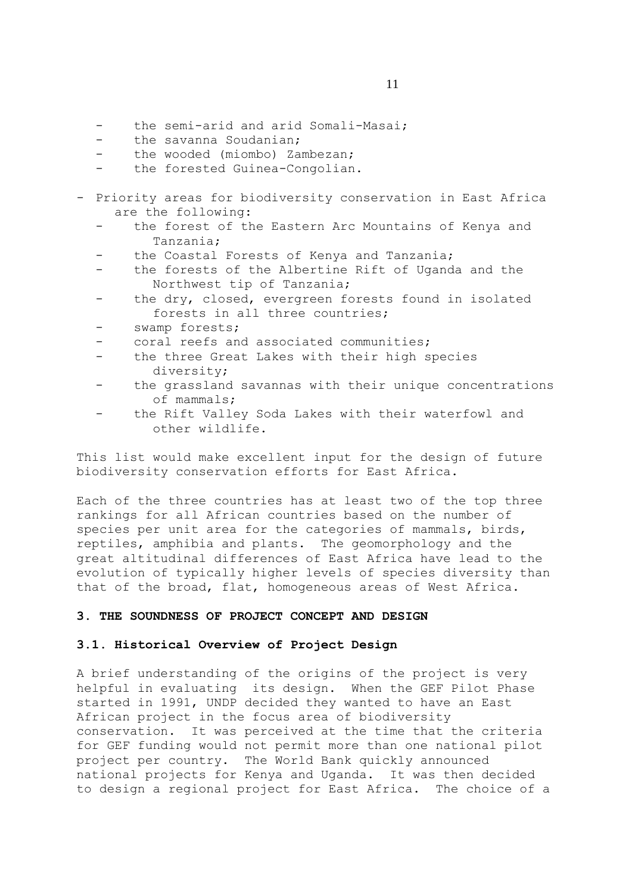- the semi-arid and arid Somali-Masai;
- the savanna Soudanian;
- the wooded (miombo) Zambezan;
- the forested Guinea-Congolian.

- Priority areas for biodiversity conservation in East Africa are the following:
    - the forest of the Eastern Arc Mountains of Kenya and Tanzania;
    - the Coastal Forests of Kenya and Tanzania;
    - the forests of the Albertine Rift of Uganda and the Northwest tip of Tanzania;
    - the dry, closed, evergreen forests found in isolated forests in all three countries;
    - swamp forests;
    - coral reefs and associated communities;
    - the three Great Lakes with their high species diversity;
    - the grassland savannas with their unique concentrations of mammals;
    - the Rift Valley Soda Lakes with their waterfowl and other wildlife.

This list would make excellent input for the design of future biodiversity conservation efforts for East Africa.

Each of the three countries has at least two of the top three rankings for all African countries based on the number of species per unit area for the categories of mammals, birds, reptiles, amphibia and plants. The geomorphology and the great altitudinal differences of East Africa have lead to the evolution of typically higher levels of species diversity than that of the broad, flat, homogeneous areas of West Africa.

## 3. THE SOUNDNESS OF PROJECT CONCEPT AND DESIGN

### 3.1. Historical Overview of Project Design

A brief understanding of the origins of the project is very helpful in evaluating its design. When the GEF Pilot Phase started in 1991, UNDP decided they wanted to have an East African project in the focus area of biodiversity conservation. It was perceived at the time that the criteria for GEF funding would not permit more than one national pilot project per country. The World Bank quickly announced national projects for Kenya and Uganda. It was then decided to design a regional project for East Africa. The choice of a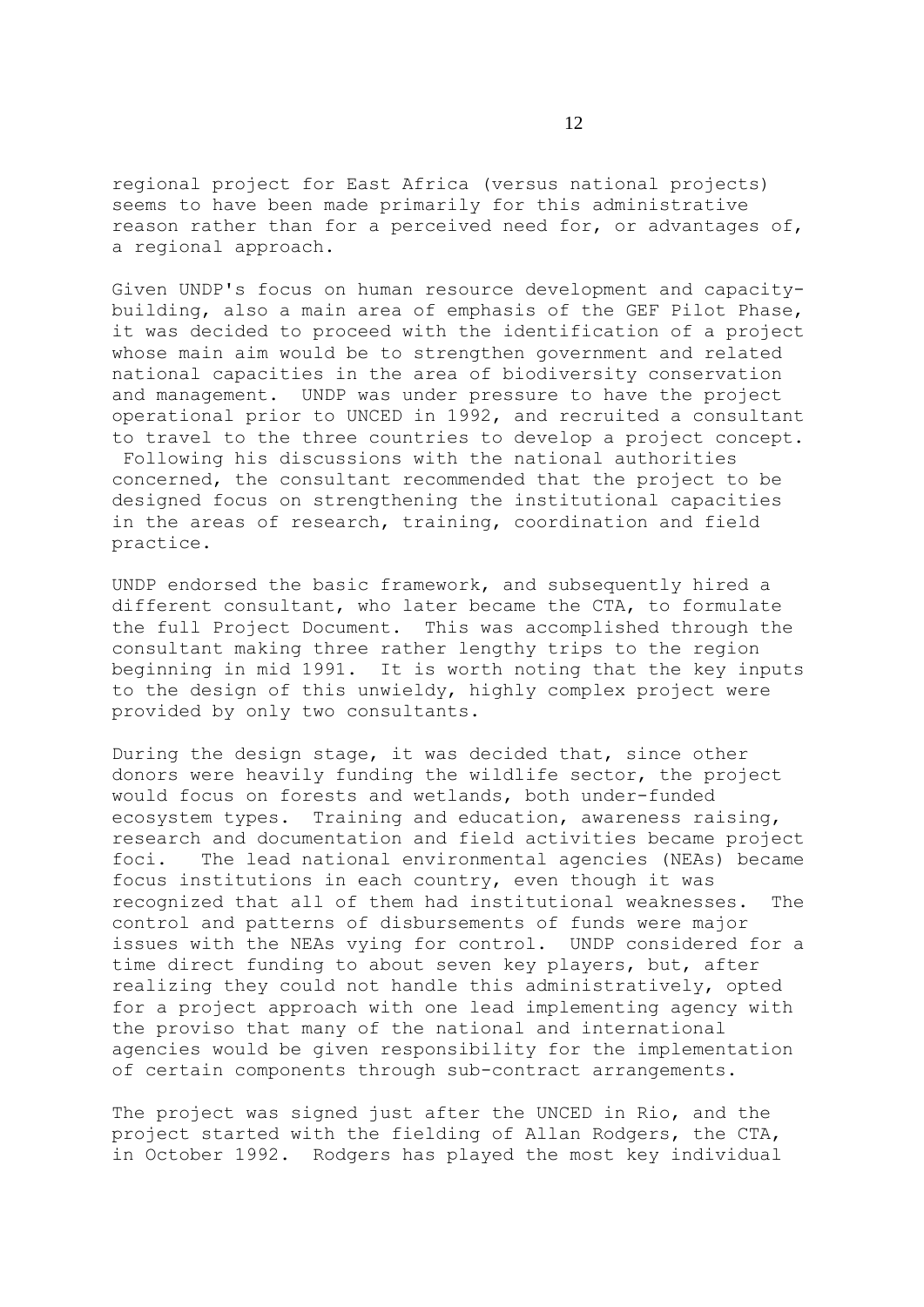regional project for East Africa (versus national projects) seems to have been made primarily for this administrative reason rather than for a perceived need for, or advantages of, a regional approach.

Given UNDP's focus on human resource development and capacity-building, also a main area of emphasis of the GEF Pilot Phase, it was decided to proceed with the identification of a project whose main aim would be to strengthen government and related national capacities in the area of biodiversity conservation and management. UNDP was under pressure to have the project operational prior to UNCED in 1992, and recruited a consultant to travel to the three countries to develop a project concept. Following his discussions with the national authorities concerned, the consultant recommended that the project to be designed focus on strengthening the institutional capacities in the areas of research, training, coordination and field practice.

UNDP endorsed the basic framework, and subsequently hired a different consultant, who later became the CTA, to formulate the full Project Document. This was accomplished through the consultant making three rather lengthy trips to the region beginning in mid 1991. It is worth noting that the key inputs to the design of this unwieldy, highly complex project were provided by only two consultants.

During the design stage, it was decided that, since other donors were heavily funding the wildlife sector, the project would focus on forests and wetlands, both under-funded ecosystem types. Training and education, awareness raising, research and documentation and field activities became project foci. The lead national environmental agencies (NEAs) became focus institutions in each country, even though it was recognized that all of them had institutional weaknesses. The control and patterns of disbursements of funds were major issues with the NEAs vying for control. UNDP considered for a time direct funding to about seven key players, but, after realizing they could not handle this administratively, opted for a project approach with one lead implementing agency with the proviso that many of the national and international agencies would be given responsibility for the implementation of certain components through sub-contract arrangements.

The project was signed just after the UNCED in Rio, and the project started with the fielding of Allan Rodgers, the CTA, in October 1992. Rodgers has played the most key individual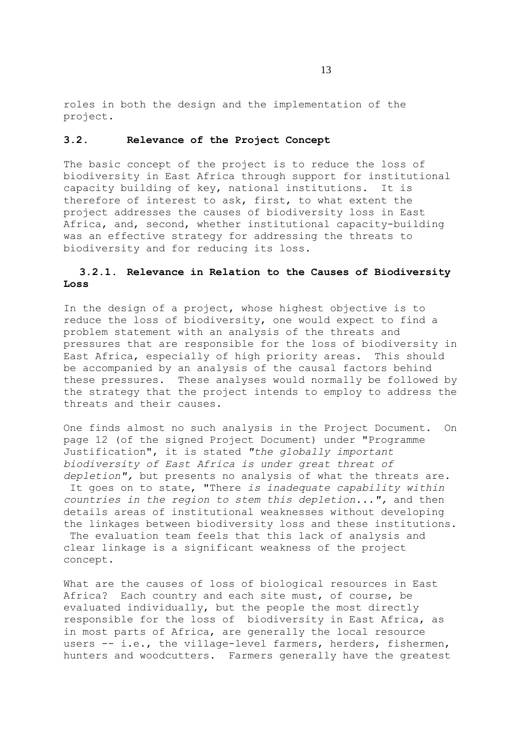roles in both the design and the implementation of the project.

## 3.2. Relevance of the Project Concept

The basic concept of the project is to reduce the loss of biodiversity in East Africa through support for institutional capacity building of key, national institutions. It is therefore of interest to ask, first, to what extent the project addresses the causes of biodiversity loss in East Africa, and, second, whether institutional capacity-building was an effective strategy for addressing the threats to biodiversity and for reducing its loss.

### 3.2.1. Relevance in Relation to the Causes of Biodiversity Loss

In the design of a project, whose highest objective is to reduce the loss of biodiversity, one would expect to find a problem statement with an analysis of the threats and pressures that are responsible for the loss of biodiversity in East Africa, especially of high priority areas. This should be accompanied by an analysis of the causal factors behind these pressures. These analyses would normally be followed by the strategy that the project intends to employ to address the threats and their causes.

One finds almost no such analysis in the Project Document. On page 12 (of the signed Project Document) under "Programme Justification", it is stated *"the globally important biodiversity of East Africa is under great threat of depletion"*, but presents no analysis of what the threats are. It goes on to state, "There *is inadequate capability within countries in the region to stem this depletion..."*, and then details areas of institutional weaknesses without developing the linkages between biodiversity loss and these institutions. The evaluation team feels that this lack of analysis and clear linkage is a significant weakness of the project concept.

What are the causes of loss of biological resources in East Africa? Each country and each site must, of course, be evaluated individually, but the people the most directly responsible for the loss of biodiversity in East Africa, as in most parts of Africa, are generally the local resource users -- i.e., the village-level farmers, herders, fishermen, hunters and woodcutters. Farmers generally have the greatest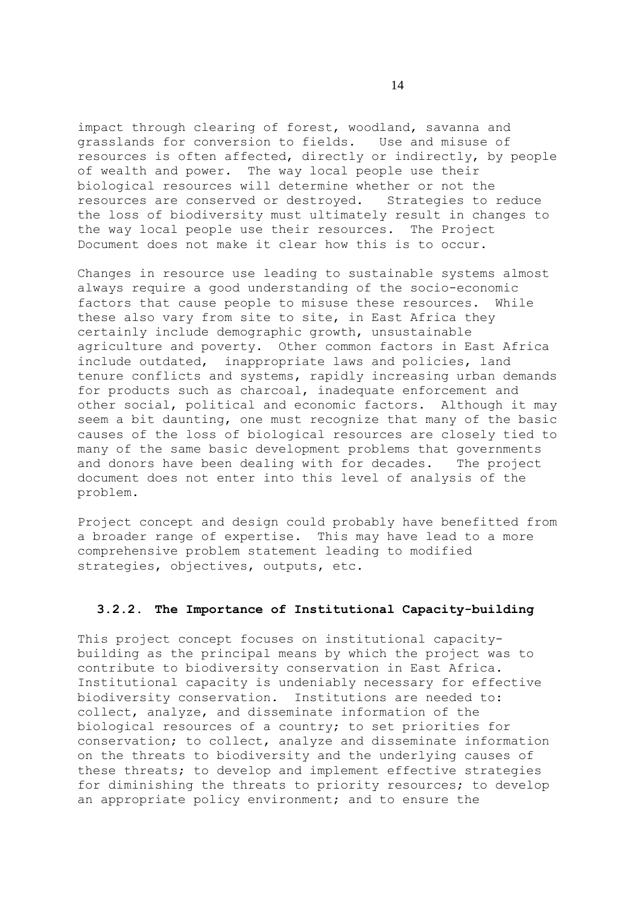impact through clearing of forest, woodland, savanna and grasslands for conversion to fields. Use and misuse of resources is often affected, directly or indirectly, by people of wealth and power. The way local people use their biological resources will determine whether or not the resources are conserved or destroyed. Strategies to reduce the loss of biodiversity must ultimately result in changes to the way local people use their resources. The Project Document does not make it clear how this is to occur.

Changes in resource use leading to sustainable systems almost always require a good understanding of the socio-economic factors that cause people to misuse these resources. While these also vary from site to site, in East Africa they certainly include demographic growth, unsustainable agriculture and poverty. Other common factors in East Africa include outdated, inappropriate laws and policies, land tenure conflicts and systems, rapidly increasing urban demands for products such as charcoal, inadequate enforcement and other social, political and economic factors. Although it may seem a bit daunting, one must recognize that many of the basic causes of the loss of biological resources are closely tied to many of the same basic development problems that governments and donors have been dealing with for decades. The project document does not enter into this level of analysis of the problem.

Project concept and design could probably have benefitted from a broader range of expertise. This may have lead to a more comprehensive problem statement leading to modified strategies, objectives, outputs, etc.

### 3.2.2. The Importance of Institutional Capacity-building

This project concept focuses on institutional capacity-building as the principal means by which the project was to contribute to biodiversity conservation in East Africa. Institutional capacity is undeniably necessary for effective biodiversity conservation. Institutions are needed to: collect, analyze, and disseminate information of the biological resources of a country; to set priorities for conservation; to collect, analyze and disseminate information on the threats to biodiversity and the underlying causes of these threats; to develop and implement effective strategies for diminishing the threats to priority resources; to develop an appropriate policy environment; and to ensure the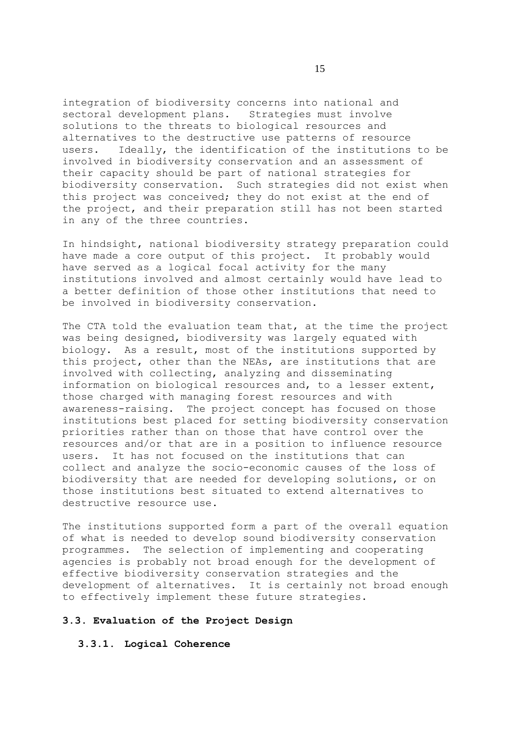integration of biodiversity concerns into national and sectoral development plans. Strategies must involve solutions to the threats to biological resources and alternatives to the destructive use patterns of resource users. Ideally, the identification of the institutions to be involved in biodiversity conservation and an assessment of their capacity should be part of national strategies for biodiversity conservation. Such strategies did not exist when this project was conceived; they do not exist at the end of the project, and their preparation still has not been started in any of the three countries.

In hindsight, national biodiversity strategy preparation could have made a core output of this project. It probably would have served as a logical focal activity for the many institutions involved and almost certainly would have lead to a better definition of those other institutions that need to be involved in biodiversity conservation.

The CTA told the evaluation team that, at the time the project was being designed, biodiversity was largely equated with biology. As a result, most of the institutions supported by this project, other than the NEAs, are institutions that are involved with collecting, analyzing and disseminating information on biological resources and, to a lesser extent, those charged with managing forest resources and with awareness-raising. The project concept has focused on those institutions best placed for setting biodiversity conservation priorities rather than on those that have control over the resources and/or that are in a position to influence resource users. It has not focused on the institutions that can collect and analyze the socio-economic causes of the loss of biodiversity that are needed for developing solutions, or on those institutions best situated to extend alternatives to destructive resource use.

The institutions supported form a part of the overall equation of what is needed to develop sound biodiversity conservation programmes. The selection of implementing and cooperating agencies is probably not broad enough for the development of effective biodiversity conservation strategies and the development of alternatives. It is certainly not broad enough to effectively implement these future strategies.

## 3.3. Evaluation of the Project Design

### 3.3.1. Logical Coherence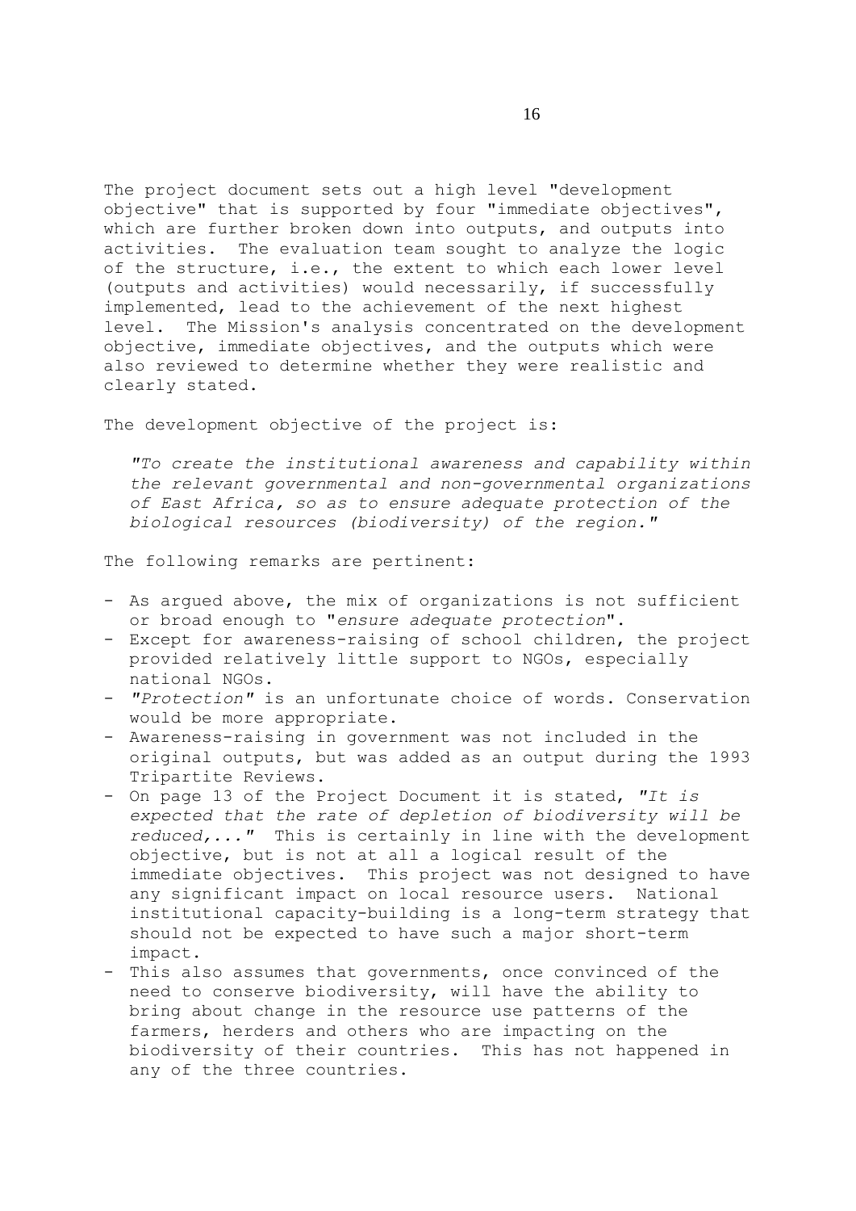The project document sets out a high level "development objective" that is supported by four "immediate objectives", which are further broken down into outputs, and outputs into activities. The evaluation team sought to analyze the logic of the structure, i.e., the extent to which each lower level (outputs and activities) would necessarily, if successfully implemented, lead to the achievement of the next highest level. The Mission's analysis concentrated on the development objective, immediate objectives, and the outputs which were also reviewed to determine whether they were realistic and clearly stated.

The development objective of the project is:

> *"To create the institutional awareness and capability within the relevant governmental and non-governmental organizations of East Africa, so as to ensure adequate protection of the biological resources (biodiversity) of the region."*

The following remarks are pertinent:

- As argued above, the mix of organizations is not sufficient or broad enough to "*ensure adequate protection*".
- Except for awareness-raising of school children, the project provided relatively little support to NGOs, especially national NGOs.
- *"Protection"* is an unfortunate choice of words. Conservation would be more appropriate.
- Awareness-raising in government was not included in the original outputs, but was added as an output during the 1993 Tripartite Reviews.
- On page 13 of the Project Document it is stated, *"It is expected that the rate of depletion of biodiversity will be reduced,..."* This is certainly in line with the development objective, but is not at all a logical result of the immediate objectives. This project was not designed to have any significant impact on local resource users. National institutional capacity-building is a long-term strategy that should not be expected to have such a major short-term impact.
- This also assumes that governments, once convinced of the need to conserve biodiversity, will have the ability to bring about change in the resource use patterns of the farmers, herders and others who are impacting on the biodiversity of their countries. This has not happened in any of the three countries.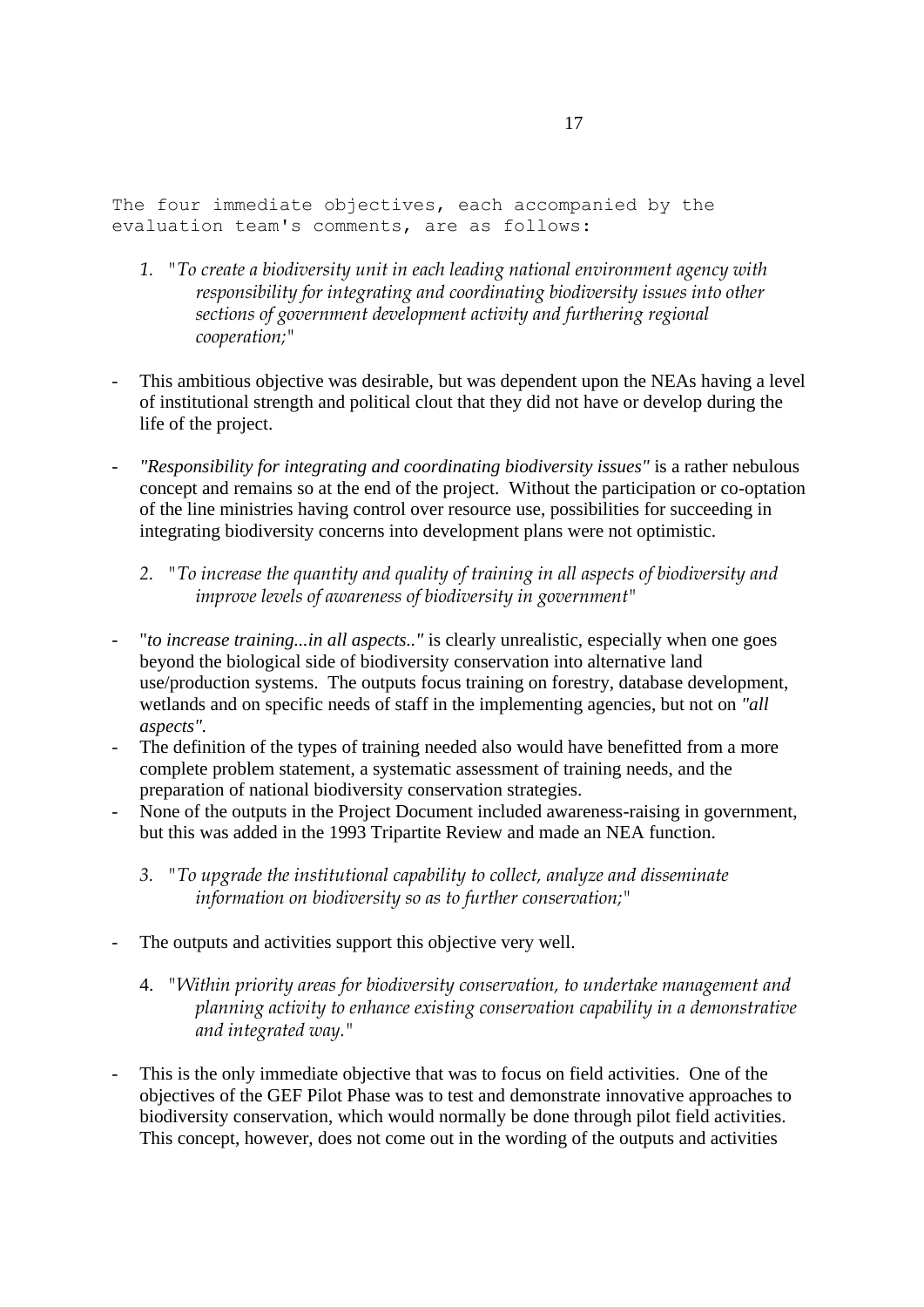The four immediate objectives, each accompanied by the evaluation team's comments, are as follows:

1. *"To create a biodiversity unit in each leading national environment agency with responsibility for integrating and coordinating biodiversity issues into other sections of government development activity and furthering regional cooperation;"*

- This ambitious objective was desirable, but was dependent upon the NEAs having a level of institutional strength and political clout that they did not have or develop during the life of the project.

- *"Responsibility for integrating and coordinating biodiversity issues"* is a rather nebulous concept and remains so at the end of the project. Without the participation or co-optation of the line ministries having control over resource use, possibilities for succeeding in integrating biodiversity concerns into development plans were not optimistic.

2. *"To increase the quantity and quality of training in all aspects of biodiversity and improve levels of awareness of biodiversity in government"*

- "*to increase training...in all aspects.."* is clearly unrealistic, especially when one goes beyond the biological side of biodiversity conservation into alternative land use/production systems. The outputs focus training on forestry, database development, wetlands and on specific needs of staff in the implementing agencies, but not on *"all aspects"*.
- The definition of the types of training needed also would have benefitted from a more complete problem statement, a systematic assessment of training needs, and the preparation of national biodiversity conservation strategies.
- None of the outputs in the Project Document included awareness-raising in government, but this was added in the 1993 Tripartite Review and made an NEA function.

3. *"To upgrade the institutional capability to collect, analyze and disseminate information on biodiversity so as to further conservation;"*

- The outputs and activities support this objective very well.

4. *"Within priority areas for biodiversity conservation, to undertake management and planning activity to enhance existing conservation capability in a demonstrative and integrated way."*

- This is the only immediate objective that was to focus on field activities. One of the objectives of the GEF Pilot Phase was to test and demonstrate innovative approaches to biodiversity conservation, which would normally be done through pilot field activities. This concept, however, does not come out in the wording of the outputs and activities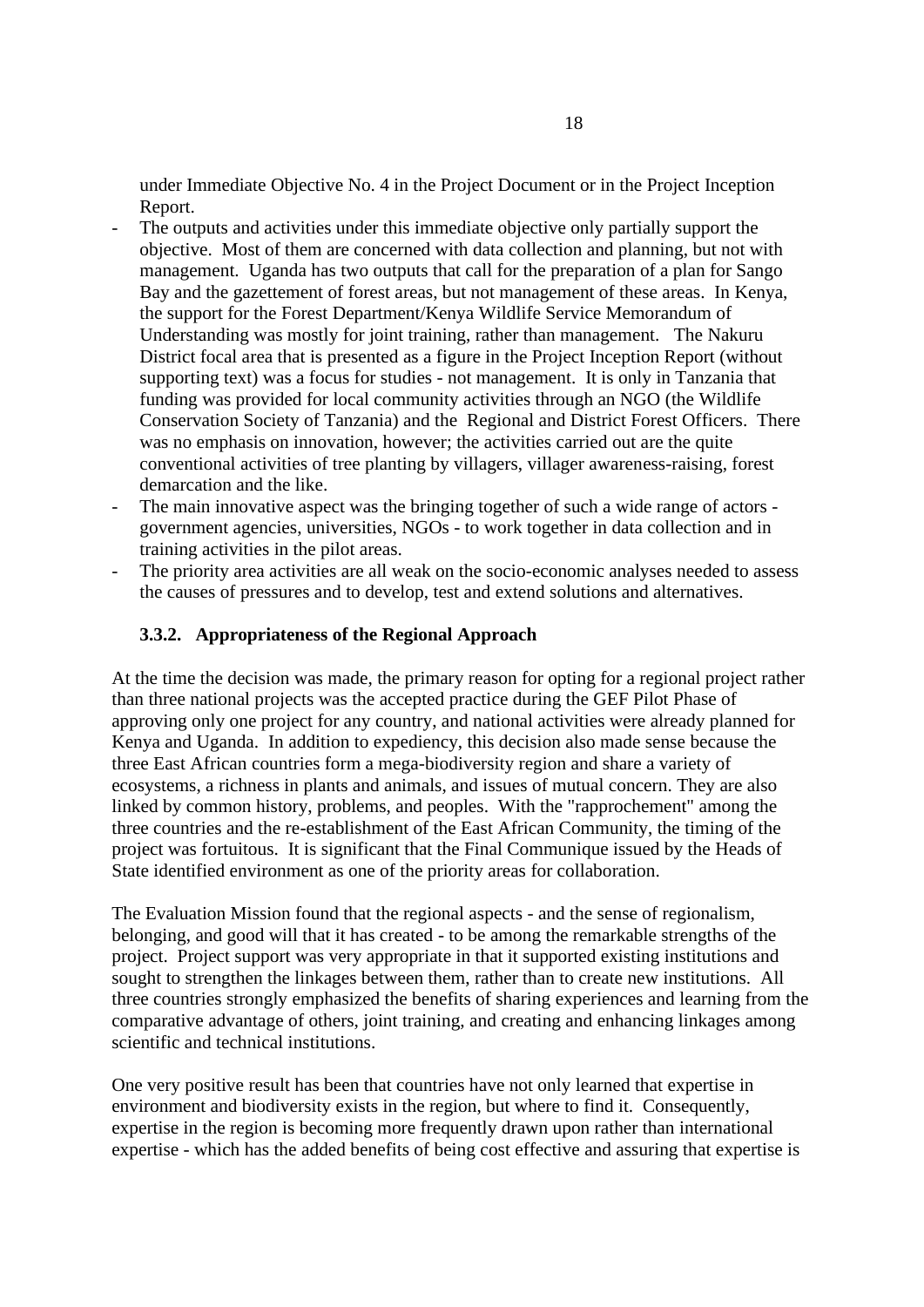under Immediate Objective No. 4 in the Project Document or in the Project Inception Report.

- The outputs and activities under this immediate objective only partially support the objective. Most of them are concerned with data collection and planning, but not with management. Uganda has two outputs that call for the preparation of a plan for Sango Bay and the gazettement of forest areas, but not management of these areas. In Kenya, the support for the Forest Department/Kenya Wildlife Service Memorandum of Understanding was mostly for joint training, rather than management. The Nakuru District focal area that is presented as a figure in the Project Inception Report (without supporting text) was a focus for studies - not management. It is only in Tanzania that funding was provided for local community activities through an NGO (the Wildlife Conservation Society of Tanzania) and the Regional and District Forest Officers. There was no emphasis on innovation, however; the activities carried out are the quite conventional activities of tree planting by villagers, villager awareness-raising, forest demarcation and the like.
- The main innovative aspect was the bringing together of such a wide range of actors - government agencies, universities, NGOs - to work together in data collection and in training activities in the pilot areas.
- The priority area activities are all weak on the socio-economic analyses needed to assess the causes of pressures and to develop, test and extend solutions and alternatives.

### 3.3.2. Appropriateness of the Regional Approach

At the time the decision was made, the primary reason for opting for a regional project rather than three national projects was the accepted practice during the GEF Pilot Phase of approving only one project for any country, and national activities were already planned for Kenya and Uganda. In addition to expediency, this decision also made sense because the three East African countries form a mega-biodiversity region and share a variety of ecosystems, a richness in plants and animals, and issues of mutual concern. They are also linked by common history, problems, and peoples. With the "rapprochement" among the three countries and the re-establishment of the East African Community, the timing of the project was fortuitous. It is significant that the Final Communique issued by the Heads of State identified environment as one of the priority areas for collaboration.

The Evaluation Mission found that the regional aspects - and the sense of regionalism, belonging, and good will that it has created - to be among the remarkable strengths of the project. Project support was very appropriate in that it supported existing institutions and sought to strengthen the linkages between them, rather than to create new institutions. All three countries strongly emphasized the benefits of sharing experiences and learning from the comparative advantage of others, joint training, and creating and enhancing linkages among scientific and technical institutions.

One very positive result has been that countries have not only learned that expertise in environment and biodiversity exists in the region, but where to find it. Consequently, expertise in the region is becoming more frequently drawn upon rather than international expertise - which has the added benefits of being cost effective and assuring that expertise is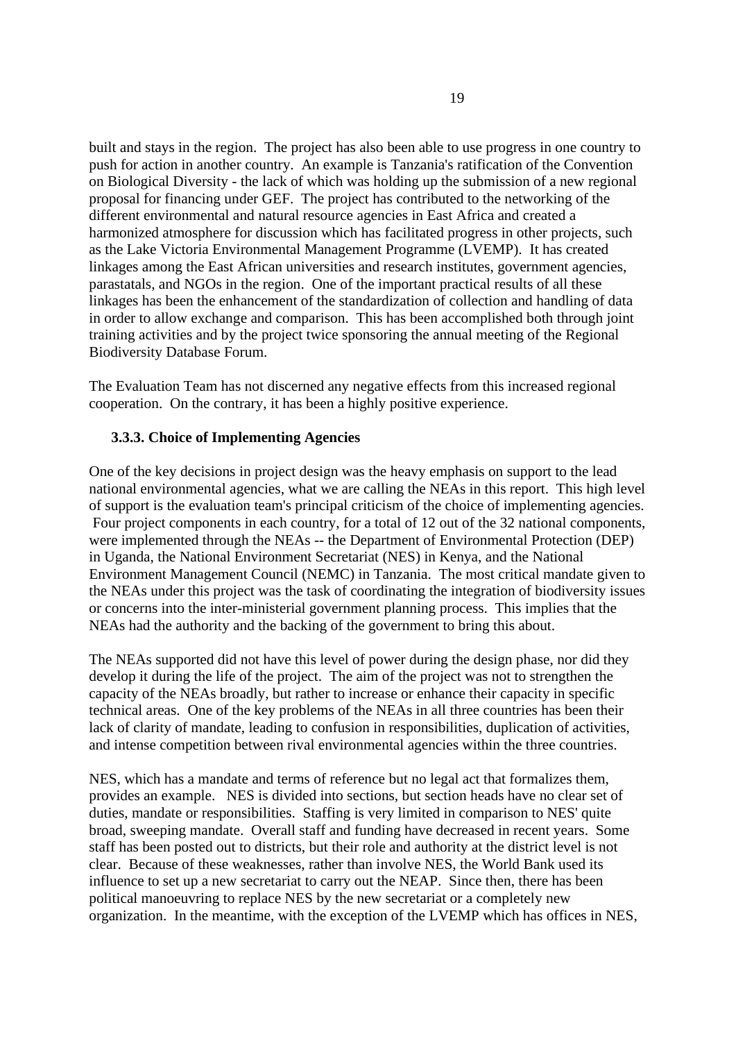built and stays in the region. The project has also been able to use progress in one country to push for action in another country. An example is Tanzania's ratification of the Convention on Biological Diversity - the lack of which was holding up the submission of a new regional proposal for financing under GEF. The project has contributed to the networking of the different environmental and natural resource agencies in East Africa and created a harmonized atmosphere for discussion which has facilitated progress in other projects, such as the Lake Victoria Environmental Management Programme (LVEMP). It has created linkages among the East African universities and research institutes, government agencies, parastatals, and NGOs in the region. One of the important practical results of all these linkages has been the enhancement of the standardization of collection and handling of data in order to allow exchange and comparison. This has been accomplished both through joint training activities and by the project twice sponsoring the annual meeting of the Regional Biodiversity Database Forum.

The Evaluation Team has not discerned any negative effects from this increased regional cooperation. On the contrary, it has been a highly positive experience.

### 3.3.3. Choice of Implementing Agencies

One of the key decisions in project design was the heavy emphasis on support to the lead national environmental agencies, what we are calling the NEAs in this report. This high level of support is the evaluation team's principal criticism of the choice of implementing agencies. Four project components in each country, for a total of 12 out of the 32 national components, were implemented through the NEAs -- the Department of Environmental Protection (DEP) in Uganda, the National Environment Secretariat (NES) in Kenya, and the National Environment Management Council (NEMC) in Tanzania. The most critical mandate given to the NEAs under this project was the task of coordinating the integration of biodiversity issues or concerns into the inter-ministerial government planning process. This implies that the NEAs had the authority and the backing of the government to bring this about.

The NEAs supported did not have this level of power during the design phase, nor did they develop it during the life of the project. The aim of the project was not to strengthen the capacity of the NEAs broadly, but rather to increase or enhance their capacity in specific technical areas. One of the key problems of the NEAs in all three countries has been their lack of clarity of mandate, leading to confusion in responsibilities, duplication of activities, and intense competition between rival environmental agencies within the three countries.

NES, which has a mandate and terms of reference but no legal act that formalizes them, provides an example. NES is divided into sections, but section heads have no clear set of duties, mandate or responsibilities. Staffing is very limited in comparison to NES' quite broad, sweeping mandate. Overall staff and funding have decreased in recent years. Some staff has been posted out to districts, but their role and authority at the district level is not clear. Because of these weaknesses, rather than involve NES, the World Bank used its influence to set up a new secretariat to carry out the NEAP. Since then, there has been political manoeuvring to replace NES by the new secretariat or a completely new organization. In the meantime, with the exception of the LVEMP which has offices in NES,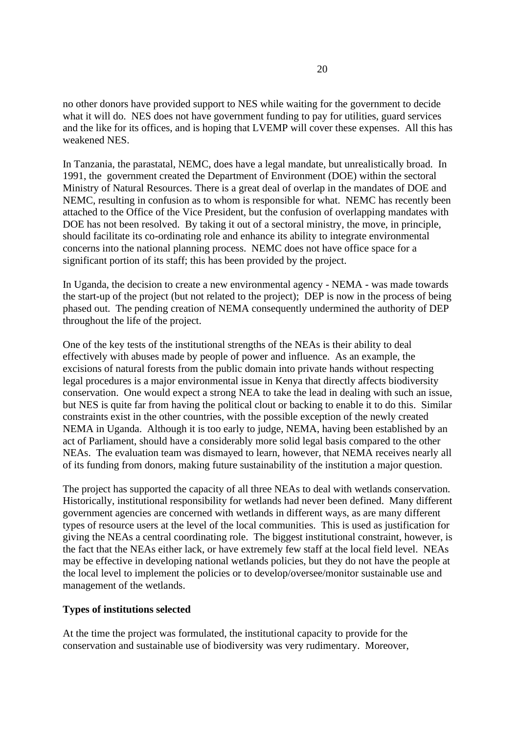no other donors have provided support to NES while waiting for the government to decide what it will do. NES does not have government funding to pay for utilities, guard services and the like for its offices, and is hoping that LVEMP will cover these expenses. All this has weakened NES.

In Tanzania, the parastatal, NEMC, does have a legal mandate, but unrealistically broad. In 1991, the government created the Department of Environment (DOE) within the sectoral Ministry of Natural Resources. There is a great deal of overlap in the mandates of DOE and NEMC, resulting in confusion as to whom is responsible for what. NEMC has recently been attached to the Office of the Vice President, but the confusion of overlapping mandates with DOE has not been resolved. By taking it out of a sectoral ministry, the move, in principle, should facilitate its co-ordinating role and enhance its ability to integrate environmental concerns into the national planning process. NEMC does not have office space for a significant portion of its staff; this has been provided by the project.

In Uganda, the decision to create a new environmental agency - NEMA - was made towards the start-up of the project (but not related to the project); DEP is now in the process of being phased out. The pending creation of NEMA consequently undermined the authority of DEP throughout the life of the project.

One of the key tests of the institutional strengths of the NEAs is their ability to deal effectively with abuses made by people of power and influence. As an example, the excisions of natural forests from the public domain into private hands without respecting legal procedures is a major environmental issue in Kenya that directly affects biodiversity conservation. One would expect a strong NEA to take the lead in dealing with such an issue, but NES is quite far from having the political clout or backing to enable it to do this. Similar constraints exist in the other countries, with the possible exception of the newly created NEMA in Uganda. Although it is too early to judge, NEMA, having been established by an act of Parliament, should have a considerably more solid legal basis compared to the other NEAs. The evaluation team was dismayed to learn, however, that NEMA receives nearly all of its funding from donors, making future sustainability of the institution a major question.

The project has supported the capacity of all three NEAs to deal with wetlands conservation. Historically, institutional responsibility for wetlands had never been defined. Many different government agencies are concerned with wetlands in different ways, as are many different types of resource users at the level of the local communities. This is used as justification for giving the NEAs a central coordinating role. The biggest institutional constraint, however, is the fact that the NEAs either lack, or have extremely few staff at the local field level. NEAs may be effective in developing national wetlands policies, but they do not have the people at the local level to implement the policies or to develop/oversee/monitor sustainable use and management of the wetlands.

**Types of institutions selected**

At the time the project was formulated, the institutional capacity to provide for the conservation and sustainable use of biodiversity was very rudimentary. Moreover,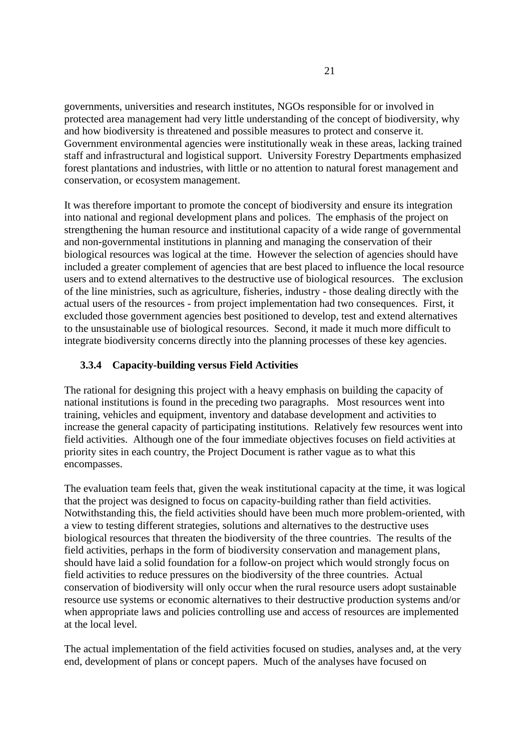governments, universities and research institutes, NGOs responsible for or involved in protected area management had very little understanding of the concept of biodiversity, why and how biodiversity is threatened and possible measures to protect and conserve it. Government environmental agencies were institutionally weak in these areas, lacking trained staff and infrastructural and logistical support. University Forestry Departments emphasized forest plantations and industries, with little or no attention to natural forest management and conservation, or ecosystem management.

It was therefore important to promote the concept of biodiversity and ensure its integration into national and regional development plans and polices. The emphasis of the project on strengthening the human resource and institutional capacity of a wide range of governmental and non-governmental institutions in planning and managing the conservation of their biological resources was logical at the time. However the selection of agencies should have included a greater complement of agencies that are best placed to influence the local resource users and to extend alternatives to the destructive use of biological resources. The exclusion of the line ministries, such as agriculture, fisheries, industry - those dealing directly with the actual users of the resources - from project implementation had two consequences. First, it excluded those government agencies best positioned to develop, test and extend alternatives to the unsustainable use of biological resources. Second, it made it much more difficult to integrate biodiversity concerns directly into the planning processes of these key agencies.

### 3.3.4 Capacity-building versus Field Activities

The rational for designing this project with a heavy emphasis on building the capacity of national institutions is found in the preceding two paragraphs. Most resources went into training, vehicles and equipment, inventory and database development and activities to increase the general capacity of participating institutions. Relatively few resources went into field activities. Although one of the four immediate objectives focuses on field activities at priority sites in each country, the Project Document is rather vague as to what this encompasses.

The evaluation team feels that, given the weak institutional capacity at the time, it was logical that the project was designed to focus on capacity-building rather than field activities. Notwithstanding this, the field activities should have been much more problem-oriented, with a view to testing different strategies, solutions and alternatives to the destructive uses biological resources that threaten the biodiversity of the three countries. The results of the field activities, perhaps in the form of biodiversity conservation and management plans, should have laid a solid foundation for a follow-on project which would strongly focus on field activities to reduce pressures on the biodiversity of the three countries. Actual conservation of biodiversity will only occur when the rural resource users adopt sustainable resource use systems or economic alternatives to their destructive production systems and/or when appropriate laws and policies controlling use and access of resources are implemented at the local level.

The actual implementation of the field activities focused on studies, analyses and, at the very end, development of plans or concept papers. Much of the analyses have focused on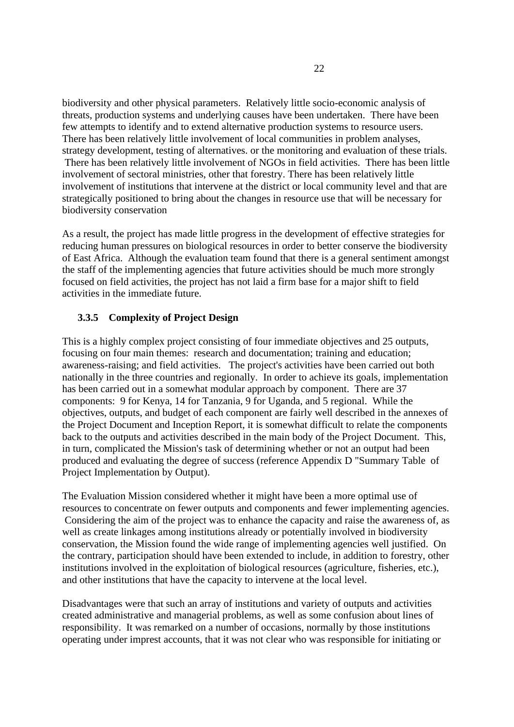biodiversity and other physical parameters. Relatively little socio-economic analysis of threats, production systems and underlying causes have been undertaken. There have been few attempts to identify and to extend alternative production systems to resource users. There has been relatively little involvement of local communities in problem analyses, strategy development, testing of alternatives. or the monitoring and evaluation of these trials. There has been relatively little involvement of NGOs in field activities. There has been little involvement of sectoral ministries, other that forestry. There has been relatively little involvement of institutions that intervene at the district or local community level and that are strategically positioned to bring about the changes in resource use that will be necessary for biodiversity conservation

As a result, the project has made little progress in the development of effective strategies for reducing human pressures on biological resources in order to better conserve the biodiversity of East Africa. Although the evaluation team found that there is a general sentiment amongst the staff of the implementing agencies that future activities should be much more strongly focused on field activities, the project has not laid a firm base for a major shift to field activities in the immediate future.

### 3.3.5 Complexity of Project Design

This is a highly complex project consisting of four immediate objectives and 25 outputs, focusing on four main themes: research and documentation; training and education; awareness-raising; and field activities. The project's activities have been carried out both nationally in the three countries and regionally. In order to achieve its goals, implementation has been carried out in a somewhat modular approach by component. There are 37 components: 9 for Kenya, 14 for Tanzania, 9 for Uganda, and 5 regional. While the objectives, outputs, and budget of each component are fairly well described in the annexes of the Project Document and Inception Report, it is somewhat difficult to relate the components back to the outputs and activities described in the main body of the Project Document. This, in turn, complicated the Mission's task of determining whether or not an output had been produced and evaluating the degree of success (reference Appendix D "Summary Table of Project Implementation by Output).

The Evaluation Mission considered whether it might have been a more optimal use of resources to concentrate on fewer outputs and components and fewer implementing agencies. Considering the aim of the project was to enhance the capacity and raise the awareness of, as well as create linkages among institutions already or potentially involved in biodiversity conservation, the Mission found the wide range of implementing agencies well justified. On the contrary, participation should have been extended to include, in addition to forestry, other institutions involved in the exploitation of biological resources (agriculture, fisheries, etc.), and other institutions that have the capacity to intervene at the local level.

Disadvantages were that such an array of institutions and variety of outputs and activities created administrative and managerial problems, as well as some confusion about lines of responsibility. It was remarked on a number of occasions, normally by those institutions operating under imprest accounts, that it was not clear who was responsible for initiating or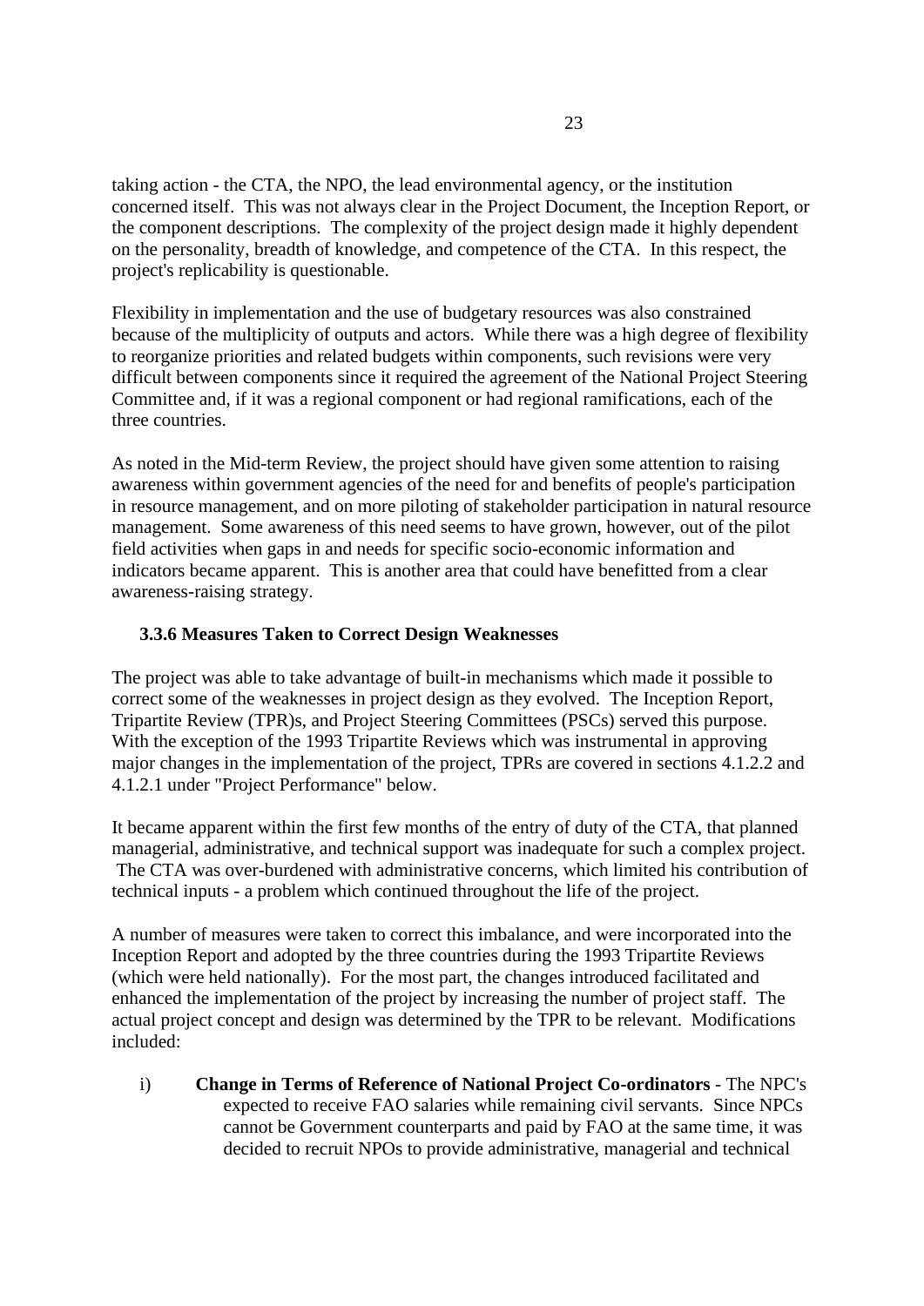taking action - the CTA, the NPO, the lead environmental agency, or the institution concerned itself. This was not always clear in the Project Document, the Inception Report, or the component descriptions. The complexity of the project design made it highly dependent on the personality, breadth of knowledge, and competence of the CTA. In this respect, the project's replicability is questionable.

Flexibility in implementation and the use of budgetary resources was also constrained because of the multiplicity of outputs and actors. While there was a high degree of flexibility to reorganize priorities and related budgets within components, such revisions were very difficult between components since it required the agreement of the National Project Steering Committee and, if it was a regional component or had regional ramifications, each of the three countries.

As noted in the Mid-term Review, the project should have given some attention to raising awareness within government agencies of the need for and benefits of people's participation in resource management, and on more piloting of stakeholder participation in natural resource management. Some awareness of this need seems to have grown, however, out of the pilot field activities when gaps in and needs for specific socio-economic information and indicators became apparent. This is another area that could have benefitted from a clear awareness-raising strategy.

### 3.3.6 Measures Taken to Correct Design Weaknesses

The project was able to take advantage of built-in mechanisms which made it possible to correct some of the weaknesses in project design as they evolved. The Inception Report, Tripartite Review (TPR)s, and Project Steering Committees (PSCs) served this purpose. With the exception of the 1993 Tripartite Reviews which was instrumental in approving major changes in the implementation of the project, TPRs are covered in sections 4.1.2.2 and 4.1.2.1 under "Project Performance" below.

It became apparent within the first few months of the entry of duty of the CTA, that planned managerial, administrative, and technical support was inadequate for such a complex project. The CTA was over-burdened with administrative concerns, which limited his contribution of technical inputs - a problem which continued throughout the life of the project.

A number of measures were taken to correct this imbalance, and were incorporated into the Inception Report and adopted by the three countries during the 1993 Tripartite Reviews (which were held nationally). For the most part, the changes introduced facilitated and enhanced the implementation of the project by increasing the number of project staff. The actual project concept and design was determined by the TPR to be relevant. Modifications included:

i) **Change in Terms of Reference of National Project Co-ordinators** - The NPC's expected to receive FAO salaries while remaining civil servants. Since NPCs cannot be Government counterparts and paid by FAO at the same time, it was decided to recruit NPOs to provide administrative, managerial and technical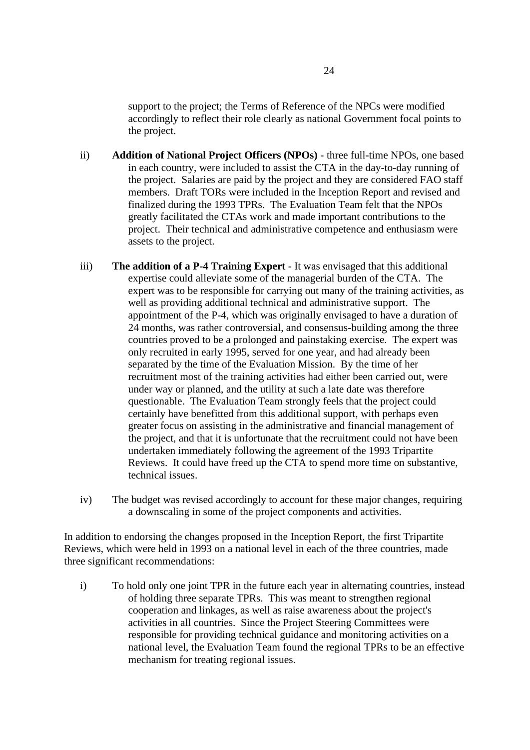support to the project; the Terms of Reference of the NPCs were modified accordingly to reflect their role clearly as national Government focal points to the project.

ii) **Addition of National Project Officers (NPOs)** - three full-time NPOs, one based in each country, were included to assist the CTA in the day-to-day running of the project. Salaries are paid by the project and they are considered FAO staff members. Draft TORs were included in the Inception Report and revised and finalized during the 1993 TPRs. The Evaluation Team felt that the NPOs greatly facilitated the CTAs work and made important contributions to the project. Their technical and administrative competence and enthusiasm were assets to the project.

iii) **The addition of a P-4 Training Expert** - It was envisaged that this additional expertise could alleviate some of the managerial burden of the CTA. The expert was to be responsible for carrying out many of the training activities, as well as providing additional technical and administrative support. The appointment of the P-4, which was originally envisaged to have a duration of 24 months, was rather controversial, and consensus-building among the three countries proved to be a prolonged and painstaking exercise. The expert was only recruited in early 1995, served for one year, and had already been separated by the time of the Evaluation Mission. By the time of her recruitment most of the training activities had either been carried out, were under way or planned, and the utility at such a late date was therefore questionable. The Evaluation Team strongly feels that the project could certainly have benefitted from this additional support, with perhaps even greater focus on assisting in the administrative and financial management of the project, and that it is unfortunate that the recruitment could not have been undertaken immediately following the agreement of the 1993 Tripartite Reviews. It could have freed up the CTA to spend more time on substantive, technical issues.

iv) The budget was revised accordingly to account for these major changes, requiring a downscaling in some of the project components and activities.

In addition to endorsing the changes proposed in the Inception Report, the first Tripartite Reviews, which were held in 1993 on a national level in each of the three countries, made three significant recommendations:

i) To hold only one joint TPR in the future each year in alternating countries, instead of holding three separate TPRs. This was meant to strengthen regional cooperation and linkages, as well as raise awareness about the project's activities in all countries. Since the Project Steering Committees were responsible for providing technical guidance and monitoring activities on a national level, the Evaluation Team found the regional TPRs to be an effective mechanism for treating regional issues.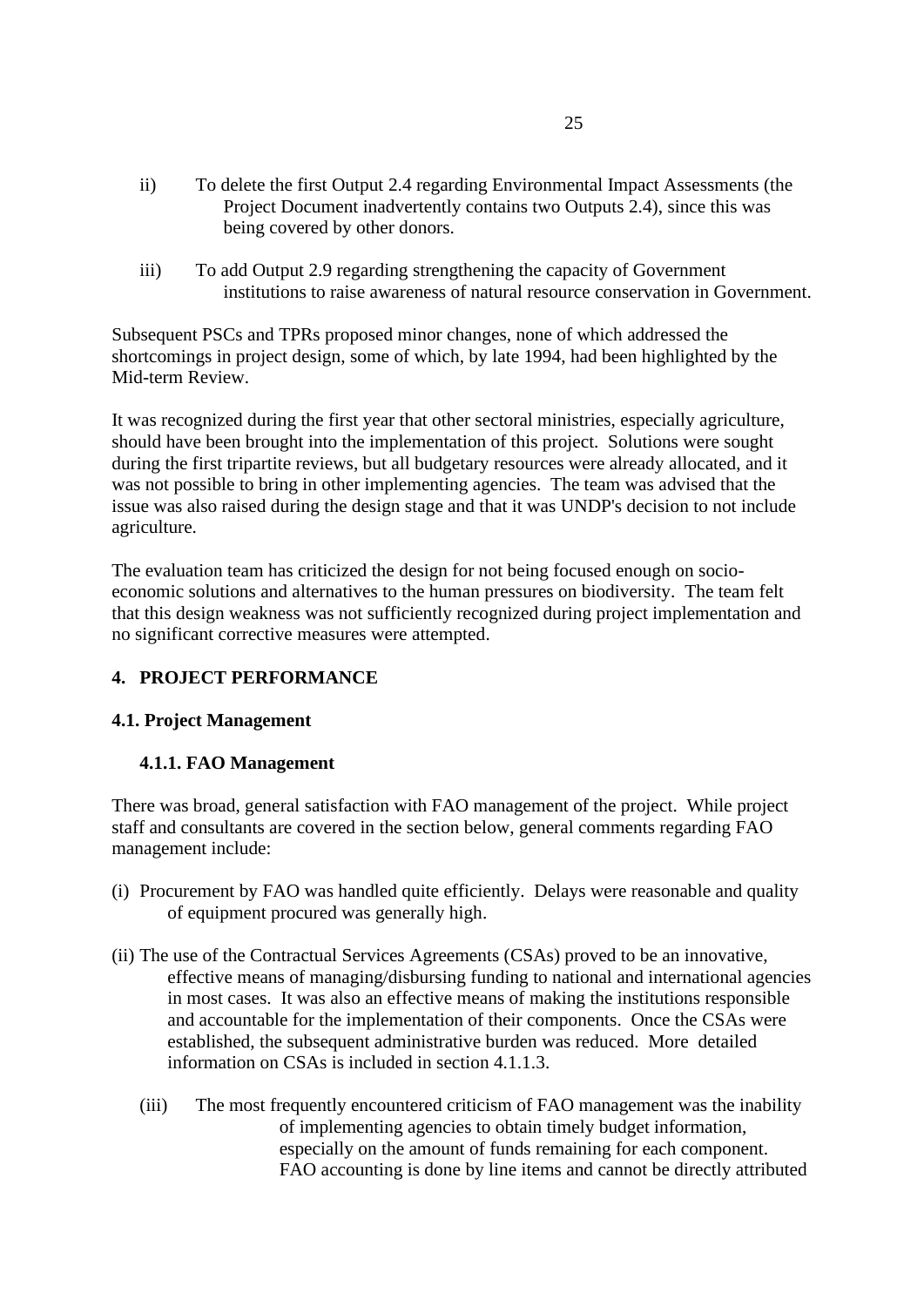ii) To delete the first Output 2.4 regarding Environmental Impact Assessments (the Project Document inadvertently contains two Outputs 2.4), since this was being covered by other donors.

iii) To add Output 2.9 regarding strengthening the capacity of Government institutions to raise awareness of natural resource conservation in Government.

Subsequent PSCs and TPRs proposed minor changes, none of which addressed the shortcomings in project design, some of which, by late 1994, had been highlighted by the Mid-term Review.

It was recognized during the first year that other sectoral ministries, especially agriculture, should have been brought into the implementation of this project. Solutions were sought during the first tripartite reviews, but all budgetary resources were already allocated, and it was not possible to bring in other implementing agencies. The team was advised that the issue was also raised during the design stage and that it was UNDP's decision to not include agriculture.

The evaluation team has criticized the design for not being focused enough on socio-economic solutions and alternatives to the human pressures on biodiversity. The team felt that this design weakness was not sufficiently recognized during project implementation and no significant corrective measures were attempted.

## 4. PROJECT PERFORMANCE

### 4.1. Project Management

#### 4.1.1. FAO Management

There was broad, general satisfaction with FAO management of the project. While project staff and consultants are covered in the section below, general comments regarding FAO management include:

(i) Procurement by FAO was handled quite efficiently. Delays were reasonable and quality of equipment procured was generally high.

(ii) The use of the Contractual Services Agreements (CSAs) proved to be an innovative, effective means of managing/disbursing funding to national and international agencies in most cases. It was also an effective means of making the institutions responsible and accountable for the implementation of their components. Once the CSAs were established, the subsequent administrative burden was reduced. More detailed information on CSAs is included in section 4.1.1.3.

(iii) The most frequently encountered criticism of FAO management was the inability of implementing agencies to obtain timely budget information, especially on the amount of funds remaining for each component. FAO accounting is done by line items and cannot be directly attributed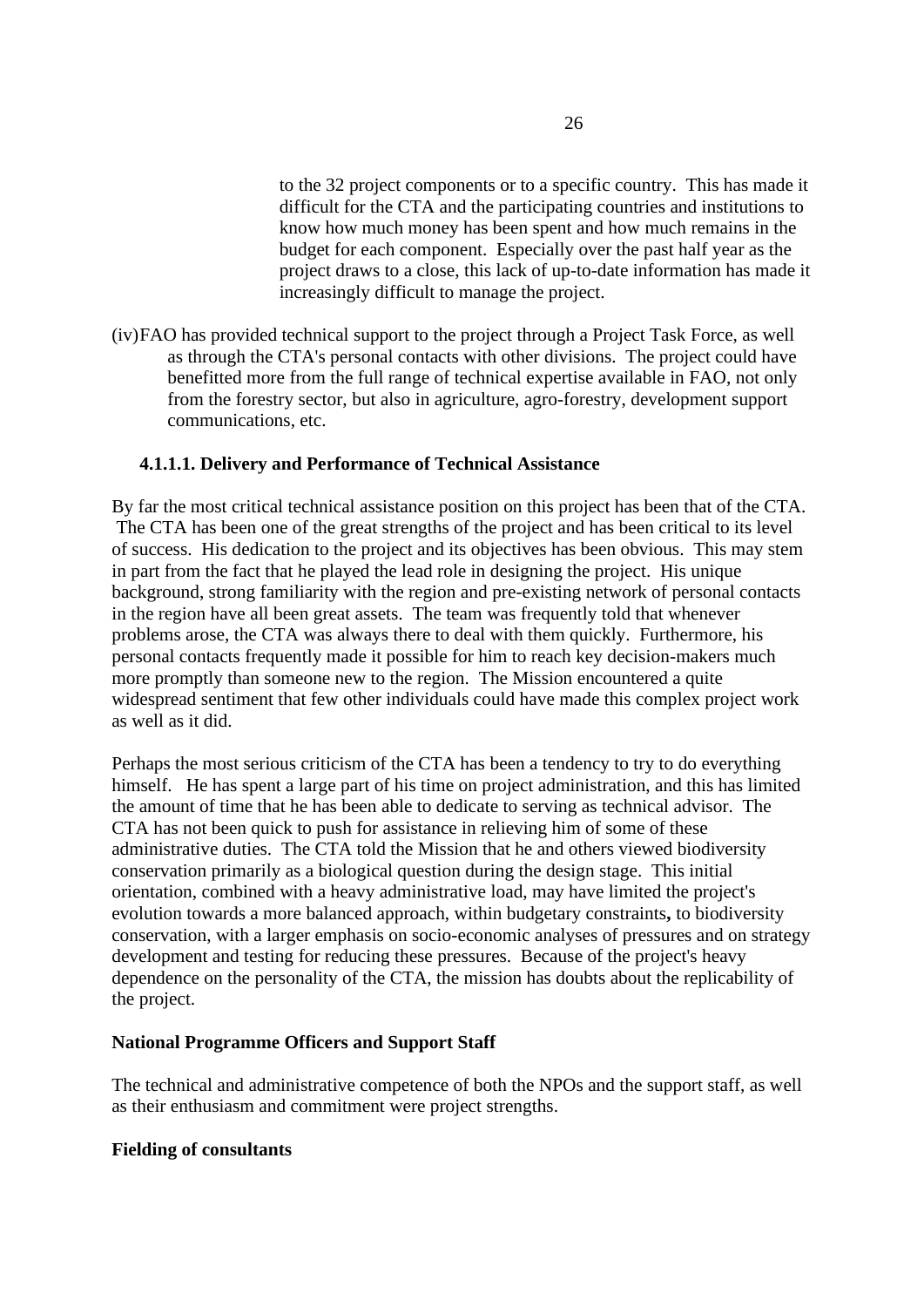to the 32 project components or to a specific country. This has made it difficult for the CTA and the participating countries and institutions to know how much money has been spent and how much remains in the budget for each component. Especially over the past half year as the project draws to a close, this lack of up-to-date information has made it increasingly difficult to manage the project.

(iv) FAO has provided technical support to the project through a Project Task Force, as well as through the CTA's personal contacts with other divisions. The project could have benefitted more from the full range of technical expertise available in FAO, not only from the forestry sector, but also in agriculture, agro-forestry, development support communications, etc.

#### 4.1.1.1. Delivery and Performance of Technical Assistance

By far the most critical technical assistance position on this project has been that of the CTA. The CTA has been one of the great strengths of the project and has been critical to its level of success. His dedication to the project and its objectives has been obvious. This may stem in part from the fact that he played the lead role in designing the project. His unique background, strong familiarity with the region and pre-existing network of personal contacts in the region have all been great assets. The team was frequently told that whenever problems arose, the CTA was always there to deal with them quickly. Furthermore, his personal contacts frequently made it possible for him to reach key decision-makers much more promptly than someone new to the region. The Mission encountered a quite widespread sentiment that few other individuals could have made this complex project work as well as it did.

Perhaps the most serious criticism of the CTA has been a tendency to try to do everything himself. He has spent a large part of his time on project administration, and this has limited the amount of time that he has been able to dedicate to serving as technical advisor. The CTA has not been quick to push for assistance in relieving him of some of these administrative duties. The CTA told the Mission that he and others viewed biodiversity conservation primarily as a biological question during the design stage. This initial orientation, combined with a heavy administrative load, may have limited the project's evolution towards a more balanced approach, within budgetary constraints, to biodiversity conservation, with a larger emphasis on socio-economic analyses of pressures and on strategy development and testing for reducing these pressures. Because of the project's heavy dependence on the personality of the CTA, the mission has doubts about the replicability of the project.

**National Programme Officers and Support Staff**

The technical and administrative competence of both the NPOs and the support staff, as well as their enthusiasm and commitment were project strengths.

**Fielding of consultants**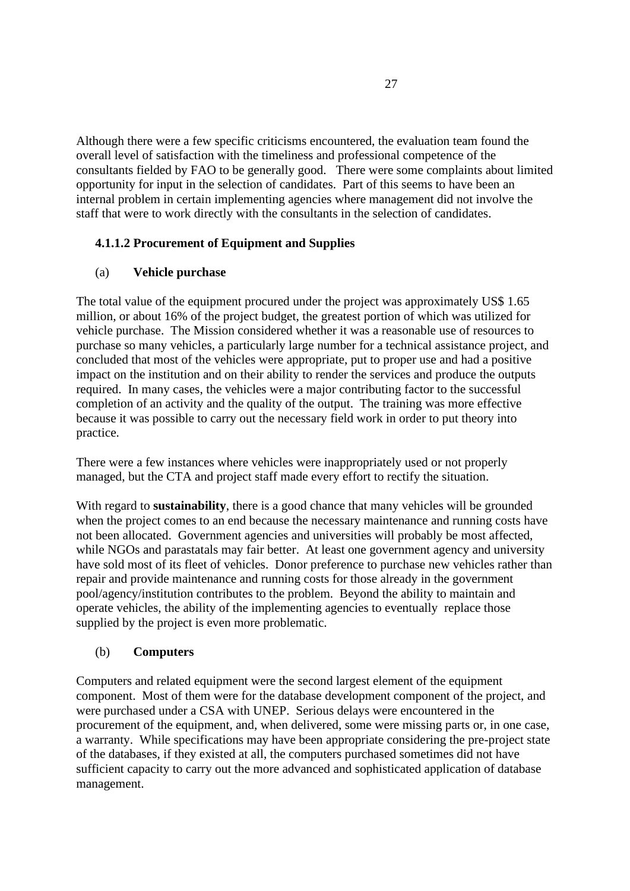Although there were a few specific criticisms encountered, the evaluation team found the overall level of satisfaction with the timeliness and professional competence of the consultants fielded by FAO to be generally good. There were some complaints about limited opportunity for input in the selection of candidates. Part of this seems to have been an internal problem in certain implementing agencies where management did not involve the staff that were to work directly with the consultants in the selection of candidates.

#### 4.1.1.2 Procurement of Equipment and Supplies

(a) **Vehicle purchase**

The total value of the equipment procured under the project was approximately US$ 1.65 million, or about 16% of the project budget, the greatest portion of which was utilized for vehicle purchase. The Mission considered whether it was a reasonable use of resources to purchase so many vehicles, a particularly large number for a technical assistance project, and concluded that most of the vehicles were appropriate, put to proper use and had a positive impact on the institution and on their ability to render the services and produce the outputs required. In many cases, the vehicles were a major contributing factor to the successful completion of an activity and the quality of the output. The training was more effective because it was possible to carry out the necessary field work in order to put theory into practice.

There were a few instances where vehicles were inappropriately used or not properly managed, but the CTA and project staff made every effort to rectify the situation.

With regard to **sustainability**, there is a good chance that many vehicles will be grounded when the project comes to an end because the necessary maintenance and running costs have not been allocated. Government agencies and universities will probably be most affected, while NGOs and parastatals may fair better. At least one government agency and university have sold most of its fleet of vehicles. Donor preference to purchase new vehicles rather than repair and provide maintenance and running costs for those already in the government pool/agency/institution contributes to the problem. Beyond the ability to maintain and operate vehicles, the ability of the implementing agencies to eventually replace those supplied by the project is even more problematic.

(b) **Computers**

Computers and related equipment were the second largest element of the equipment component. Most of them were for the database development component of the project, and were purchased under a CSA with UNEP. Serious delays were encountered in the procurement of the equipment, and, when delivered, some were missing parts or, in one case, a warranty. While specifications may have been appropriate considering the pre-project state of the databases, if they existed at all, the computers purchased sometimes did not have sufficient capacity to carry out the more advanced and sophisticated application of database management.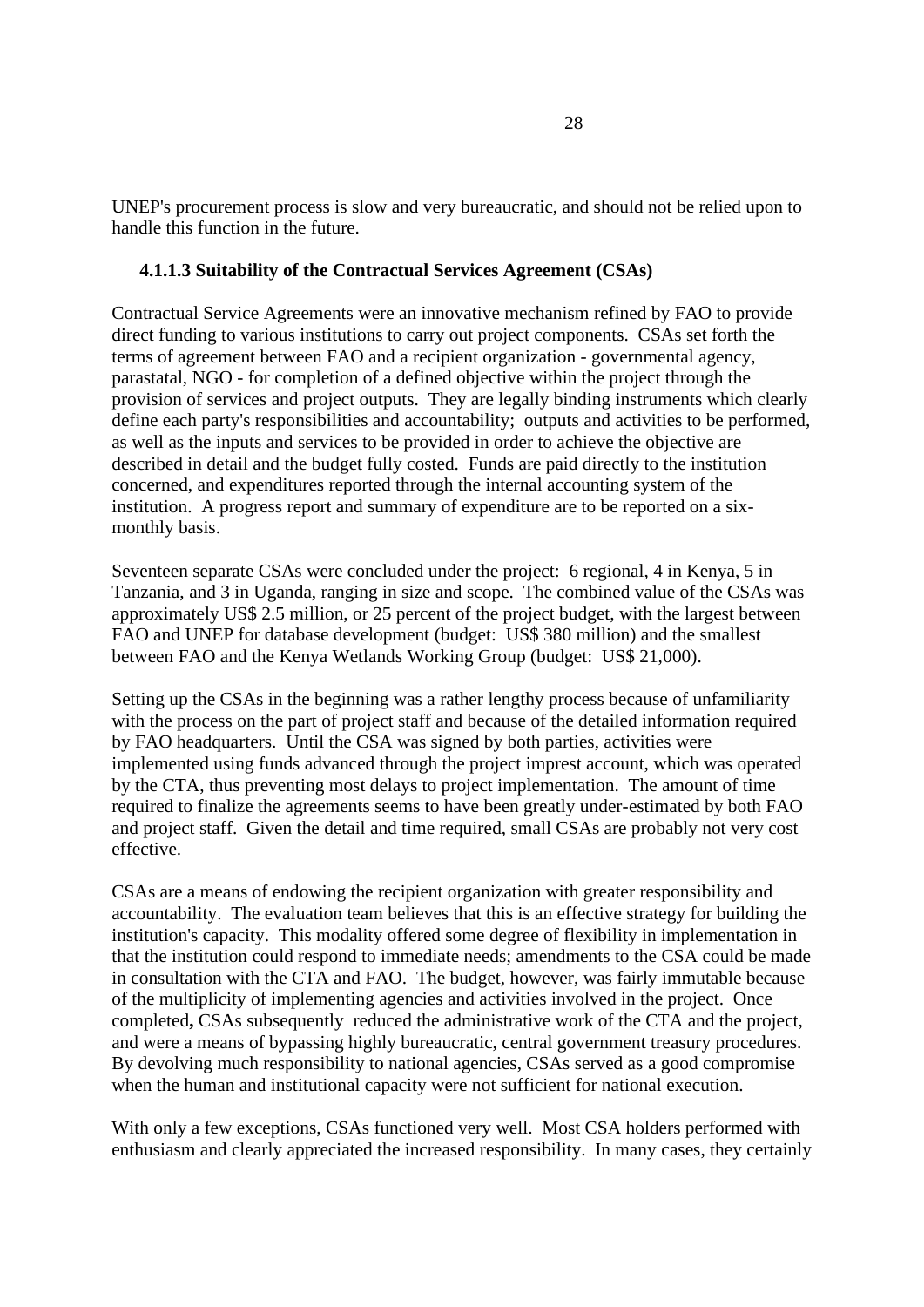UNEP's procurement process is slow and very bureaucratic, and should not be relied upon to handle this function in the future.

#### 4.1.1.3 Suitability of the Contractual Services Agreement (CSAs)

Contractual Service Agreements were an innovative mechanism refined by FAO to provide direct funding to various institutions to carry out project components. CSAs set forth the terms of agreement between FAO and a recipient organization - governmental agency, parastatal, NGO - for completion of a defined objective within the project through the provision of services and project outputs. They are legally binding instruments which clearly define each party's responsibilities and accountability; outputs and activities to be performed, as well as the inputs and services to be provided in order to achieve the objective are described in detail and the budget fully costed. Funds are paid directly to the institution concerned, and expenditures reported through the internal accounting system of the institution. A progress report and summary of expenditure are to be reported on a six-monthly basis.

Seventeen separate CSAs were concluded under the project: 6 regional, 4 in Kenya, 5 in Tanzania, and 3 in Uganda, ranging in size and scope. The combined value of the CSAs was approximately US$ 2.5 million, or 25 percent of the project budget, with the largest between FAO and UNEP for database development (budget: US$ 380 million) and the smallest between FAO and the Kenya Wetlands Working Group (budget: US$ 21,000).

Setting up the CSAs in the beginning was a rather lengthy process because of unfamiliarity with the process on the part of project staff and because of the detailed information required by FAO headquarters. Until the CSA was signed by both parties, activities were implemented using funds advanced through the project imprest account, which was operated by the CTA, thus preventing most delays to project implementation. The amount of time required to finalize the agreements seems to have been greatly under-estimated by both FAO and project staff. Given the detail and time required, small CSAs are probably not very cost effective.

CSAs are a means of endowing the recipient organization with greater responsibility and accountability. The evaluation team believes that this is an effective strategy for building the institution's capacity. This modality offered some degree of flexibility in implementation in that the institution could respond to immediate needs; amendments to the CSA could be made in consultation with the CTA and FAO. The budget, however, was fairly immutable because of the multiplicity of implementing agencies and activities involved in the project. Once completed**,** CSAs subsequently reduced the administrative work of the CTA and the project, and were a means of bypassing highly bureaucratic, central government treasury procedures. By devolving much responsibility to national agencies, CSAs served as a good compromise when the human and institutional capacity were not sufficient for national execution.

With only a few exceptions, CSAs functioned very well. Most CSA holders performed with enthusiasm and clearly appreciated the increased responsibility. In many cases, they certainly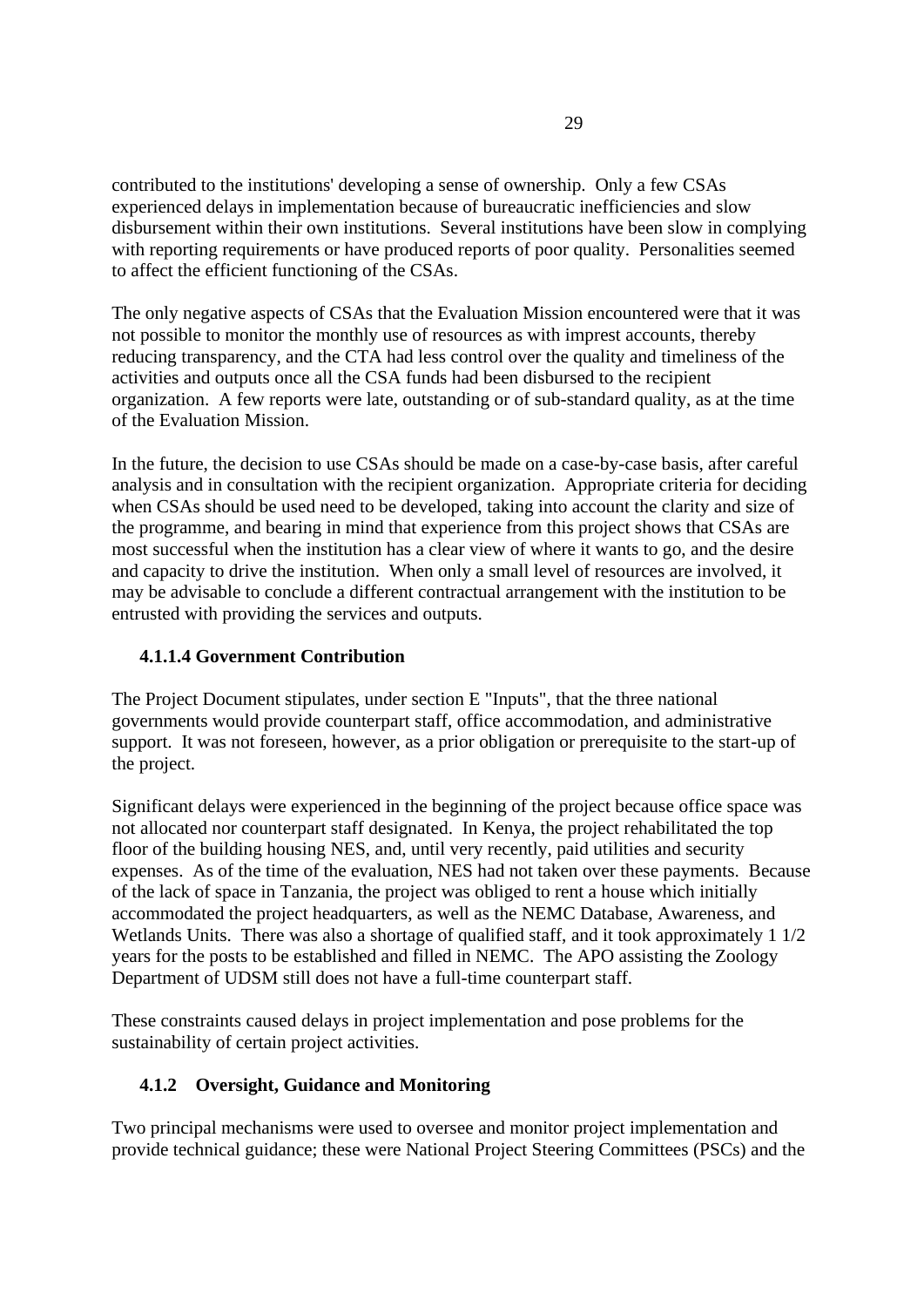contributed to the institutions' developing a sense of ownership. Only a few CSAs experienced delays in implementation because of bureaucratic inefficiencies and slow disbursement within their own institutions. Several institutions have been slow in complying with reporting requirements or have produced reports of poor quality. Personalities seemed to affect the efficient functioning of the CSAs.

The only negative aspects of CSAs that the Evaluation Mission encountered were that it was not possible to monitor the monthly use of resources as with imprest accounts, thereby reducing transparency, and the CTA had less control over the quality and timeliness of the activities and outputs once all the CSA funds had been disbursed to the recipient organization. A few reports were late, outstanding or of sub-standard quality, as at the time of the Evaluation Mission.

In the future, the decision to use CSAs should be made on a case-by-case basis, after careful analysis and in consultation with the recipient organization. Appropriate criteria for deciding when CSAs should be used need to be developed, taking into account the clarity and size of the programme, and bearing in mind that experience from this project shows that CSAs are most successful when the institution has a clear view of where it wants to go, and the desire and capacity to drive the institution. When only a small level of resources are involved, it may be advisable to conclude a different contractual arrangement with the institution to be entrusted with providing the services and outputs.

#### 4.1.1.4 Government Contribution

The Project Document stipulates, under section E "Inputs", that the three national governments would provide counterpart staff, office accommodation, and administrative support. It was not foreseen, however, as a prior obligation or prerequisite to the start-up of the project.

Significant delays were experienced in the beginning of the project because office space was not allocated nor counterpart staff designated. In Kenya, the project rehabilitated the top floor of the building housing NES, and, until very recently, paid utilities and security expenses. As of the time of the evaluation, NES had not taken over these payments. Because of the lack of space in Tanzania, the project was obliged to rent a house which initially accommodated the project headquarters, as well as the NEMC Database, Awareness, and Wetlands Units. There was also a shortage of qualified staff, and it took approximately 1 1/2 years for the posts to be established and filled in NEMC. The APO assisting the Zoology Department of UDSM still does not have a full-time counterpart staff.

These constraints caused delays in project implementation and pose problems for the sustainability of certain project activities.

### 4.1.2 Oversight, Guidance and Monitoring

Two principal mechanisms were used to oversee and monitor project implementation and provide technical guidance; these were National Project Steering Committees (PSCs) and the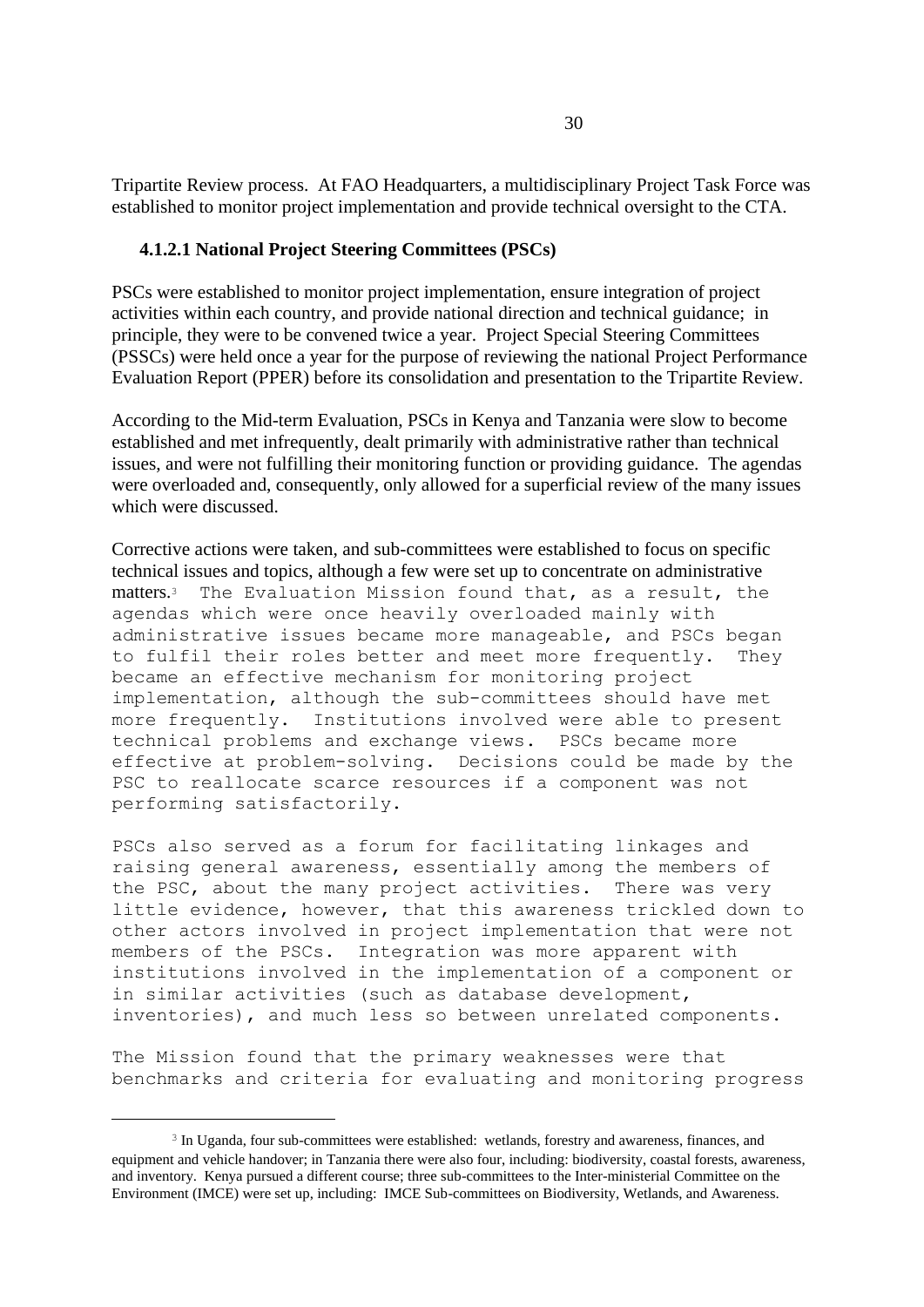Tripartite Review process. At FAO Headquarters, a multidisciplinary Project Task Force was established to monitor project implementation and provide technical oversight to the CTA.

#### 4.1.2.1 National Project Steering Committees (PSCs)

PSCs were established to monitor project implementation, ensure integration of project activities within each country, and provide national direction and technical guidance; in principle, they were to be convened twice a year. Project Special Steering Committees (PSSCs) were held once a year for the purpose of reviewing the national Project Performance Evaluation Report (PPER) before its consolidation and presentation to the Tripartite Review.

According to the Mid-term Evaluation, PSCs in Kenya and Tanzania were slow to become established and met infrequently, dealt primarily with administrative rather than technical issues, and were not fulfilling their monitoring function or providing guidance. The agendas were overloaded and, consequently, only allowed for a superficial review of the many issues which were discussed.

Corrective actions were taken, and sub-committees were established to focus on specific technical issues and topics, although a few were set up to concentrate on administrative matters.[3] The Evaluation Mission found that, as a result, the agendas which were once heavily overloaded mainly with administrative issues became more manageable, and PSCs began to fulfil their roles better and meet more frequently. They became an effective mechanism for monitoring project implementation, although the sub-committees should have met more frequently. Institutions involved were able to present technical problems and exchange views. PSCs became more effective at problem-solving. Decisions could be made by the PSC to reallocate scarce resources if a component was not performing satisfactorily.

PSCs also served as a forum for facilitating linkages and raising general awareness, essentially among the members of the PSC, about the many project activities. There was very little evidence, however, that this awareness trickled down to other actors involved in project implementation that were not members of the PSCs. Integration was more apparent with institutions involved in the implementation of a component or in similar activities (such as database development, inventories), and much less so between unrelated components.

The Mission found that the primary weaknesses were that benchmarks and criteria for evaluating and monitoring progress

[3] In Uganda, four sub-committees were established: wetlands, forestry and awareness, finances, and equipment and vehicle handover; in Tanzania there were also four, including: biodiversity, coastal forests, awareness, and inventory. Kenya pursued a different course; three sub-committees to the Inter-ministerial Committee on the Environment (IMCE) were set up, including: IMCE Sub-committees on Biodiversity, Wetlands, and Awareness.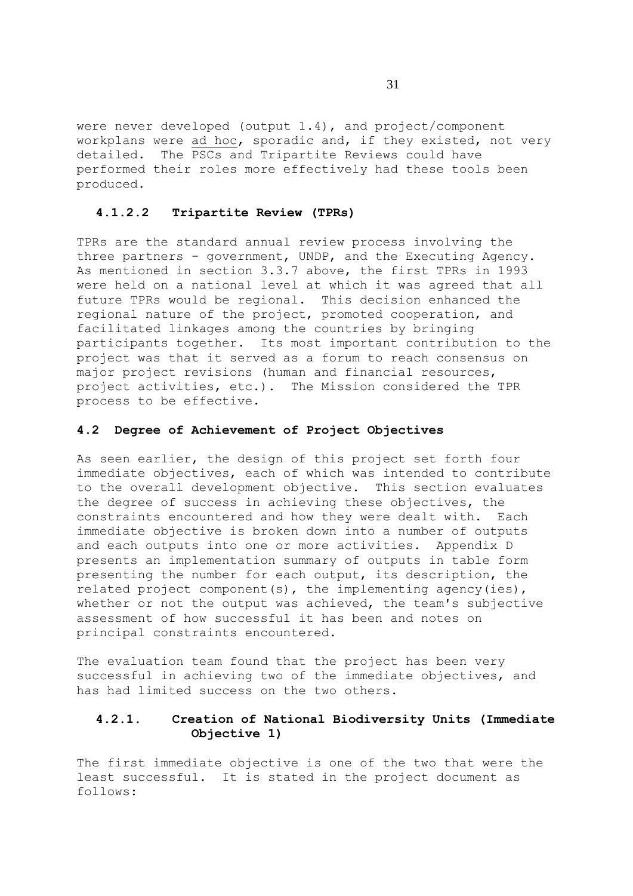were never developed (output 1.4), and project/component workplans were ad hoc, sporadic and, if they existed, not very detailed. The PSCs and Tripartite Reviews could have performed their roles more effectively had these tools been produced.

#### 4.1.2.2 Tripartite Review (TPRs)

TPRs are the standard annual review process involving the three partners - government, UNDP, and the Executing Agency. As mentioned in section 3.3.7 above, the first TPRs in 1993 were held on a national level at which it was agreed that all future TPRs would be regional. This decision enhanced the regional nature of the project, promoted cooperation, and facilitated linkages among the countries by bringing participants together. Its most important contribution to the project was that it served as a forum to reach consensus on major project revisions (human and financial resources, project activities, etc.). The Mission considered the TPR process to be effective.

## 4.2 Degree of Achievement of Project Objectives

As seen earlier, the design of this project set forth four immediate objectives, each of which was intended to contribute to the overall development objective. This section evaluates the degree of success in achieving these objectives, the constraints encountered and how they were dealt with. Each immediate objective is broken down into a number of outputs and each outputs into one or more activities. Appendix D presents an implementation summary of outputs in table form presenting the number for each output, its description, the related project component(s), the implementing agency(ies), whether or not the output was achieved, the team's subjective assessment of how successful it has been and notes on principal constraints encountered.

The evaluation team found that the project has been very successful in achieving two of the immediate objectives, and has had limited success on the two others.

### 4.2.1. Creation of National Biodiversity Units (Immediate Objective 1)

The first immediate objective is one of the two that were the least successful. It is stated in the project document as follows: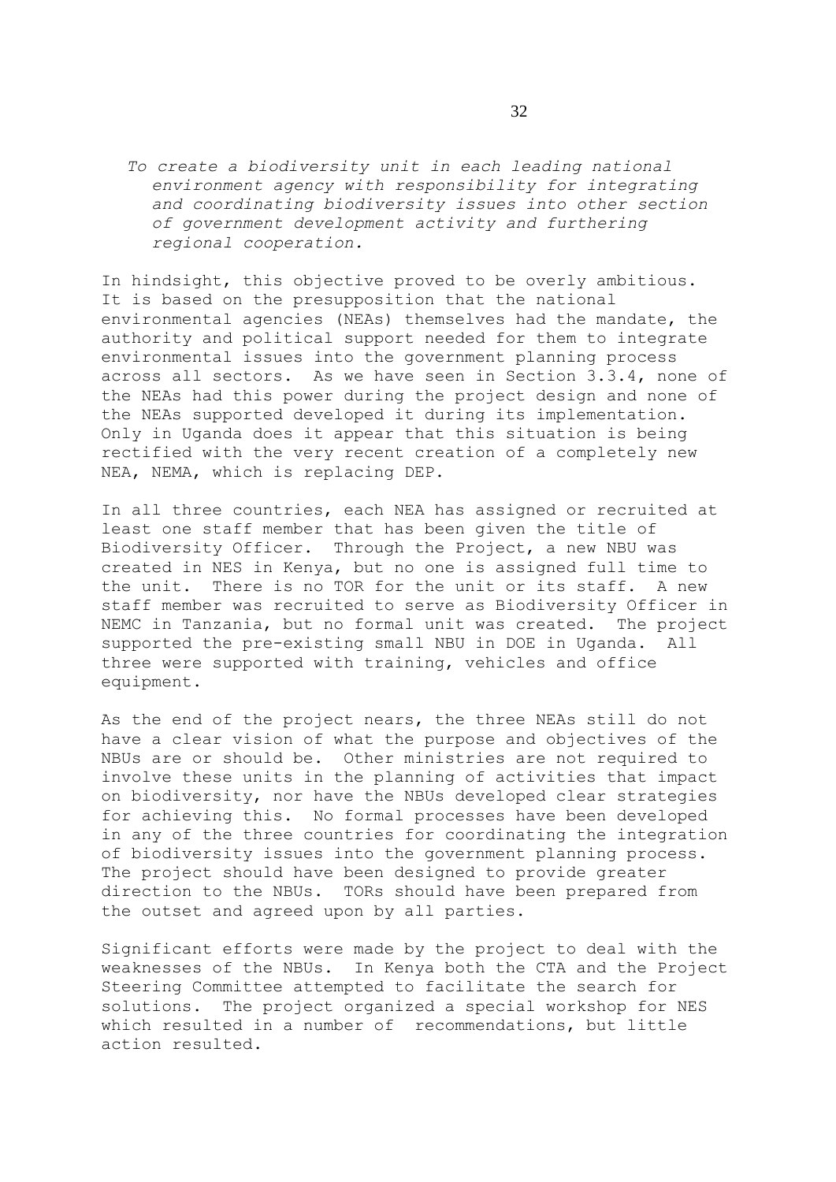*To create a biodiversity unit in each leading national environment agency with responsibility for integrating and coordinating biodiversity issues into other section of government development activity and furthering regional cooperation.*

In hindsight, this objective proved to be overly ambitious. It is based on the presupposition that the national environmental agencies (NEAs) themselves had the mandate, the authority and political support needed for them to integrate environmental issues into the government planning process across all sectors. As we have seen in Section 3.3.4, none of the NEAs had this power during the project design and none of the NEAs supported developed it during its implementation. Only in Uganda does it appear that this situation is being rectified with the very recent creation of a completely new NEA, NEMA, which is replacing DEP.

In all three countries, each NEA has assigned or recruited at least one staff member that has been given the title of Biodiversity Officer. Through the Project, a new NBU was created in NES in Kenya, but no one is assigned full time to the unit. There is no TOR for the unit or its staff. A new staff member was recruited to serve as Biodiversity Officer in NEMC in Tanzania, but no formal unit was created. The project supported the pre-existing small NBU in DOE in Uganda. All three were supported with training, vehicles and office equipment.

As the end of the project nears, the three NEAs still do not have a clear vision of what the purpose and objectives of the NBUs are or should be. Other ministries are not required to involve these units in the planning of activities that impact on biodiversity, nor have the NBUs developed clear strategies for achieving this. No formal processes have been developed in any of the three countries for coordinating the integration of biodiversity issues into the government planning process. The project should have been designed to provide greater direction to the NBUs. TORs should have been prepared from the outset and agreed upon by all parties.

Significant efforts were made by the project to deal with the weaknesses of the NBUs. In Kenya both the CTA and the Project Steering Committee attempted to facilitate the search for solutions. The project organized a special workshop for NES which resulted in a number of recommendations, but little action resulted.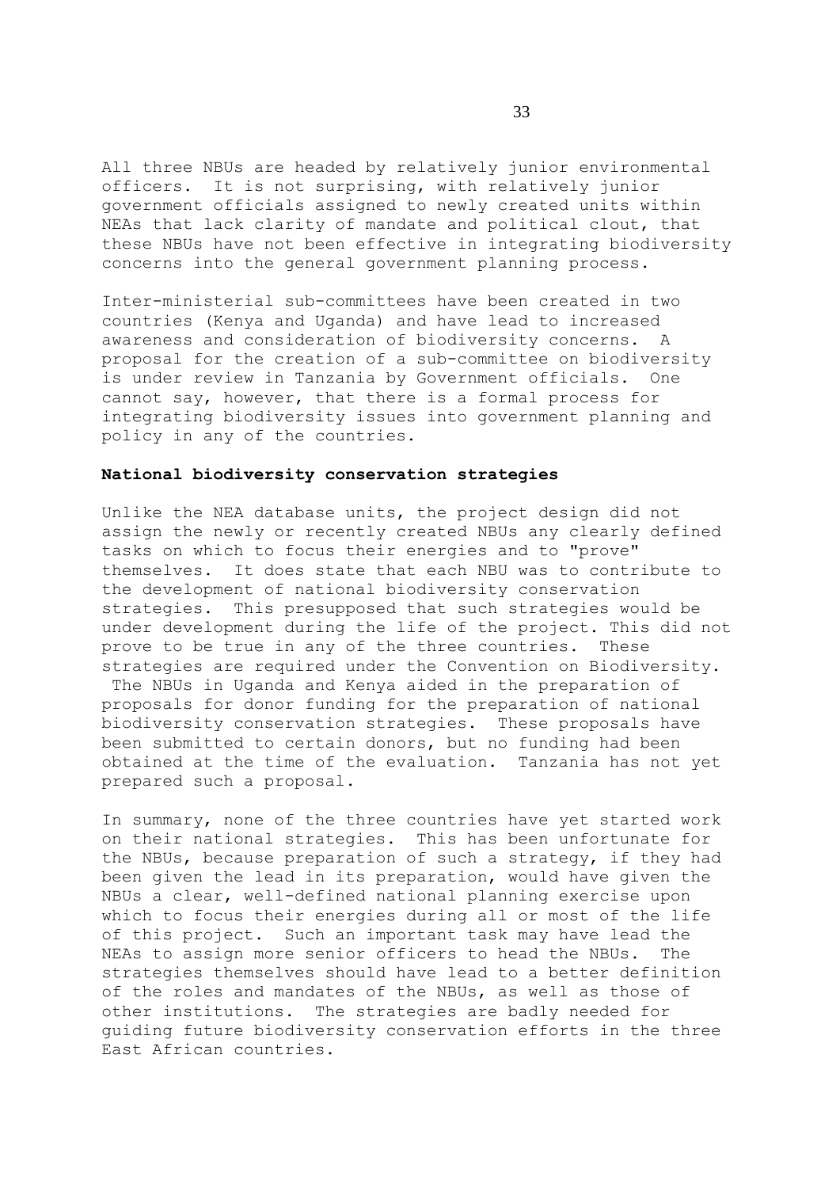All three NBUs are headed by relatively junior environmental officers. It is not surprising, with relatively junior government officials assigned to newly created units within NEAs that lack clarity of mandate and political clout, that these NBUs have not been effective in integrating biodiversity concerns into the general government planning process.

Inter-ministerial sub-committees have been created in two countries (Kenya and Uganda) and have lead to increased awareness and consideration of biodiversity concerns. A proposal for the creation of a sub-committee on biodiversity is under review in Tanzania by Government officials. One cannot say, however, that there is a formal process for integrating biodiversity issues into government planning and policy in any of the countries.

**National biodiversity conservation strategies**

Unlike the NEA database units, the project design did not assign the newly or recently created NBUs any clearly defined tasks on which to focus their energies and to "prove" themselves. It does state that each NBU was to contribute to the development of national biodiversity conservation strategies. This presupposed that such strategies would be under development during the life of the project. This did not prove to be true in any of the three countries. These strategies are required under the Convention on Biodiversity. The NBUs in Uganda and Kenya aided in the preparation of proposals for donor funding for the preparation of national biodiversity conservation strategies. These proposals have been submitted to certain donors, but no funding had been obtained at the time of the evaluation. Tanzania has not yet prepared such a proposal.

In summary, none of the three countries have yet started work on their national strategies. This has been unfortunate for the NBUs, because preparation of such a strategy, if they had been given the lead in its preparation, would have given the NBUs a clear, well-defined national planning exercise upon which to focus their energies during all or most of the life of this project. Such an important task may have lead the NEAs to assign more senior officers to head the NBUs. The strategies themselves should have lead to a better definition of the roles and mandates of the NBUs, as well as those of other institutions. The strategies are badly needed for guiding future biodiversity conservation efforts in the three East African countries.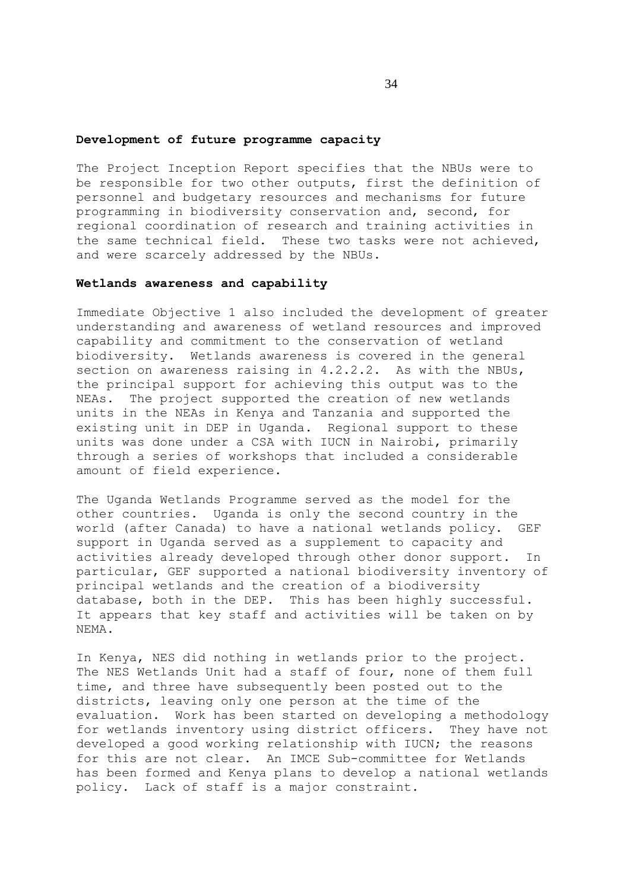**Development of future programme capacity**

The Project Inception Report specifies that the NBUs were to be responsible for two other outputs, first the definition of personnel and budgetary resources and mechanisms for future programming in biodiversity conservation and, second, for regional coordination of research and training activities in the same technical field. These two tasks were not achieved, and were scarcely addressed by the NBUs.

**Wetlands awareness and capability**

Immediate Objective 1 also included the development of greater understanding and awareness of wetland resources and improved capability and commitment to the conservation of wetland biodiversity. Wetlands awareness is covered in the general section on awareness raising in 4.2.2.2. As with the NBUs, the principal support for achieving this output was to the NEAs. The project supported the creation of new wetlands units in the NEAs in Kenya and Tanzania and supported the existing unit in DEP in Uganda. Regional support to these units was done under a CSA with IUCN in Nairobi, primarily through a series of workshops that included a considerable amount of field experience.

The Uganda Wetlands Programme served as the model for the other countries. Uganda is only the second country in the world (after Canada) to have a national wetlands policy. GEF support in Uganda served as a supplement to capacity and activities already developed through other donor support. In particular, GEF supported a national biodiversity inventory of principal wetlands and the creation of a biodiversity database, both in the DEP. This has been highly successful. It appears that key staff and activities will be taken on by NEMA.

In Kenya, NES did nothing in wetlands prior to the project. The NES Wetlands Unit had a staff of four, none of them full time, and three have subsequently been posted out to the districts, leaving only one person at the time of the evaluation. Work has been started on developing a methodology for wetlands inventory using district officers. They have not developed a good working relationship with IUCN; the reasons for this are not clear. An IMCE Sub-committee for Wetlands has been formed and Kenya plans to develop a national wetlands policy. Lack of staff is a major constraint.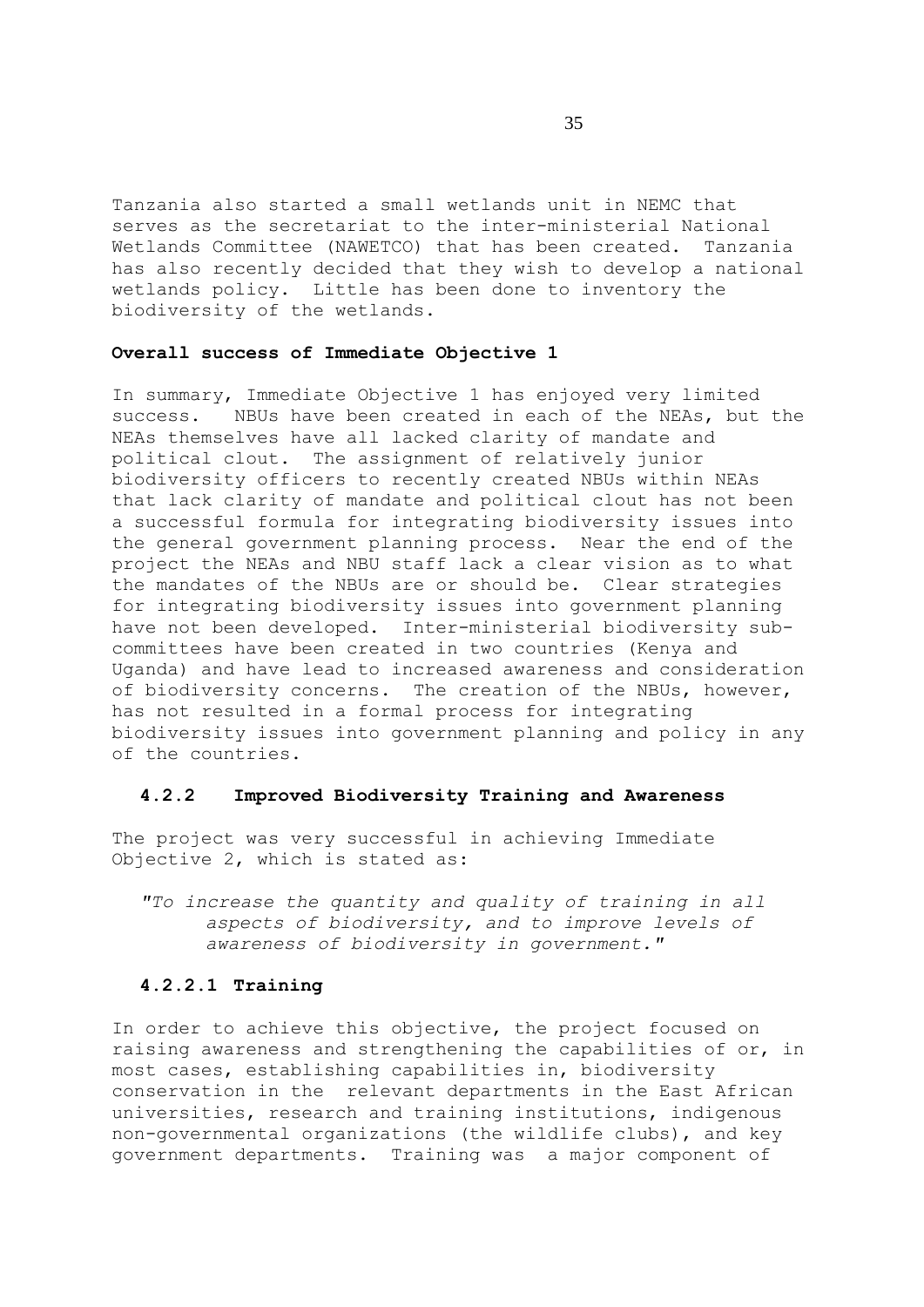Tanzania also started a small wetlands unit in NEMC that serves as the secretariat to the inter-ministerial National Wetlands Committee (NAWETCO) that has been created. Tanzania has also recently decided that they wish to develop a national wetlands policy. Little has been done to inventory the biodiversity of the wetlands.

**Overall success of Immediate Objective 1**

In summary, Immediate Objective 1 has enjoyed very limited success. NBUs have been created in each of the NEAs, but the NEAs themselves have all lacked clarity of mandate and political clout. The assignment of relatively junior biodiversity officers to recently created NBUs within NEAs that lack clarity of mandate and political clout has not been a successful formula for integrating biodiversity issues into the general government planning process. Near the end of the project the NEAs and NBU staff lack a clear vision as to what the mandates of the NBUs are or should be. Clear strategies for integrating biodiversity issues into government planning have not been developed. Inter-ministerial biodiversity sub-committees have been created in two countries (Kenya and Uganda) and have lead to increased awareness and consideration of biodiversity concerns. The creation of the NBUs, however, has not resulted in a formal process for integrating biodiversity issues into government planning and policy in any of the countries.

### 4.2.2 Improved Biodiversity Training and Awareness

The project was very successful in achieving Immediate Objective 2, which is stated as:

> *"To increase the quantity and quality of training in all aspects of biodiversity, and to improve levels of awareness of biodiversity in government."*

#### 4.2.2.1 Training

In order to achieve this objective, the project focused on raising awareness and strengthening the capabilities of or, in most cases, establishing capabilities in, biodiversity conservation in the relevant departments in the East African universities, research and training institutions, indigenous non-governmental organizations (the wildlife clubs), and key government departments. Training was a major component of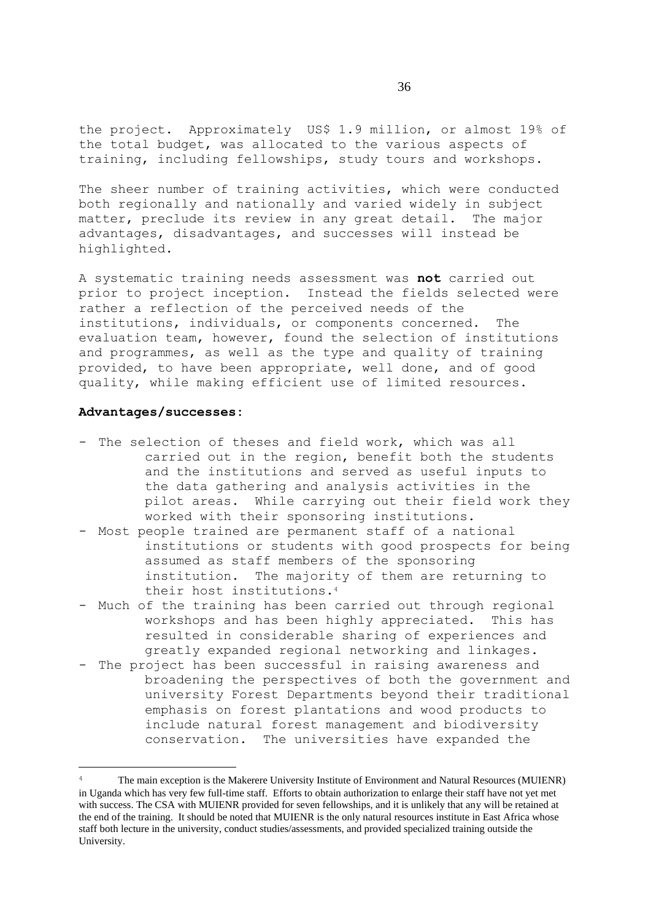the project. Approximately US$ 1.9 million, or almost 19% of the total budget, was allocated to the various aspects of training, including fellowships, study tours and workshops.

The sheer number of training activities, which were conducted both regionally and nationally and varied widely in subject matter, preclude its review in any great detail. The major advantages, disadvantages, and successes will instead be highlighted.

A systematic training needs assessment was **not** carried out prior to project inception. Instead the fields selected were rather a reflection of the perceived needs of the institutions, individuals, or components concerned. The evaluation team, however, found the selection of institutions and programmes, as well as the type and quality of training provided, to have been appropriate, well done, and of good quality, while making efficient use of limited resources.

**Advantages/successes:**

- The selection of theses and field work, which was all carried out in the region, benefit both the students and the institutions and served as useful inputs to the data gathering and analysis activities in the pilot areas. While carrying out their field work they worked with their sponsoring institutions.
- Most people trained are permanent staff of a national institutions or students with good prospects for being assumed as staff members of the sponsoring institution. The majority of them are returning to their host institutions.[4]
- Much of the training has been carried out through regional workshops and has been highly appreciated. This has resulted in considerable sharing of experiences and greatly expanded regional networking and linkages.
- The project has been successful in raising awareness and broadening the perspectives of both the government and university Forest Departments beyond their traditional emphasis on forest plantations and wood products to include natural forest management and biodiversity conservation. The universities have expanded the

[4] The main exception is the Makerere University Institute of Environment and Natural Resources (MUIENR) in Uganda which has very few full-time staff. Efforts to obtain authorization to enlarge their staff have not yet met with success. The CSA with MUIENR provided for seven fellowships, and it is unlikely that any will be retained at the end of the training. It should be noted that MUIENR is the only natural resources institute in East Africa whose staff both lecture in the university, conduct studies/assessments, and provided specialized training outside the University.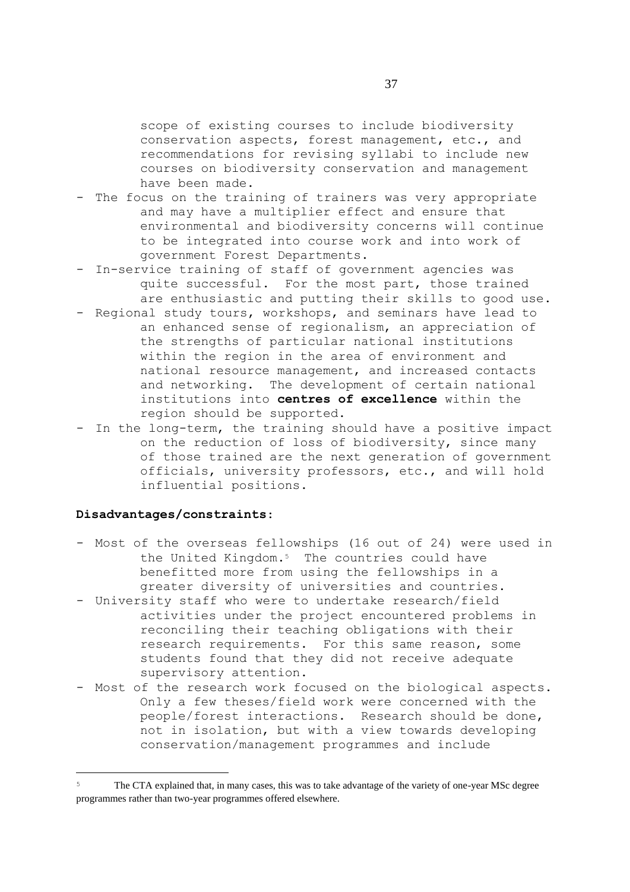scope of existing courses to include biodiversity conservation aspects, forest management, etc., and recommendations for revising syllabi to include new courses on biodiversity conservation and management have been made.

- The focus on the training of trainers was very appropriate and may have a multiplier effect and ensure that environmental and biodiversity concerns will continue to be integrated into course work and into work of government Forest Departments.
- In-service training of staff of government agencies was quite successful. For the most part, those trained are enthusiastic and putting their skills to good use.
- Regional study tours, workshops, and seminars have lead to an enhanced sense of regionalism, an appreciation of the strengths of particular national institutions within the region in the area of environment and national resource management, and increased contacts and networking. The development of certain national institutions into **centres of excellence** within the region should be supported.
- In the long-term, the training should have a positive impact on the reduction of loss of biodiversity, since many of those trained are the next generation of government officials, university professors, etc., and will hold influential positions.

**Disadvantages/constraints:**

- Most of the overseas fellowships (16 out of 24) were used in the United Kingdom.[5] The countries could have benefitted more from using the fellowships in a greater diversity of universities and countries.
- University staff who were to undertake research/field activities under the project encountered problems in reconciling their teaching obligations with their research requirements. For this same reason, some students found that they did not receive adequate supervisory attention.
- Most of the research work focused on the biological aspects. Only a few theses/field work were concerned with the people/forest interactions. Research should be done, not in isolation, but with a view towards developing conservation/management programmes and include

[5] The CTA explained that, in many cases, this was to take advantage of the variety of one-year MSc degree programmes rather than two-year programmes offered elsewhere.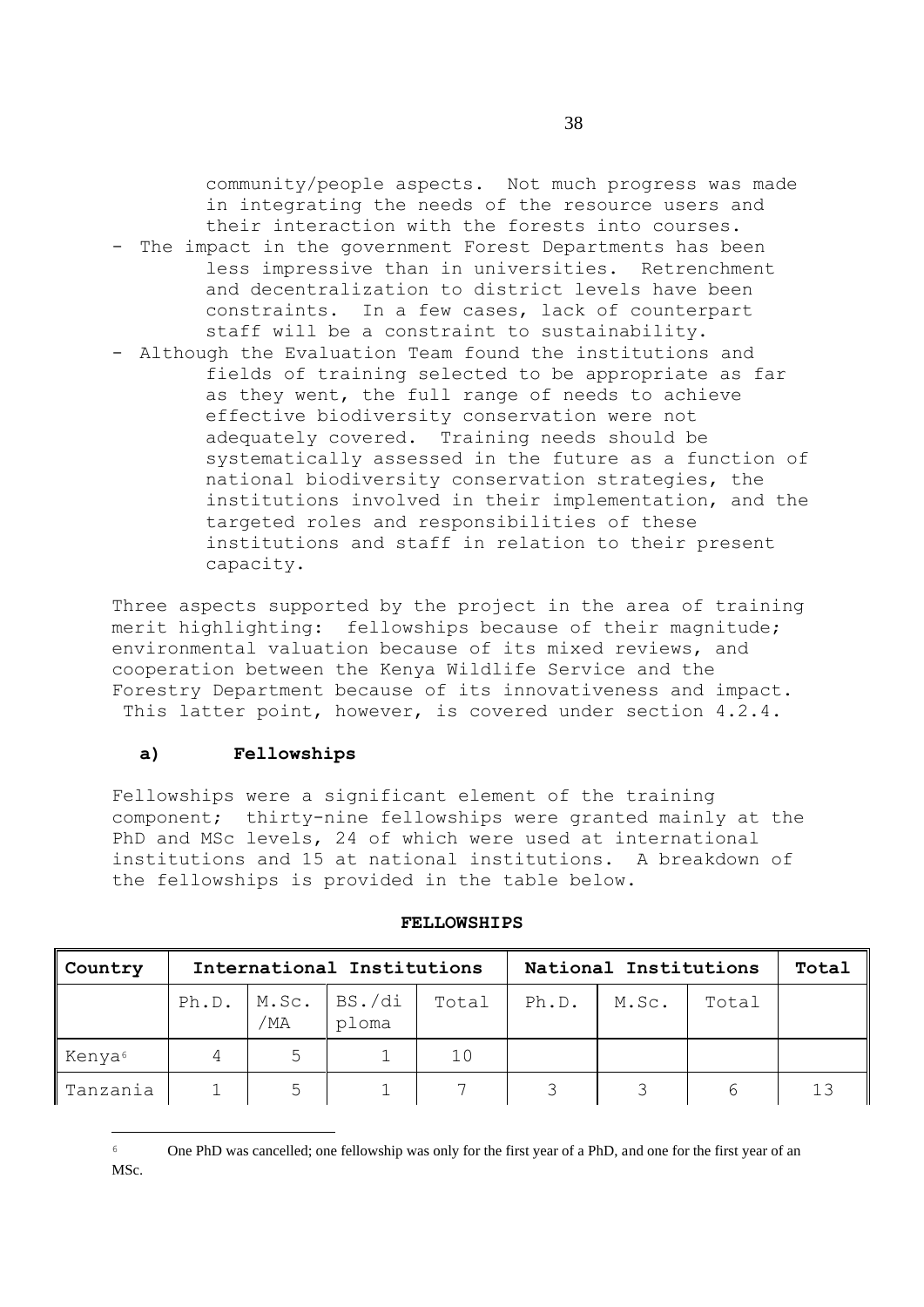community/people aspects. Not much progress was made in integrating the needs of the resource users and their interaction with the forests into courses.

- The impact in the government Forest Departments has been less impressive than in universities. Retrenchment and decentralization to district levels have been constraints. In a few cases, lack of counterpart staff will be a constraint to sustainability.
- Although the Evaluation Team found the institutions and fields of training selected to be appropriate as far as they went, the full range of needs to achieve effective biodiversity conservation were not adequately covered. Training needs should be systematically assessed in the future as a function of national biodiversity conservation strategies, the institutions involved in their implementation, and the targeted roles and responsibilities of these institutions and staff in relation to their present capacity.

Three aspects supported by the project in the area of training merit highlighting: fellowships because of their magnitude; environmental valuation because of its mixed reviews, and cooperation between the Kenya Wildlife Service and the Forestry Department because of its innovativeness and impact. This latter point, however, is covered under section 4.2.4.

**a) Fellowships**

Fellowships were a significant element of the training component; thirty-nine fellowships were granted mainly at the PhD and MSc levels, 24 of which were used at international institutions and 15 at national institutions. A breakdown of the fellowships is provided in the table below.

**FELLOWSHIPS**

| Country | International Institutions | | | | National Institutions | | | Total |
|---|---|---|---|---|---|---|---|---|
| | Ph.D. | M.Sc. /MA | BS./diploma | Total | Ph.D. | M.Sc. | Total | |
| Kenya[6] | 4 | 5 | 1 | 10 | | | | |
| Tanzania | 1 | 5 | 1 | 7 | 3 | 3 | 6 | 13 |

[6] One PhD was cancelled; one fellowship was only for the first year of a PhD, and one for the first year of an MSc.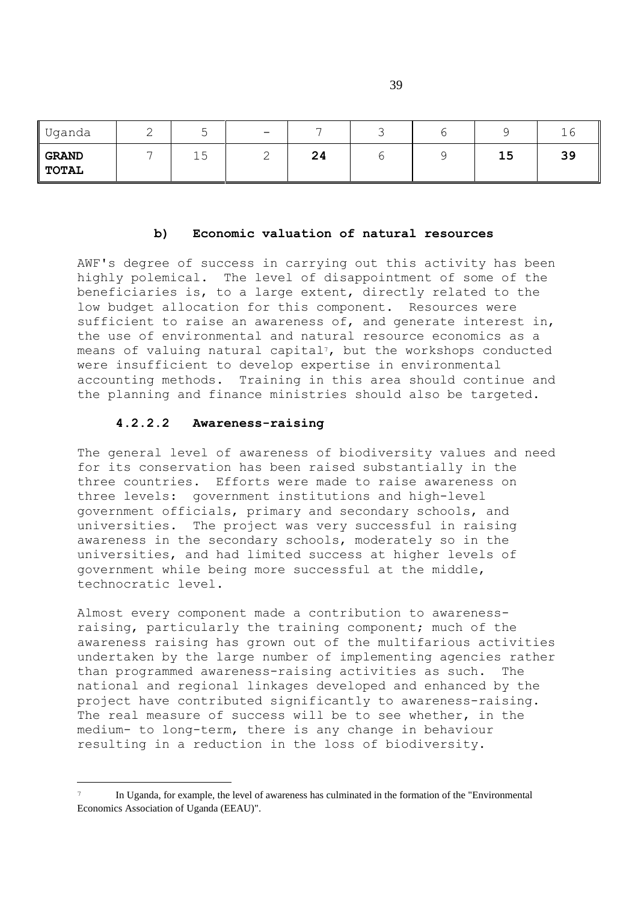| | | | | | | | | |
|---|---|---|---|---|---|---|---|---|
| Uganda | 2 | 5 | - | 7 | 3 | 6 | 9 | 16 |
| **GRAND TOTAL** | 7 | 15 | 2 | **24** | 6 | 9 | **15** | **39** |

#### b) Economic valuation of natural resources

AWF's degree of success in carrying out this activity has been highly polemical. The level of disappointment of some of the beneficiaries is, to a large extent, directly related to the low budget allocation for this component. Resources were sufficient to raise an awareness of, and generate interest in, the use of environmental and natural resource economics as a means of valuing natural capital[7], but the workshops conducted were insufficient to develop expertise in environmental accounting methods. Training in this area should continue and the planning and finance ministries should also be targeted.

#### 4.2.2.2 Awareness-raising

The general level of awareness of biodiversity values and need for its conservation has been raised substantially in the three countries. Efforts were made to raise awareness on three levels: government institutions and high-level government officials, primary and secondary schools, and universities. The project was very successful in raising awareness in the secondary schools, moderately so in the universities, and had limited success at higher levels of government while being more successful at the middle, technocratic level.

Almost every component made a contribution to awareness-raising, particularly the training component; much of the awareness raising has grown out of the multifarious activities undertaken by the large number of implementing agencies rather than programmed awareness-raising activities as such. The national and regional linkages developed and enhanced by the project have contributed significantly to awareness-raising. The real measure of success will be to see whether, in the medium- to long-term, there is any change in behaviour resulting in a reduction in the loss of biodiversity.

---

[7] In Uganda, for example, the level of awareness has culminated in the formation of the "Environmental Economics Association of Uganda (EEAU)".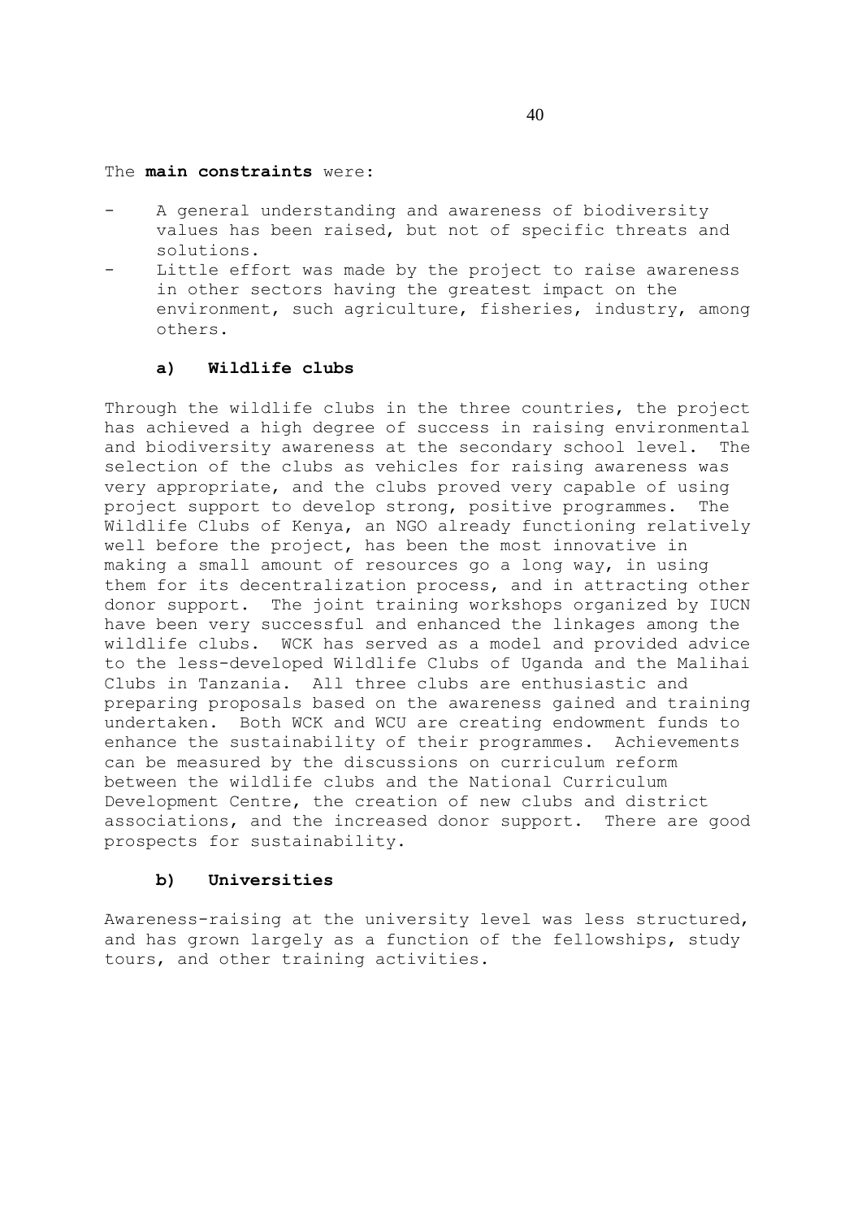The **main constraints** were:

- A general understanding and awareness of biodiversity values has been raised, but not of specific threats and solutions.
- Little effort was made by the project to raise awareness in other sectors having the greatest impact on the environment, such agriculture, fisheries, industry, among others.

**a) Wildlife clubs**

Through the wildlife clubs in the three countries, the project has achieved a high degree of success in raising environmental and biodiversity awareness at the secondary school level. The selection of the clubs as vehicles for raising awareness was very appropriate, and the clubs proved very capable of using project support to develop strong, positive programmes. The Wildlife Clubs of Kenya, an NGO already functioning relatively well before the project, has been the most innovative in making a small amount of resources go a long way, in using them for its decentralization process, and in attracting other donor support. The joint training workshops organized by IUCN have been very successful and enhanced the linkages among the wildlife clubs. WCK has served as a model and provided advice to the less-developed Wildlife Clubs of Uganda and the Malihai Clubs in Tanzania. All three clubs are enthusiastic and preparing proposals based on the awareness gained and training undertaken. Both WCK and WCU are creating endowment funds to enhance the sustainability of their programmes. Achievements can be measured by the discussions on curriculum reform between the wildlife clubs and the National Curriculum Development Centre, the creation of new clubs and district associations, and the increased donor support. There are good prospects for sustainability.

**b) Universities**

Awareness-raising at the university level was less structured, and has grown largely as a function of the fellowships, study tours, and other training activities.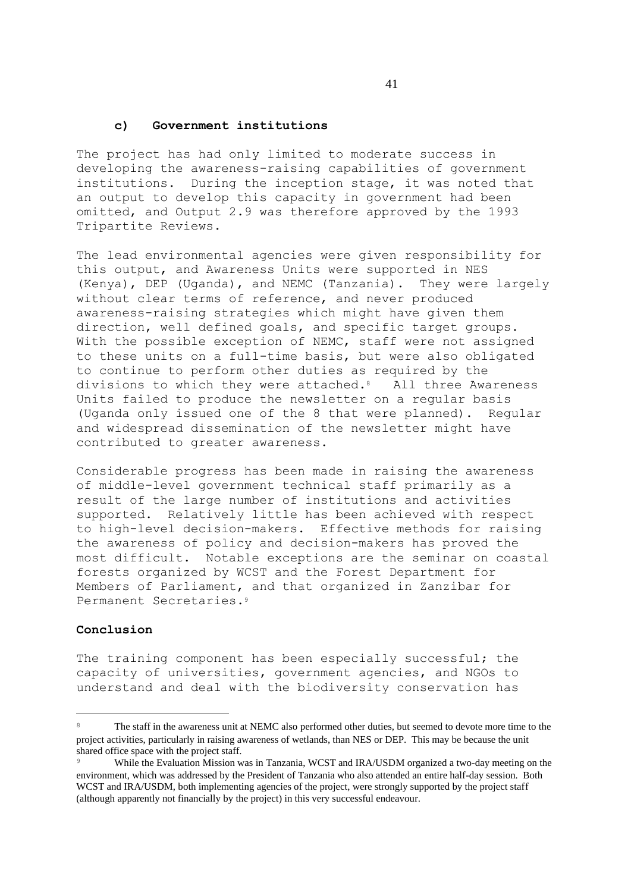### c) Government institutions

The project has had only limited to moderate success in developing the awareness-raising capabilities of government institutions. During the inception stage, it was noted that an output to develop this capacity in government had been omitted, and Output 2.9 was therefore approved by the 1993 Tripartite Reviews.

The lead environmental agencies were given responsibility for this output, and Awareness Units were supported in NES (Kenya), DEP (Uganda), and NEMC (Tanzania). They were largely without clear terms of reference, and never produced awareness-raising strategies which might have given them direction, well defined goals, and specific target groups. With the possible exception of NEMC, staff were not assigned to these units on a full-time basis, but were also obligated to continue to perform other duties as required by the divisions to which they were attached.[8] All three Awareness Units failed to produce the newsletter on a regular basis (Uganda only issued one of the 8 that were planned). Regular and widespread dissemination of the newsletter might have contributed to greater awareness.

Considerable progress has been made in raising the awareness of middle-level government technical staff primarily as a result of the large number of institutions and activities supported. Relatively little has been achieved with respect to high-level decision-makers. Effective methods for raising the awareness of policy and decision-makers has proved the most difficult. Notable exceptions are the seminar on coastal forests organized by WCST and the Forest Department for Members of Parliament, and that organized in Zanzibar for Permanent Secretaries.[9]

### Conclusion

The training component has been especially successful; the capacity of universities, government agencies, and NGOs to understand and deal with the biodiversity conservation has

---

[8] The staff in the awareness unit at NEMC also performed other duties, but seemed to devote more time to the project activities, particularly in raising awareness of wetlands, than NES or DEP. This may be because the unit shared office space with the project staff.

[9] While the Evaluation Mission was in Tanzania, WCST and IRA/USDM organized a two-day meeting on the environment, which was addressed by the President of Tanzania who also attended an entire half-day session. Both WCST and IRA/USDM, both implementing agencies of the project, were strongly supported by the project staff (although apparently not financially by the project) in this very successful endeavour.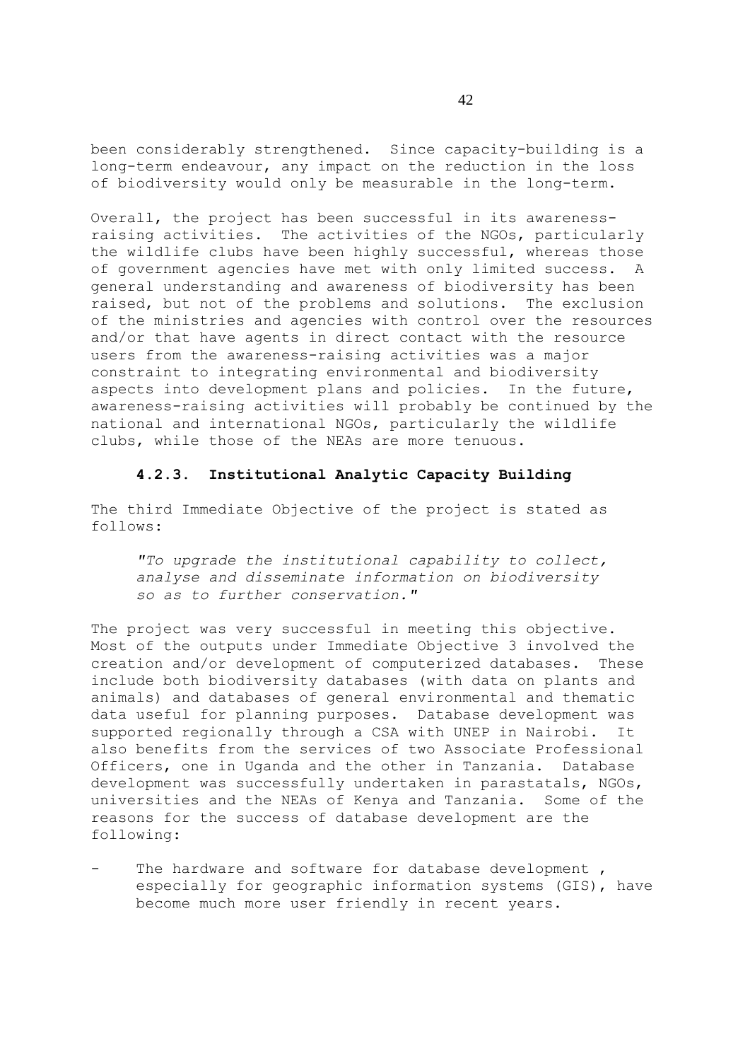been considerably strengthened. Since capacity-building is a long-term endeavour, any impact on the reduction in the loss of biodiversity would only be measurable in the long-term.

Overall, the project has been successful in its awareness-raising activities. The activities of the NGOs, particularly the wildlife clubs have been highly successful, whereas those of government agencies have met with only limited success. A general understanding and awareness of biodiversity has been raised, but not of the problems and solutions. The exclusion of the ministries and agencies with control over the resources and/or that have agents in direct contact with the resource users from the awareness-raising activities was a major constraint to integrating environmental and biodiversity aspects into development plans and policies. In the future, awareness-raising activities will probably be continued by the national and international NGOs, particularly the wildlife clubs, while those of the NEAs are more tenuous.

#### 4.2.3. Institutional Analytic Capacity Building

The third Immediate Objective of the project is stated as follows:

> *"To upgrade the institutional capability to collect, analyse and disseminate information on biodiversity so as to further conservation."*

The project was very successful in meeting this objective. Most of the outputs under Immediate Objective 3 involved the creation and/or development of computerized databases. These include both biodiversity databases (with data on plants and animals) and databases of general environmental and thematic data useful for planning purposes. Database development was supported regionally through a CSA with UNEP in Nairobi. It also benefits from the services of two Associate Professional Officers, one in Uganda and the other in Tanzania. Database development was successfully undertaken in parastatals, NGOs, universities and the NEAs of Kenya and Tanzania. Some of the reasons for the success of database development are the following:

- The hardware and software for database development , especially for geographic information systems (GIS), have become much more user friendly in recent years.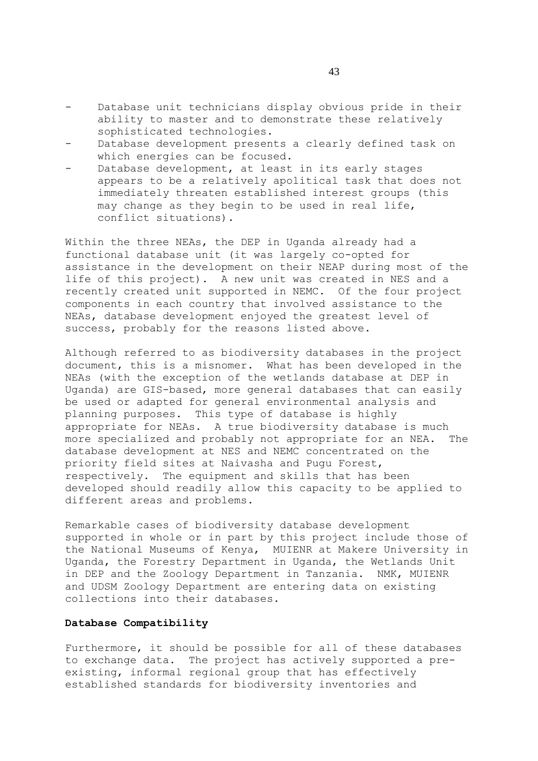- Database unit technicians display obvious pride in their ability to master and to demonstrate these relatively sophisticated technologies.
- Database development presents a clearly defined task on which energies can be focused.
- Database development, at least in its early stages appears to be a relatively apolitical task that does not immediately threaten established interest groups (this may change as they begin to be used in real life, conflict situations).

Within the three NEAs, the DEP in Uganda already had a functional database unit (it was largely co-opted for assistance in the development on their NEAP during most of the life of this project). A new unit was created in NES and a recently created unit supported in NEMC. Of the four project components in each country that involved assistance to the NEAs, database development enjoyed the greatest level of success, probably for the reasons listed above.

Although referred to as biodiversity databases in the project document, this is a misnomer. What has been developed in the NEAs (with the exception of the wetlands database at DEP in Uganda) are GIS-based, more general databases that can easily be used or adapted for general environmental analysis and planning purposes. This type of database is highly appropriate for NEAs. A true biodiversity database is much more specialized and probably not appropriate for an NEA. The database development at NES and NEMC concentrated on the priority field sites at Naivasha and Pugu Forest, respectively. The equipment and skills that has been developed should readily allow this capacity to be applied to different areas and problems.

Remarkable cases of biodiversity database development supported in whole or in part by this project include those of the National Museums of Kenya, MUIENR at Makere University in Uganda, the Forestry Department in Uganda, the Wetlands Unit in DEP and the Zoology Department in Tanzania. NMK, MUIENR and UDSM Zoology Department are entering data on existing collections into their databases.

**Database Compatibility**

Furthermore, it should be possible for all of these databases to exchange data. The project has actively supported a pre-existing, informal regional group that has effectively established standards for biodiversity inventories and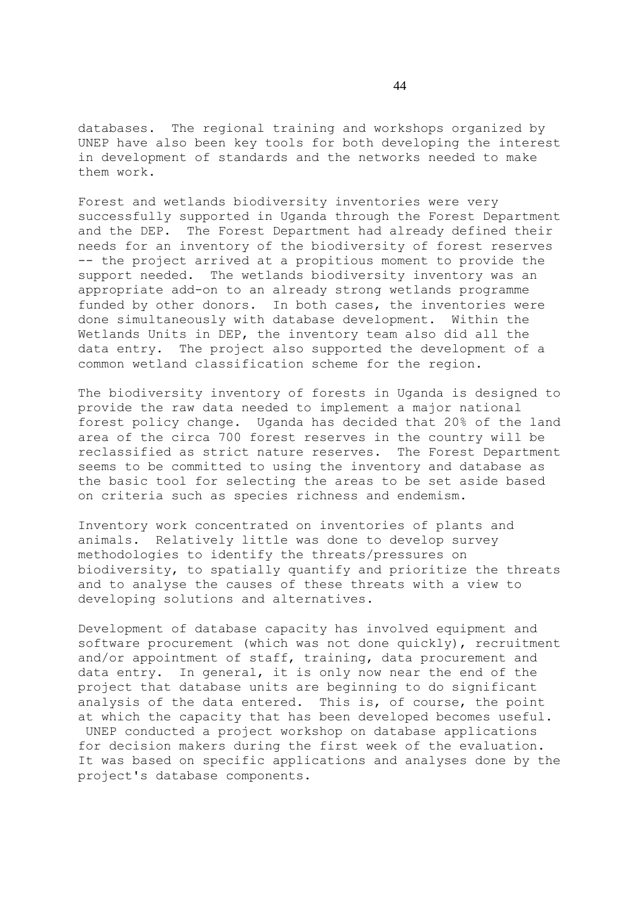databases. The regional training and workshops organized by UNEP have also been key tools for both developing the interest in development of standards and the networks needed to make them work.

Forest and wetlands biodiversity inventories were very successfully supported in Uganda through the Forest Department and the DEP. The Forest Department had already defined their needs for an inventory of the biodiversity of forest reserves -- the project arrived at a propitious moment to provide the support needed. The wetlands biodiversity inventory was an appropriate add-on to an already strong wetlands programme funded by other donors. In both cases, the inventories were done simultaneously with database development. Within the Wetlands Units in DEP, the inventory team also did all the data entry. The project also supported the development of a common wetland classification scheme for the region.

The biodiversity inventory of forests in Uganda is designed to provide the raw data needed to implement a major national forest policy change. Uganda has decided that 20% of the land area of the circa 700 forest reserves in the country will be reclassified as strict nature reserves. The Forest Department seems to be committed to using the inventory and database as the basic tool for selecting the areas to be set aside based on criteria such as species richness and endemism.

Inventory work concentrated on inventories of plants and animals. Relatively little was done to develop survey methodologies to identify the threats/pressures on biodiversity, to spatially quantify and prioritize the threats and to analyse the causes of these threats with a view to developing solutions and alternatives.

Development of database capacity has involved equipment and software procurement (which was not done quickly), recruitment and/or appointment of staff, training, data procurement and data entry. In general, it is only now near the end of the project that database units are beginning to do significant analysis of the data entered. This is, of course, the point at which the capacity that has been developed becomes useful. UNEP conducted a project workshop on database applications for decision makers during the first week of the evaluation. It was based on specific applications and analyses done by the project's database components.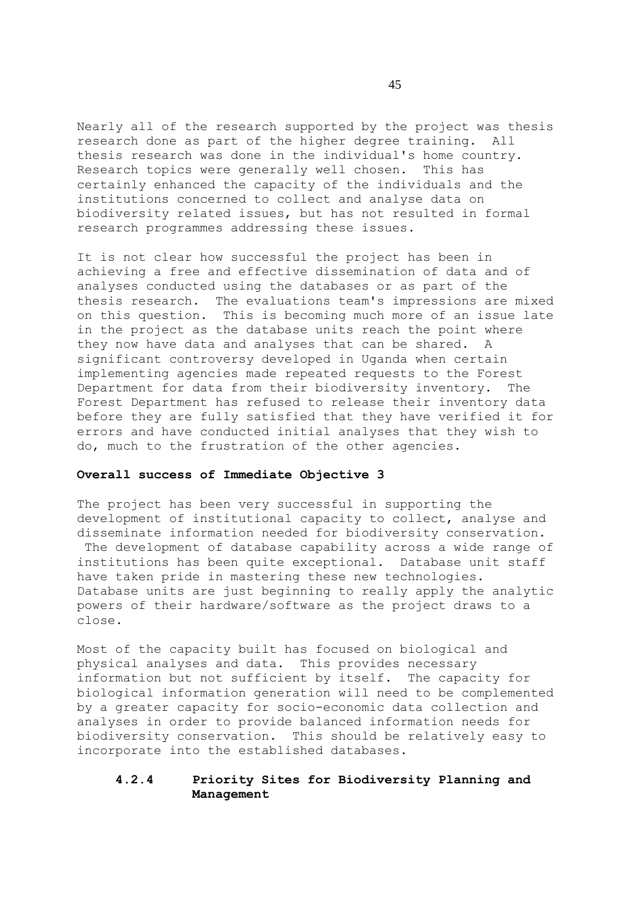Nearly all of the research supported by the project was thesis research done as part of the higher degree training. All thesis research was done in the individual's home country. Research topics were generally well chosen. This has certainly enhanced the capacity of the individuals and the institutions concerned to collect and analyse data on biodiversity related issues, but has not resulted in formal research programmes addressing these issues.

It is not clear how successful the project has been in achieving a free and effective dissemination of data and of analyses conducted using the databases or as part of the thesis research. The evaluations team's impressions are mixed on this question. This is becoming much more of an issue late in the project as the database units reach the point where they now have data and analyses that can be shared. A significant controversy developed in Uganda when certain implementing agencies made repeated requests to the Forest Department for data from their biodiversity inventory. The Forest Department has refused to release their inventory data before they are fully satisfied that they have verified it for errors and have conducted initial analyses that they wish to do, much to the frustration of the other agencies.

**Overall success of Immediate Objective 3**

The project has been very successful in supporting the development of institutional capacity to collect, analyse and disseminate information needed for biodiversity conservation. The development of database capability across a wide range of institutions has been quite exceptional. Database unit staff have taken pride in mastering these new technologies. Database units are just beginning to really apply the analytic powers of their hardware/software as the project draws to a close.

Most of the capacity built has focused on biological and physical analyses and data. This provides necessary information but not sufficient by itself. The capacity for biological information generation will need to be complemented by a greater capacity for socio-economic data collection and analyses in order to provide balanced information needs for biodiversity conservation. This should be relatively easy to incorporate into the established databases.

### 4.2.4 Priority Sites for Biodiversity Planning and Management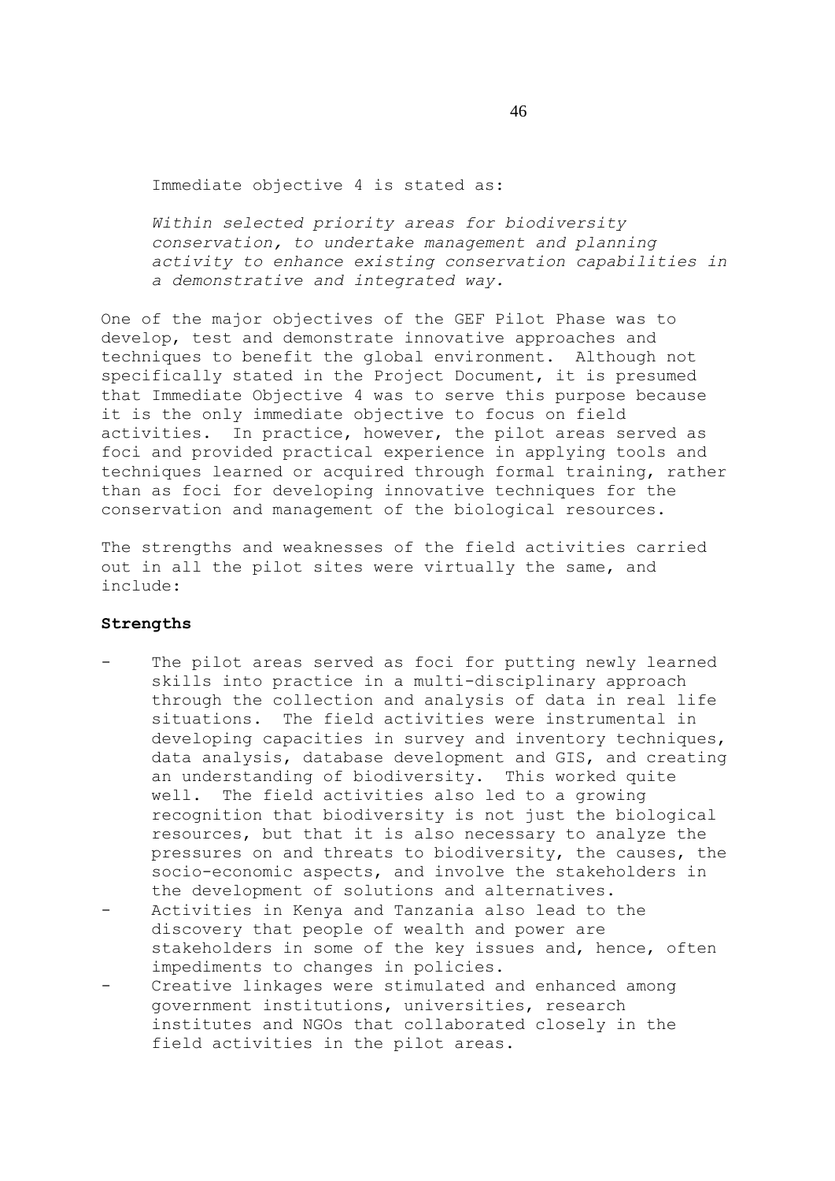Immediate objective 4 is stated as:

*Within selected priority areas for biodiversity conservation, to undertake management and planning activity to enhance existing conservation capabilities in a demonstrative and integrated way.*

One of the major objectives of the GEF Pilot Phase was to develop, test and demonstrate innovative approaches and techniques to benefit the global environment. Although not specifically stated in the Project Document, it is presumed that Immediate Objective 4 was to serve this purpose because it is the only immediate objective to focus on field activities. In practice, however, the pilot areas served as foci and provided practical experience in applying tools and techniques learned or acquired through formal training, rather than as foci for developing innovative techniques for the conservation and management of the biological resources.

The strengths and weaknesses of the field activities carried out in all the pilot sites were virtually the same, and include:

**Strengths**

- The pilot areas served as foci for putting newly learned skills into practice in a multi-disciplinary approach through the collection and analysis of data in real life situations. The field activities were instrumental in developing capacities in survey and inventory techniques, data analysis, database development and GIS, and creating an understanding of biodiversity. This worked quite well. The field activities also led to a growing recognition that biodiversity is not just the biological resources, but that it is also necessary to analyze the pressures on and threats to biodiversity, the causes, the socio-economic aspects, and involve the stakeholders in the development of solutions and alternatives.
- Activities in Kenya and Tanzania also lead to the discovery that people of wealth and power are stakeholders in some of the key issues and, hence, often impediments to changes in policies.
- Creative linkages were stimulated and enhanced among government institutions, universities, research institutes and NGOs that collaborated closely in the field activities in the pilot areas.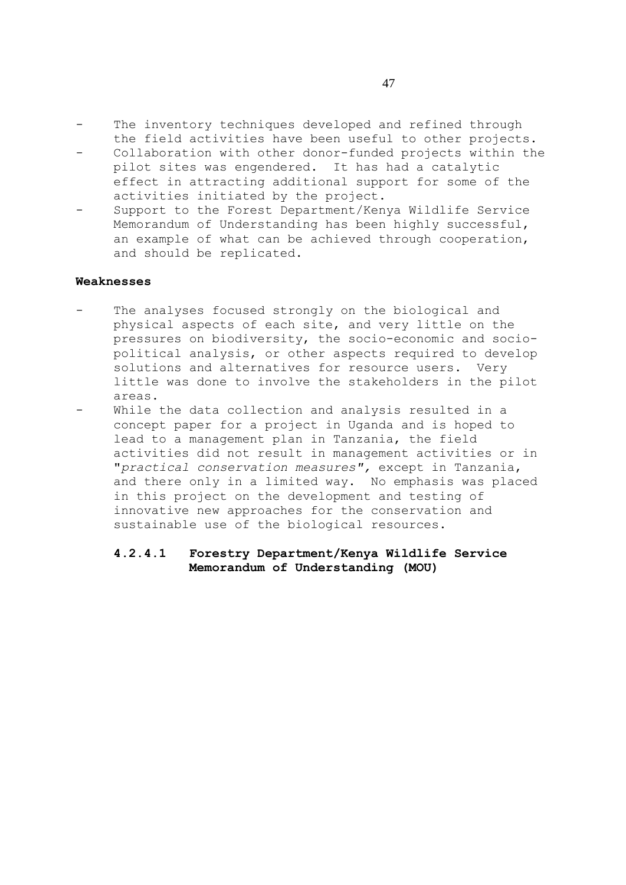- The inventory techniques developed and refined through the field activities have been useful to other projects.
- Collaboration with other donor-funded projects within the pilot sites was engendered. It has had a catalytic effect in attracting additional support for some of the activities initiated by the project.
- Support to the Forest Department/Kenya Wildlife Service Memorandum of Understanding has been highly successful, an example of what can be achieved through cooperation, and should be replicated.

**Weaknesses**

- The analyses focused strongly on the biological and physical aspects of each site, and very little on the pressures on biodiversity, the socio-economic and socio-political analysis, or other aspects required to develop solutions and alternatives for resource users. Very little was done to involve the stakeholders in the pilot areas.
- While the data collection and analysis resulted in a concept paper for a project in Uganda and is hoped to lead to a management plan in Tanzania, the field activities did not result in management activities or in "*practical conservation measures*", except in Tanzania, and there only in a limited way. No emphasis was placed in this project on the development and testing of innovative new approaches for the conservation and sustainable use of the biological resources.

#### 4.2.4.1 Forestry Department/Kenya Wildlife Service Memorandum of Understanding (MOU)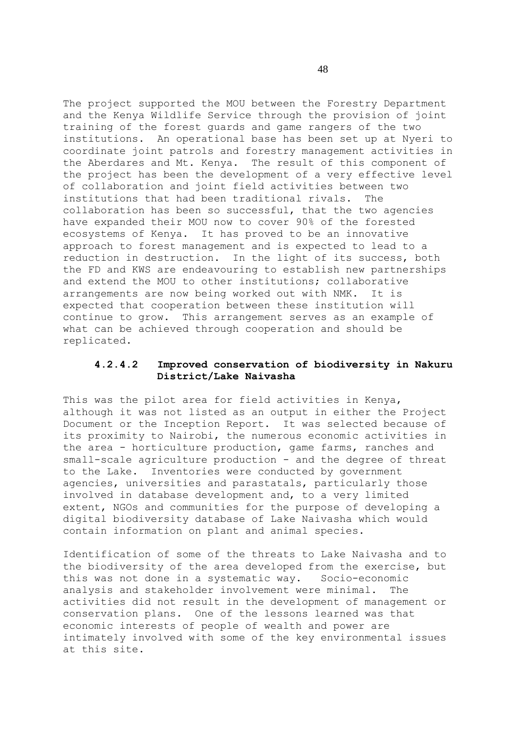The project supported the MOU between the Forestry Department and the Kenya Wildlife Service through the provision of joint training of the forest guards and game rangers of the two institutions. An operational base has been set up at Nyeri to coordinate joint patrols and forestry management activities in the Aberdares and Mt. Kenya. The result of this component of the project has been the development of a very effective level of collaboration and joint field activities between two institutions that had been traditional rivals. The collaboration has been so successful, that the two agencies have expanded their MOU now to cover 90% of the forested ecosystems of Kenya. It has proved to be an innovative approach to forest management and is expected to lead to a reduction in destruction. In the light of its success, both the FD and KWS are endeavouring to establish new partnerships and extend the MOU to other institutions; collaborative arrangements are now being worked out with NMK. It is expected that cooperation between these institution will continue to grow. This arrangement serves as an example of what can be achieved through cooperation and should be replicated.

#### 4.2.4.2 Improved conservation of biodiversity in Nakuru District/Lake Naivasha

This was the pilot area for field activities in Kenya, although it was not listed as an output in either the Project Document or the Inception Report. It was selected because of its proximity to Nairobi, the numerous economic activities in the area - horticulture production, game farms, ranches and small-scale agriculture production - and the degree of threat to the Lake. Inventories were conducted by government agencies, universities and parastatals, particularly those involved in database development and, to a very limited extent, NGOs and communities for the purpose of developing a digital biodiversity database of Lake Naivasha which would contain information on plant and animal species.

Identification of some of the threats to Lake Naivasha and to the biodiversity of the area developed from the exercise, but this was not done in a systematic way. Socio-economic analysis and stakeholder involvement were minimal. The activities did not result in the development of management or conservation plans. One of the lessons learned was that economic interests of people of wealth and power are intimately involved with some of the key environmental issues at this site.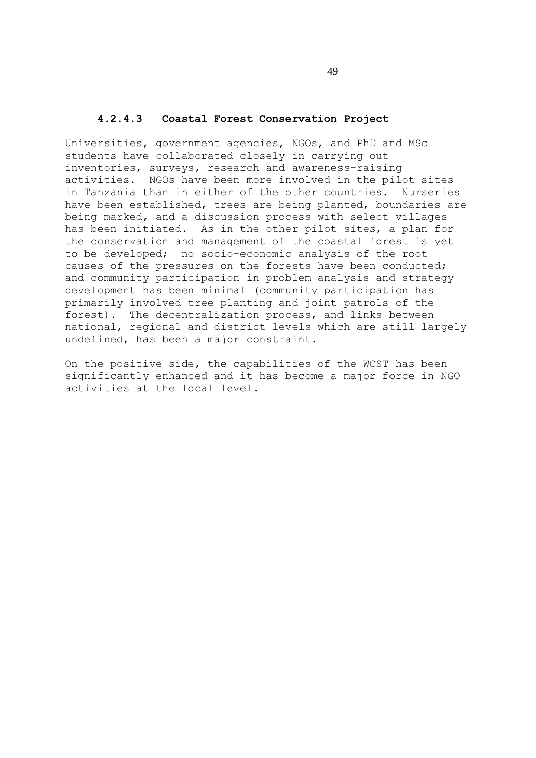#### 4.2.4.3 Coastal Forest Conservation Project

Universities, government agencies, NGOs, and PhD and MSc students have collaborated closely in carrying out inventories, surveys, research and awareness-raising activities. NGOs have been more involved in the pilot sites in Tanzania than in either of the other countries. Nurseries have been established, trees are being planted, boundaries are being marked, and a discussion process with select villages has been initiated. As in the other pilot sites, a plan for the conservation and management of the coastal forest is yet to be developed; no socio-economic analysis of the root causes of the pressures on the forests have been conducted; and community participation in problem analysis and strategy development has been minimal (community participation has primarily involved tree planting and joint patrols of the forest). The decentralization process, and links between national, regional and district levels which are still largely undefined, has been a major constraint.

On the positive side, the capabilities of the WCST has been significantly enhanced and it has become a major force in NGO activities at the local level.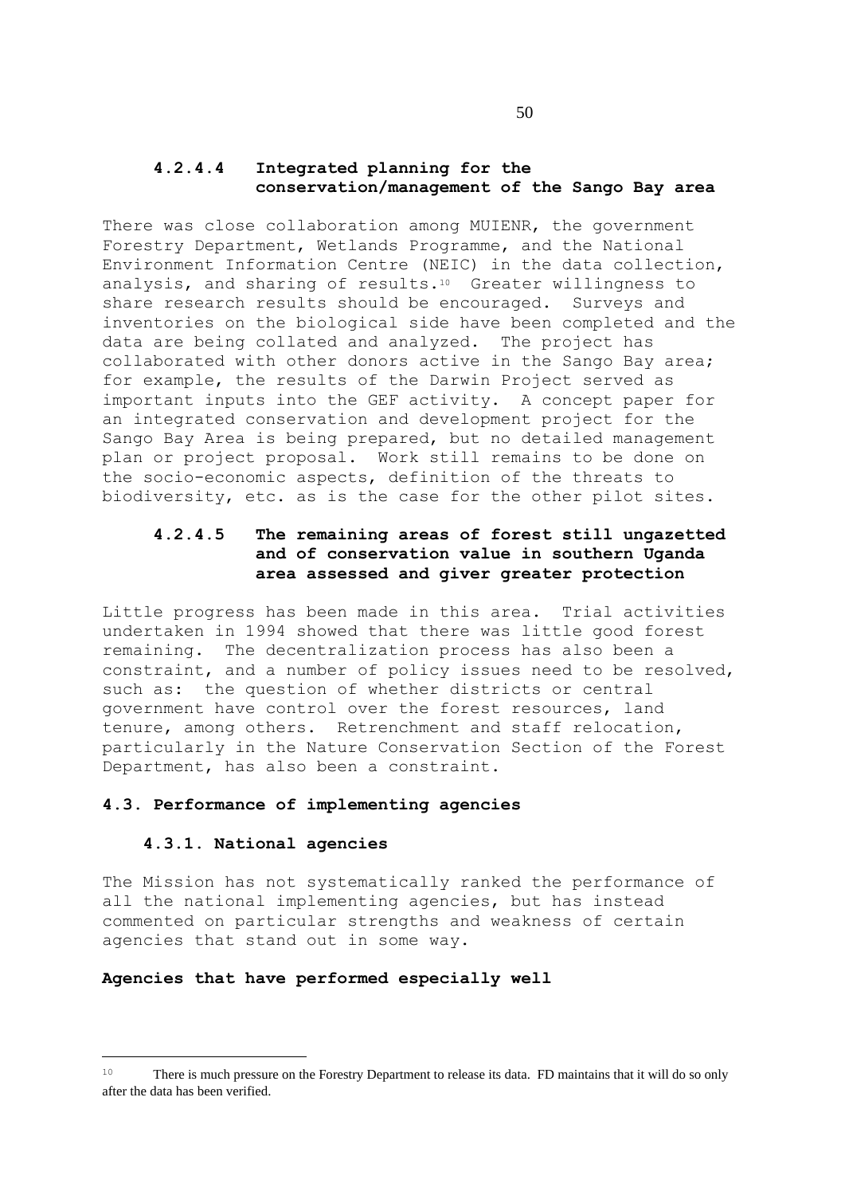#### 4.2.4.4 Integrated planning for the conservation/management of the Sango Bay area

There was close collaboration among MUIENR, the government Forestry Department, Wetlands Programme, and the National Environment Information Centre (NEIC) in the data collection, analysis, and sharing of results.[10] Greater willingness to share research results should be encouraged. Surveys and inventories on the biological side have been completed and the data are being collated and analyzed. The project has collaborated with other donors active in the Sango Bay area; for example, the results of the Darwin Project served as important inputs into the GEF activity. A concept paper for an integrated conservation and development project for the Sango Bay Area is being prepared, but no detailed management plan or project proposal. Work still remains to be done on the socio-economic aspects, definition of the threats to biodiversity, etc. as is the case for the other pilot sites.

#### 4.2.4.5 The remaining areas of forest still ungazetted and of conservation value in southern Uganda area assessed and giver greater protection

Little progress has been made in this area. Trial activities undertaken in 1994 showed that there was little good forest remaining. The decentralization process has also been a constraint, and a number of policy issues need to be resolved, such as: the question of whether districts or central government have control over the forest resources, land tenure, among others. Retrenchment and staff relocation, particularly in the Nature Conservation Section of the Forest Department, has also been a constraint.

## 4.3. Performance of implementing agencies

### 4.3.1. National agencies

The Mission has not systematically ranked the performance of all the national implementing agencies, but has instead commented on particular strengths and weakness of certain agencies that stand out in some way.

**Agencies that have performed especially well**

---

[10] There is much pressure on the Forestry Department to release its data. FD maintains that it will do so only after the data has been verified.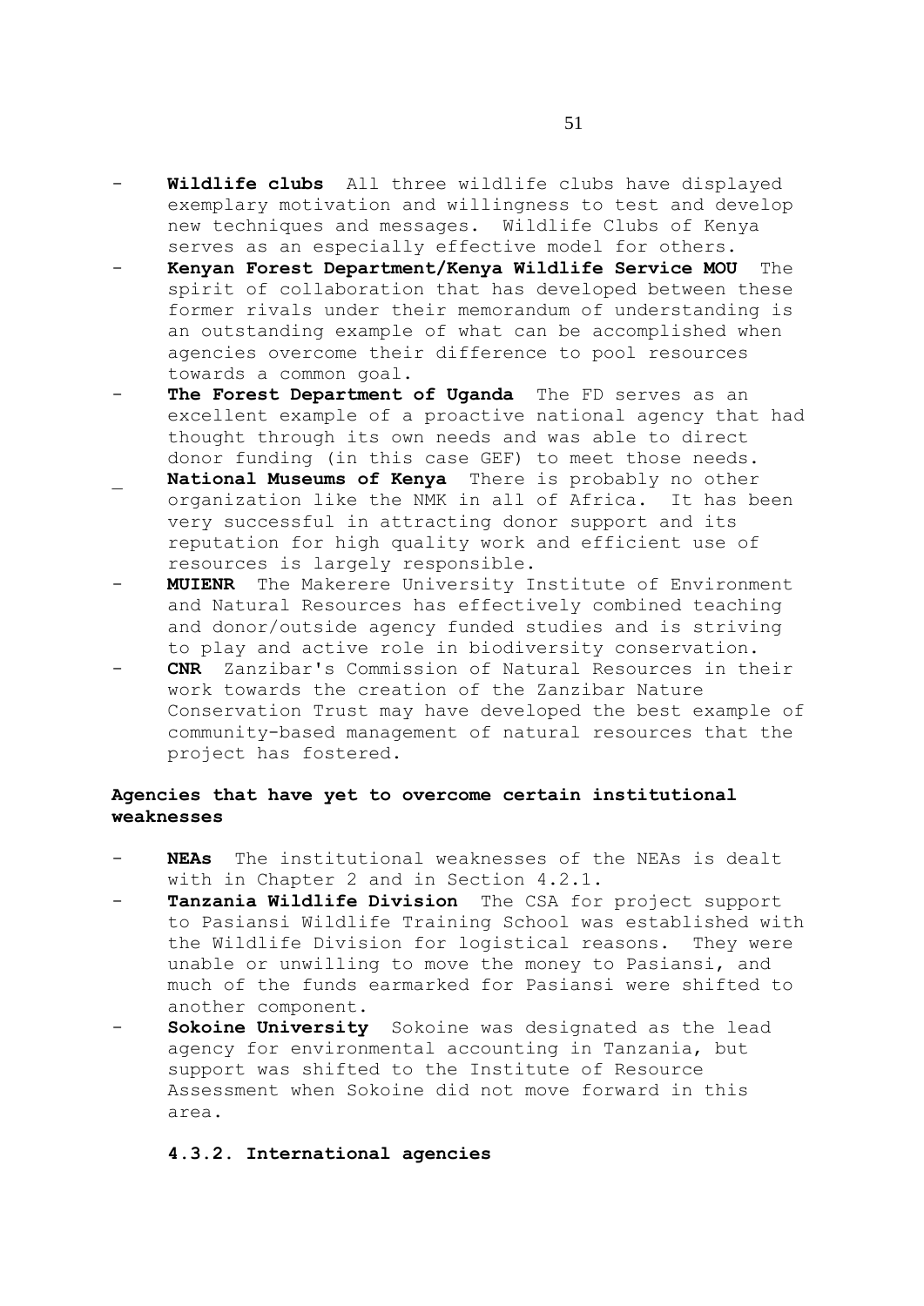- **Wildlife clubs** All three wildlife clubs have displayed exemplary motivation and willingness to test and develop new techniques and messages. Wildlife Clubs of Kenya serves as an especially effective model for others.
- **Kenyan Forest Department/Kenya Wildlife Service MOU** The spirit of collaboration that has developed between these former rivals under their memorandum of understanding is an outstanding example of what can be accomplished when agencies overcome their difference to pool resources towards a common goal.
- **The Forest Department of Uganda** The FD serves as an excellent example of a proactive national agency that had thought through its own needs and was able to direct donor funding (in this case GEF) to meet those needs.
- **National Museums of Kenya** There is probably no other organization like the NMK in all of Africa. It has been very successful in attracting donor support and its reputation for high quality work and efficient use of resources is largely responsible.
- **MUIENR** The Makerere University Institute of Environment and Natural Resources has effectively combined teaching and donor/outside agency funded studies and is striving to play and active role in biodiversity conservation.
- **CNR** Zanzibar's Commission of Natural Resources in their work towards the creation of the Zanzibar Nature Conservation Trust may have developed the best example of community-based management of natural resources that the project has fostered.

**Agencies that have yet to overcome certain institutional weaknesses**

- **NEAs** The institutional weaknesses of the NEAs is dealt with in Chapter 2 and in Section 4.2.1.
- **Tanzania Wildlife Division** The CSA for project support to Pasiansi Wildlife Training School was established with the Wildlife Division for logistical reasons. They were unable or unwilling to move the money to Pasiansi, and much of the funds earmarked for Pasiansi were shifted to another component.
- **Sokoine University** Sokoine was designated as the lead agency for environmental accounting in Tanzania, but support was shifted to the Institute of Resource Assessment when Sokoine did not move forward in this area.

### 4.3.2. International agencies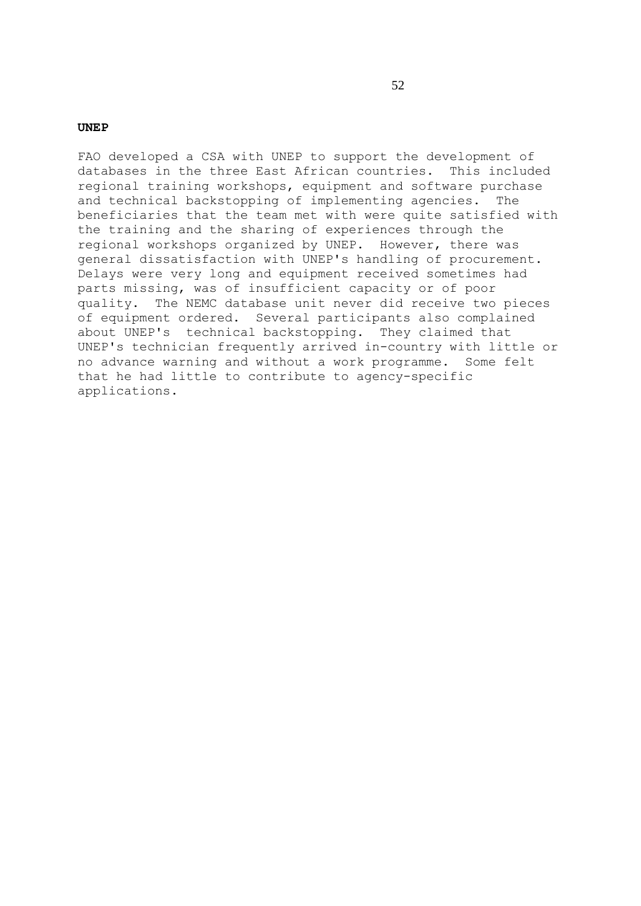**UNEP**

FAO developed a CSA with UNEP to support the development of databases in the three East African countries. This included regional training workshops, equipment and software purchase and technical backstopping of implementing agencies. The beneficiaries that the team met with were quite satisfied with the training and the sharing of experiences through the regional workshops organized by UNEP. However, there was general dissatisfaction with UNEP's handling of procurement. Delays were very long and equipment received sometimes had parts missing, was of insufficient capacity or of poor quality. The NEMC database unit never did receive two pieces of equipment ordered. Several participants also complained about UNEP's technical backstopping. They claimed that UNEP's technician frequently arrived in-country with little or no advance warning and without a work programme. Some felt that he had little to contribute to agency-specific applications.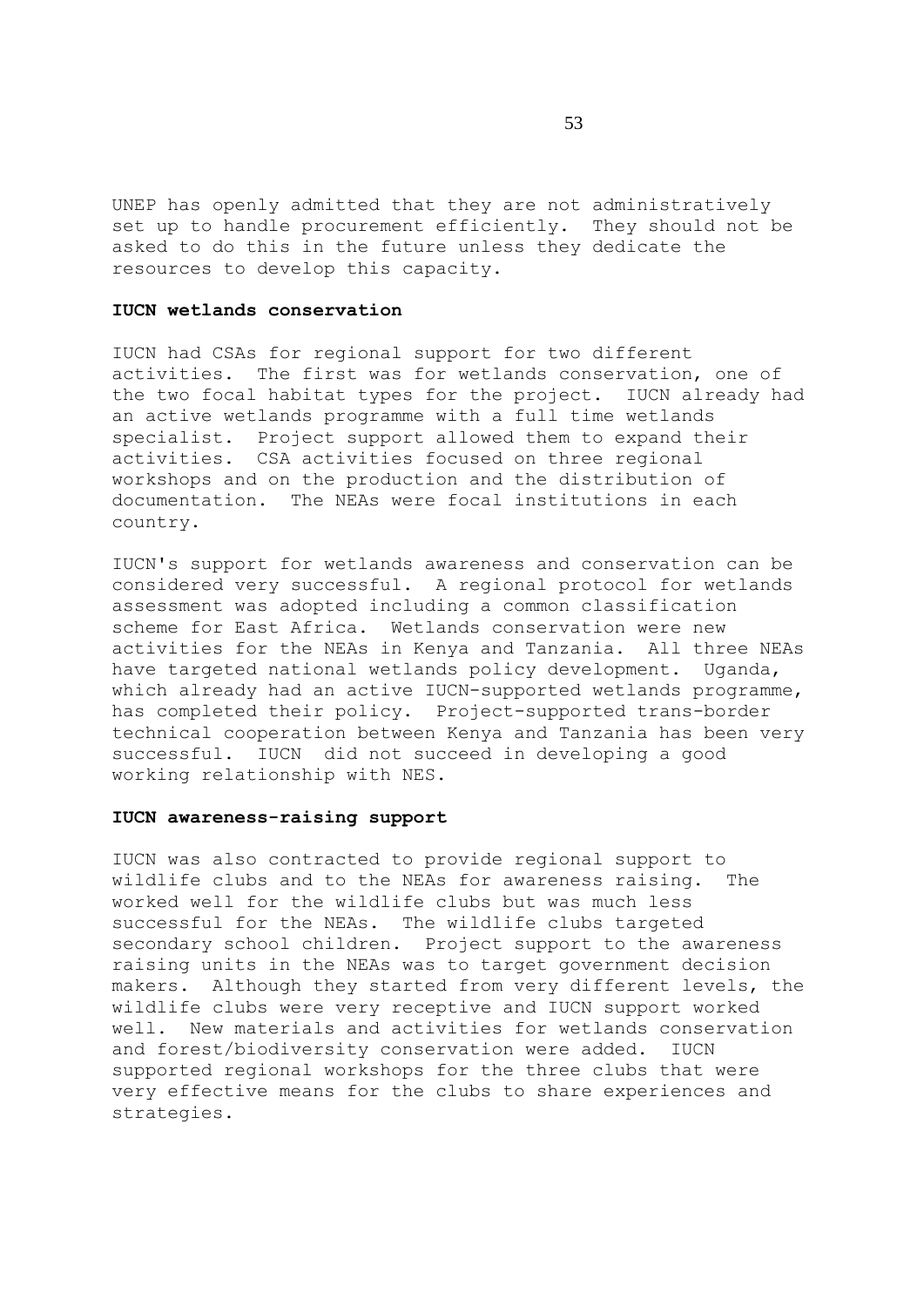UNEP has openly admitted that they are not administratively set up to handle procurement efficiently. They should not be asked to do this in the future unless they dedicate the resources to develop this capacity.

**IUCN wetlands conservation**

IUCN had CSAs for regional support for two different activities. The first was for wetlands conservation, one of the two focal habitat types for the project. IUCN already had an active wetlands programme with a full time wetlands specialist. Project support allowed them to expand their activities. CSA activities focused on three regional workshops and on the production and the distribution of documentation. The NEAs were focal institutions in each country.

IUCN's support for wetlands awareness and conservation can be considered very successful. A regional protocol for wetlands assessment was adopted including a common classification scheme for East Africa. Wetlands conservation were new activities for the NEAs in Kenya and Tanzania. All three NEAs have targeted national wetlands policy development. Uganda, which already had an active IUCN-supported wetlands programme, has completed their policy. Project-supported trans-border technical cooperation between Kenya and Tanzania has been very successful. IUCN did not succeed in developing a good working relationship with NES.

**IUCN awareness-raising support**

IUCN was also contracted to provide regional support to wildlife clubs and to the NEAs for awareness raising. The worked well for the wildlife clubs but was much less successful for the NEAs. The wildlife clubs targeted secondary school children. Project support to the awareness raising units in the NEAs was to target government decision makers. Although they started from very different levels, the wildlife clubs were very receptive and IUCN support worked well. New materials and activities for wetlands conservation and forest/biodiversity conservation were added. IUCN supported regional workshops for the three clubs that were very effective means for the clubs to share experiences and strategies.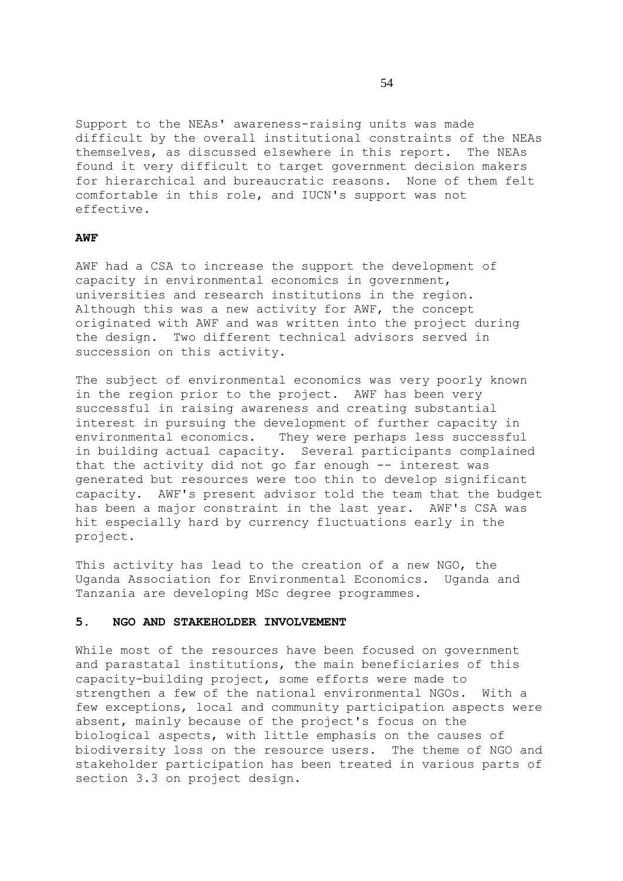Support to the NEAs' awareness-raising units was made difficult by the overall institutional constraints of the NEAs themselves, as discussed elsewhere in this report. The NEAs found it very difficult to target government decision makers for hierarchical and bureaucratic reasons. None of them felt comfortable in this role, and IUCN's support was not effective.

**AWF**

AWF had a CSA to increase the support the development of capacity in environmental economics in government, universities and research institutions in the region. Although this was a new activity for AWF, the concept originated with AWF and was written into the project during the design. Two different technical advisors served in succession on this activity.

The subject of environmental economics was very poorly known in the region prior to the project. AWF has been very successful in raising awareness and creating substantial interest in pursuing the development of further capacity in environmental economics. They were perhaps less successful in building actual capacity. Several participants complained that the activity did not go far enough -- interest was generated but resources were too thin to develop significant capacity. AWF's present advisor told the team that the budget has been a major constraint in the last year. AWF's CSA was hit especially hard by currency fluctuations early in the project.

This activity has lead to the creation of a new NGO, the Uganda Association for Environmental Economics. Uganda and Tanzania are developing MSc degree programmes.

## 5. NGO AND STAKEHOLDER INVOLVEMENT

While most of the resources have been focused on government and parastatal institutions, the main beneficiaries of this capacity-building project, some efforts were made to strengthen a few of the national environmental NGOs. With a few exceptions, local and community participation aspects were absent, mainly because of the project's focus on the biological aspects, with little emphasis on the causes of biodiversity loss on the resource users. The theme of NGO and stakeholder participation has been treated in various parts of section 3.3 on project design.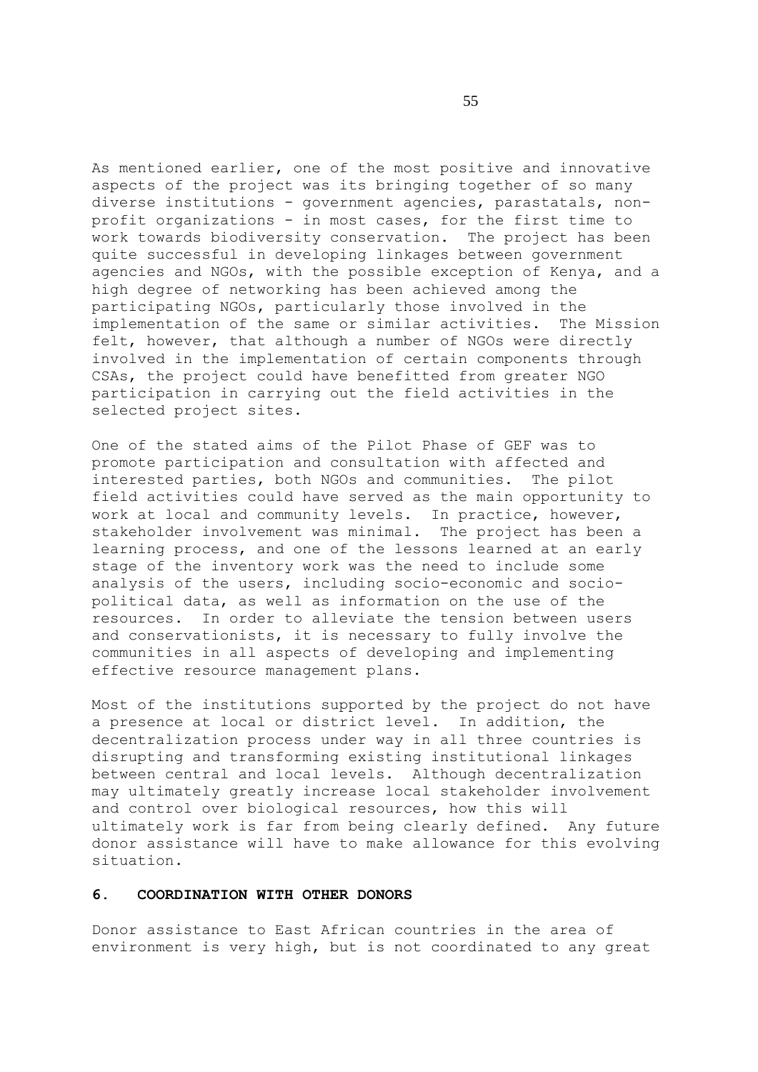As mentioned earlier, one of the most positive and innovative aspects of the project was its bringing together of so many diverse institutions - government agencies, parastatals, non-profit organizations - in most cases, for the first time to work towards biodiversity conservation. The project has been quite successful in developing linkages between government agencies and NGOs, with the possible exception of Kenya, and a high degree of networking has been achieved among the participating NGOs, particularly those involved in the implementation of the same or similar activities. The Mission felt, however, that although a number of NGOs were directly involved in the implementation of certain components through CSAs, the project could have benefitted from greater NGO participation in carrying out the field activities in the selected project sites.

One of the stated aims of the Pilot Phase of GEF was to promote participation and consultation with affected and interested parties, both NGOs and communities. The pilot field activities could have served as the main opportunity to work at local and community levels. In practice, however, stakeholder involvement was minimal. The project has been a learning process, and one of the lessons learned at an early stage of the inventory work was the need to include some analysis of the users, including socio-economic and socio-political data, as well as information on the use of the resources. In order to alleviate the tension between users and conservationists, it is necessary to fully involve the communities in all aspects of developing and implementing effective resource management plans.

Most of the institutions supported by the project do not have a presence at local or district level. In addition, the decentralization process under way in all three countries is disrupting and transforming existing institutional linkages between central and local levels. Although decentralization may ultimately greatly increase local stakeholder involvement and control over biological resources, how this will ultimately work is far from being clearly defined. Any future donor assistance will have to make allowance for this evolving situation.

## 6. COORDINATION WITH OTHER DONORS

Donor assistance to East African countries in the area of environment is very high, but is not coordinated to any great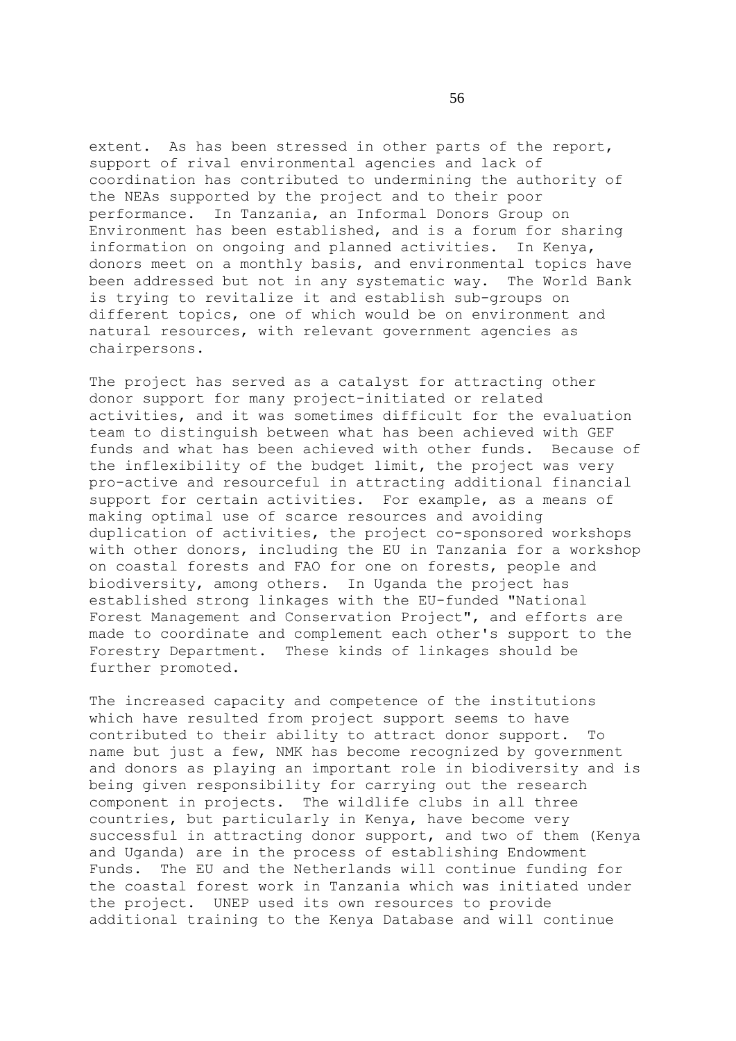extent. As has been stressed in other parts of the report, support of rival environmental agencies and lack of coordination has contributed to undermining the authority of the NEAs supported by the project and to their poor performance. In Tanzania, an Informal Donors Group on Environment has been established, and is a forum for sharing information on ongoing and planned activities. In Kenya, donors meet on a monthly basis, and environmental topics have been addressed but not in any systematic way. The World Bank is trying to revitalize it and establish sub-groups on different topics, one of which would be on environment and natural resources, with relevant government agencies as chairpersons.

The project has served as a catalyst for attracting other donor support for many project-initiated or related activities, and it was sometimes difficult for the evaluation team to distinguish between what has been achieved with GEF funds and what has been achieved with other funds. Because of the inflexibility of the budget limit, the project was very pro-active and resourceful in attracting additional financial support for certain activities. For example, as a means of making optimal use of scarce resources and avoiding duplication of activities, the project co-sponsored workshops with other donors, including the EU in Tanzania for a workshop on coastal forests and FAO for one on forests, people and biodiversity, among others. In Uganda the project has established strong linkages with the EU-funded "National Forest Management and Conservation Project", and efforts are made to coordinate and complement each other's support to the Forestry Department. These kinds of linkages should be further promoted.

The increased capacity and competence of the institutions which have resulted from project support seems to have contributed to their ability to attract donor support. To name but just a few, NMK has become recognized by government and donors as playing an important role in biodiversity and is being given responsibility for carrying out the research component in projects. The wildlife clubs in all three countries, but particularly in Kenya, have become very successful in attracting donor support, and two of them (Kenya and Uganda) are in the process of establishing Endowment Funds. The EU and the Netherlands will continue funding for the coastal forest work in Tanzania which was initiated under the project. UNEP used its own resources to provide additional training to the Kenya Database and will continue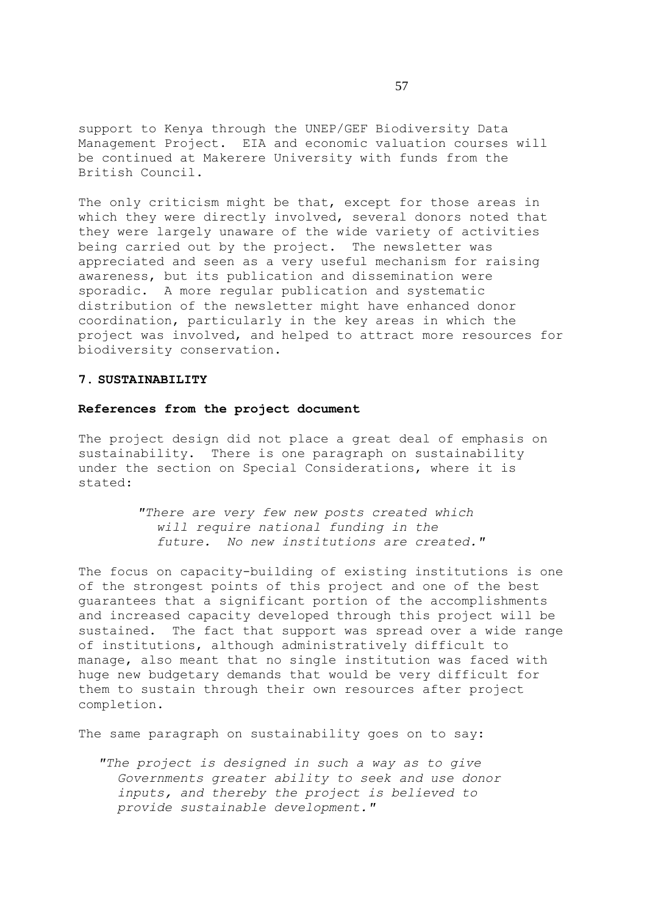support to Kenya through the UNEP/GEF Biodiversity Data Management Project. EIA and economic valuation courses will be continued at Makerere University with funds from the British Council.

The only criticism might be that, except for those areas in which they were directly involved, several donors noted that they were largely unaware of the wide variety of activities being carried out by the project. The newsletter was appreciated and seen as a very useful mechanism for raising awareness, but its publication and dissemination were sporadic. A more regular publication and systematic distribution of the newsletter might have enhanced donor coordination, particularly in the key areas in which the project was involved, and helped to attract more resources for biodiversity conservation.

## 7. SUSTAINABILITY

### References from the project document

The project design did not place a great deal of emphasis on sustainability. There is one paragraph on sustainability under the section on Special Considerations, where it is stated:

> *"There are very few new posts created which will require national funding in the future. No new institutions are created."*

The focus on capacity-building of existing institutions is one of the strongest points of this project and one of the best guarantees that a significant portion of the accomplishments and increased capacity developed through this project will be sustained. The fact that support was spread over a wide range of institutions, although administratively difficult to manage, also meant that no single institution was faced with huge new budgetary demands that would be very difficult for them to sustain through their own resources after project completion.

The same paragraph on sustainability goes on to say:

> *"The project is designed in such a way as to give Governments greater ability to seek and use donor inputs, and thereby the project is believed to provide sustainable development."*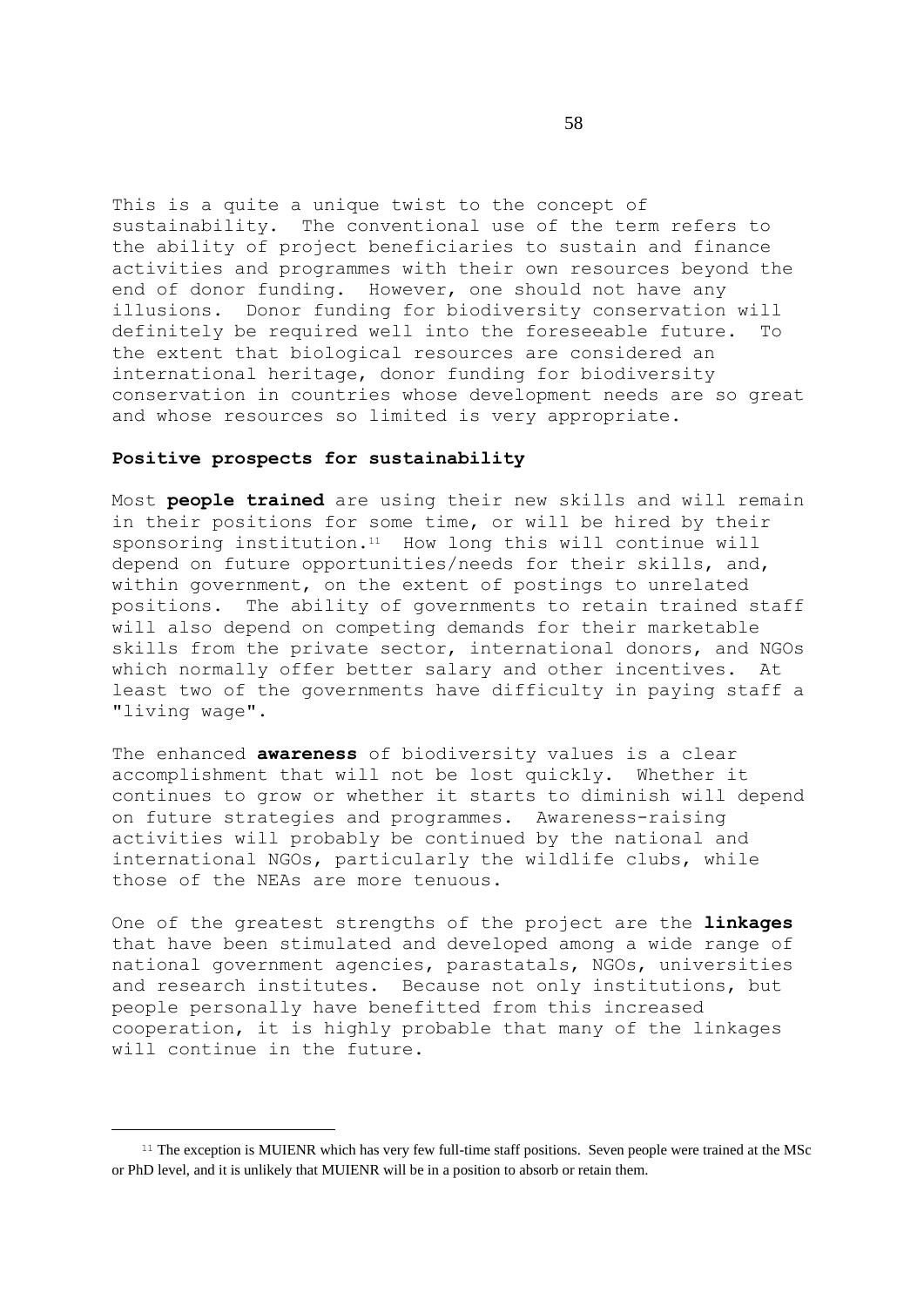This is a quite a unique twist to the concept of sustainability. The conventional use of the term refers to the ability of project beneficiaries to sustain and finance activities and programmes with their own resources beyond the end of donor funding. However, one should not have any illusions. Donor funding for biodiversity conservation will definitely be required well into the foreseeable future. To the extent that biological resources are considered an international heritage, donor funding for biodiversity conservation in countries whose development needs are so great and whose resources so limited is very appropriate.

**Positive prospects for sustainability**

Most **people trained** are using their new skills and will remain in their positions for some time, or will be hired by their sponsoring institution.[11] How long this will continue will depend on future opportunities/needs for their skills, and, within government, on the extent of postings to unrelated positions. The ability of governments to retain trained staff will also depend on competing demands for their marketable skills from the private sector, international donors, and NGOs which normally offer better salary and other incentives. At least two of the governments have difficulty in paying staff a "living wage".

The enhanced **awareness** of biodiversity values is a clear accomplishment that will not be lost quickly. Whether it continues to grow or whether it starts to diminish will depend on future strategies and programmes. Awareness-raising activities will probably be continued by the national and international NGOs, particularly the wildlife clubs, while those of the NEAs are more tenuous.

One of the greatest strengths of the project are the **linkages** that have been stimulated and developed among a wide range of national government agencies, parastatals, NGOs, universities and research institutes. Because not only institutions, but people personally have benefitted from this increased cooperation, it is highly probable that many of the linkages will continue in the future.

---

[11] The exception is MUIENR which has very few full-time staff positions. Seven people were trained at the MSc or PhD level, and it is unlikely that MUIENR will be in a position to absorb or retain them.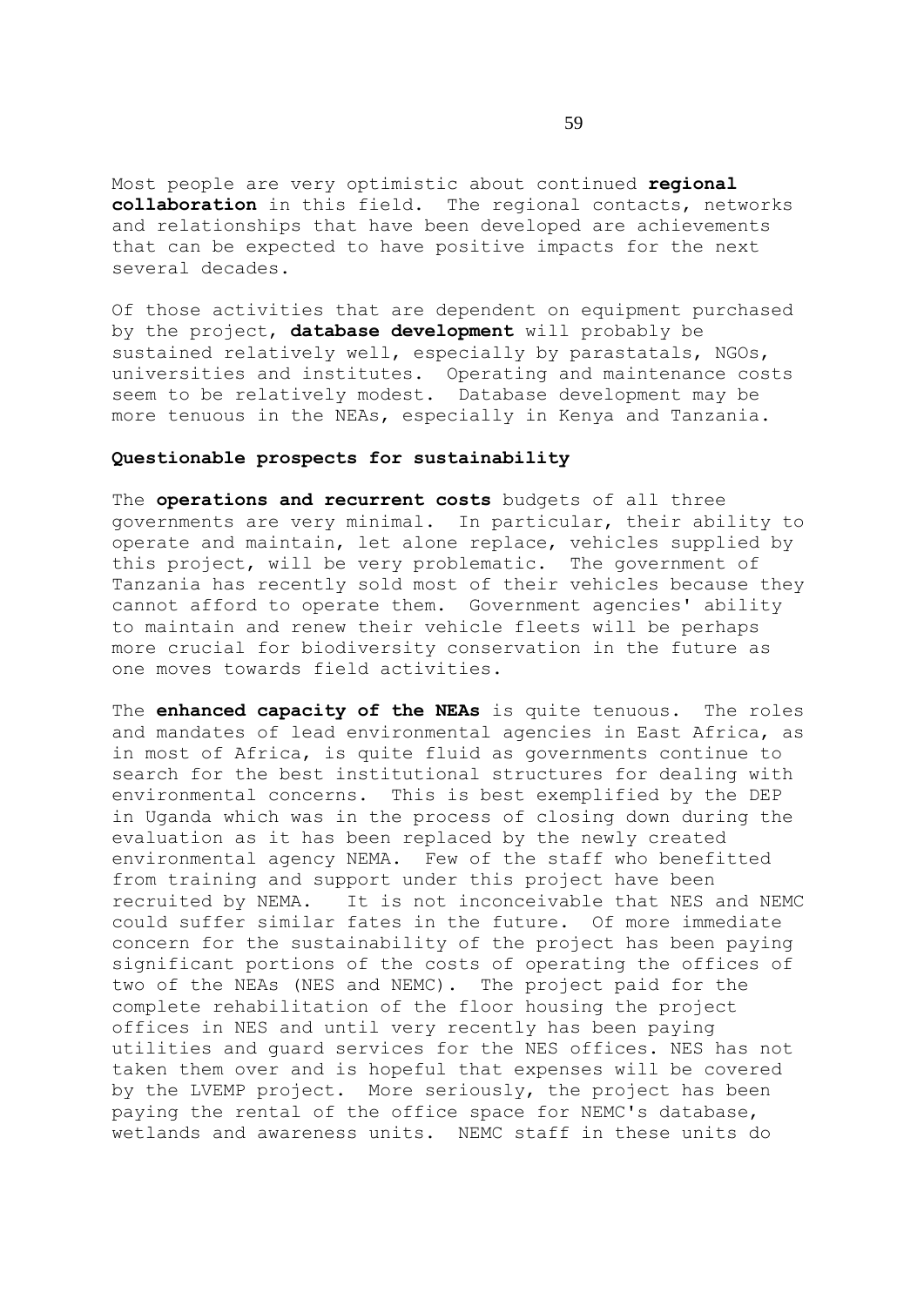Most people are very optimistic about continued **regional collaboration** in this field. The regional contacts, networks and relationships that have been developed are achievements that can be expected to have positive impacts for the next several decades.

Of those activities that are dependent on equipment purchased by the project, **database development** will probably be sustained relatively well, especially by parastatals, NGOs, universities and institutes. Operating and maintenance costs seem to be relatively modest. Database development may be more tenuous in the NEAs, especially in Kenya and Tanzania.

**Questionable prospects for sustainability**

The **operations and recurrent costs** budgets of all three governments are very minimal. In particular, their ability to operate and maintain, let alone replace, vehicles supplied by this project, will be very problematic. The government of Tanzania has recently sold most of their vehicles because they cannot afford to operate them. Government agencies' ability to maintain and renew their vehicle fleets will be perhaps more crucial for biodiversity conservation in the future as one moves towards field activities.

The **enhanced capacity of the NEAs** is quite tenuous. The roles and mandates of lead environmental agencies in East Africa, as in most of Africa, is quite fluid as governments continue to search for the best institutional structures for dealing with environmental concerns. This is best exemplified by the DEP in Uganda which was in the process of closing down during the evaluation as it has been replaced by the newly created environmental agency NEMA. Few of the staff who benefitted from training and support under this project have been recruited by NEMA. It is not inconceivable that NES and NEMC could suffer similar fates in the future. Of more immediate concern for the sustainability of the project has been paying significant portions of the costs of operating the offices of two of the NEAs (NES and NEMC). The project paid for the complete rehabilitation of the floor housing the project offices in NES and until very recently has been paying utilities and guard services for the NES offices. NES has not taken them over and is hopeful that expenses will be covered by the LVEMP project. More seriously, the project has been paying the rental of the office space for NEMC's database, wetlands and awareness units. NEMC staff in these units do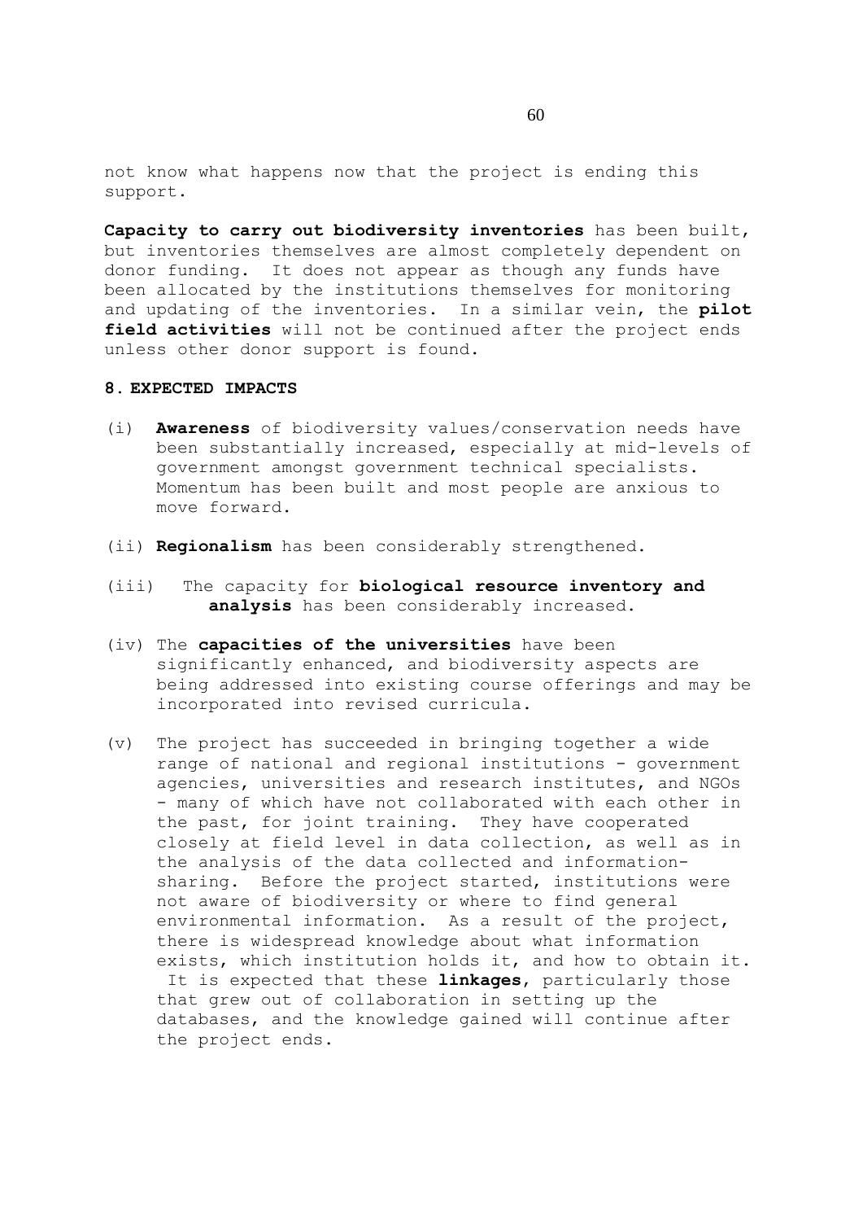not know what happens now that the project is ending this support.

**Capacity to carry out biodiversity inventories** has been built, but inventories themselves are almost completely dependent on donor funding. It does not appear as though any funds have been allocated by the institutions themselves for monitoring and updating of the inventories. In a similar vein, the **pilot field activities** will not be continued after the project ends unless other donor support is found.

## 8. EXPECTED IMPACTS

(i) **Awareness** of biodiversity values/conservation needs have been substantially increased, especially at mid-levels of government amongst government technical specialists. Momentum has been built and most people are anxious to move forward.

(ii) **Regionalism** has been considerably strengthened.

(iii) The capacity for **biological resource inventory and analysis** has been considerably increased.

(iv) The **capacities of the universities** have been significantly enhanced, and biodiversity aspects are being addressed into existing course offerings and may be incorporated into revised curricula.

(v) The project has succeeded in bringing together a wide range of national and regional institutions - government agencies, universities and research institutes, and NGOs - many of which have not collaborated with each other in the past, for joint training. They have cooperated closely at field level in data collection, as well as in the analysis of the data collected and information-sharing. Before the project started, institutions were not aware of biodiversity or where to find general environmental information. As a result of the project, there is widespread knowledge about what information exists, which institution holds it, and how to obtain it. It is expected that these **linkages**, particularly those that grew out of collaboration in setting up the databases, and the knowledge gained will continue after the project ends.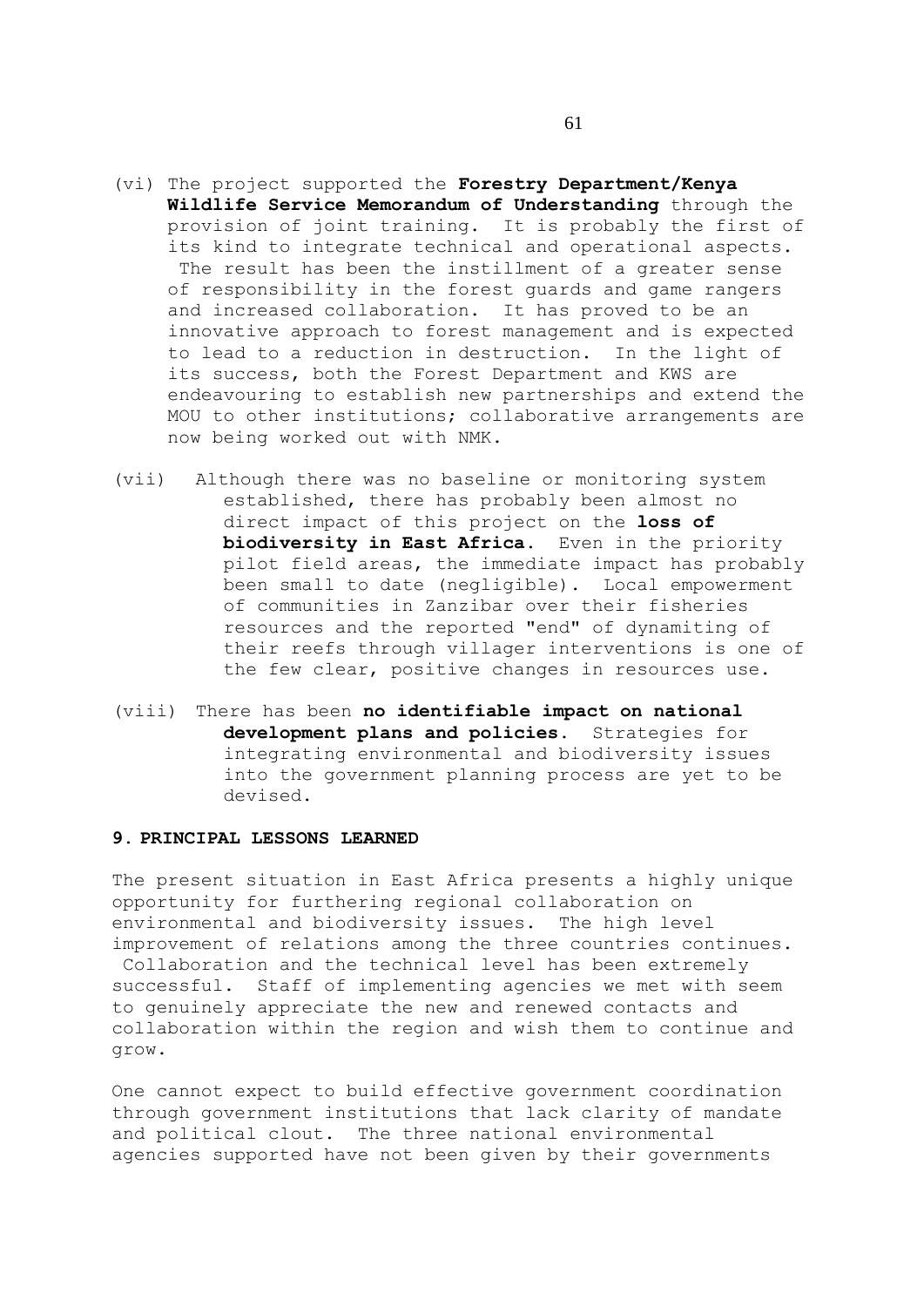(vi) The project supported the **Forestry Department/Kenya Wildlife Service Memorandum of Understanding** through the provision of joint training. It is probably the first of its kind to integrate technical and operational aspects. The result has been the instillment of a greater sense of responsibility in the forest guards and game rangers and increased collaboration. It has proved to be an innovative approach to forest management and is expected to lead to a reduction in destruction. In the light of its success, both the Forest Department and KWS are endeavouring to establish new partnerships and extend the MOU to other institutions; collaborative arrangements are now being worked out with NMK.

(vii) Although there was no baseline or monitoring system established, there has probably been almost no direct impact of this project on the **loss of biodiversity in East Africa**. Even in the priority pilot field areas, the immediate impact has probably been small to date (negligible). Local empowerment of communities in Zanzibar over their fisheries resources and the reported "end" of dynamiting of their reefs through villager interventions is one of the few clear, positive changes in resources use.

(viii) There has been **no identifiable impact on national development plans and policies**. Strategies for integrating environmental and biodiversity issues into the government planning process are yet to be devised.

## 9. PRINCIPAL LESSONS LEARNED

The present situation in East Africa presents a highly unique opportunity for furthering regional collaboration on environmental and biodiversity issues. The high level improvement of relations among the three countries continues. Collaboration and the technical level has been extremely successful. Staff of implementing agencies we met with seem to genuinely appreciate the new and renewed contacts and collaboration within the region and wish them to continue and grow.

One cannot expect to build effective government coordination through government institutions that lack clarity of mandate and political clout. The three national environmental agencies supported have not been given by their governments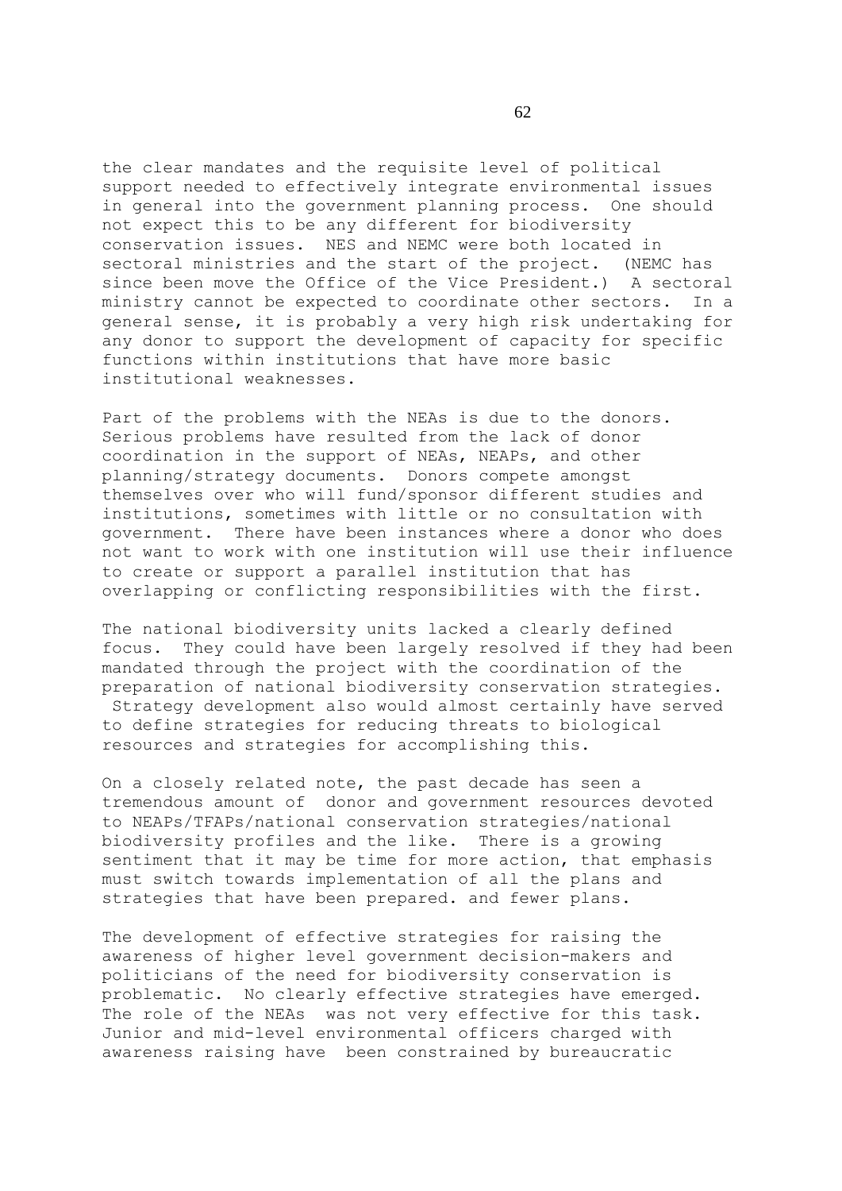the clear mandates and the requisite level of political support needed to effectively integrate environmental issues in general into the government planning process. One should not expect this to be any different for biodiversity conservation issues. NES and NEMC were both located in sectoral ministries and the start of the project. (NEMC has since been move the Office of the Vice President.) A sectoral ministry cannot be expected to coordinate other sectors. In a general sense, it is probably a very high risk undertaking for any donor to support the development of capacity for specific functions within institutions that have more basic institutional weaknesses.

Part of the problems with the NEAs is due to the donors. Serious problems have resulted from the lack of donor coordination in the support of NEAs, NEAPs, and other planning/strategy documents. Donors compete amongst themselves over who will fund/sponsor different studies and institutions, sometimes with little or no consultation with government. There have been instances where a donor who does not want to work with one institution will use their influence to create or support a parallel institution that has overlapping or conflicting responsibilities with the first.

The national biodiversity units lacked a clearly defined focus. They could have been largely resolved if they had been mandated through the project with the coordination of the preparation of national biodiversity conservation strategies. Strategy development also would almost certainly have served to define strategies for reducing threats to biological resources and strategies for accomplishing this.

On a closely related note, the past decade has seen a tremendous amount of donor and government resources devoted to NEAPs/TFAPs/national conservation strategies/national biodiversity profiles and the like. There is a growing sentiment that it may be time for more action, that emphasis must switch towards implementation of all the plans and strategies that have been prepared. and fewer plans.

The development of effective strategies for raising the awareness of higher level government decision-makers and politicians of the need for biodiversity conservation is problematic. No clearly effective strategies have emerged. The role of the NEAs was not very effective for this task. Junior and mid-level environmental officers charged with awareness raising have been constrained by bureaucratic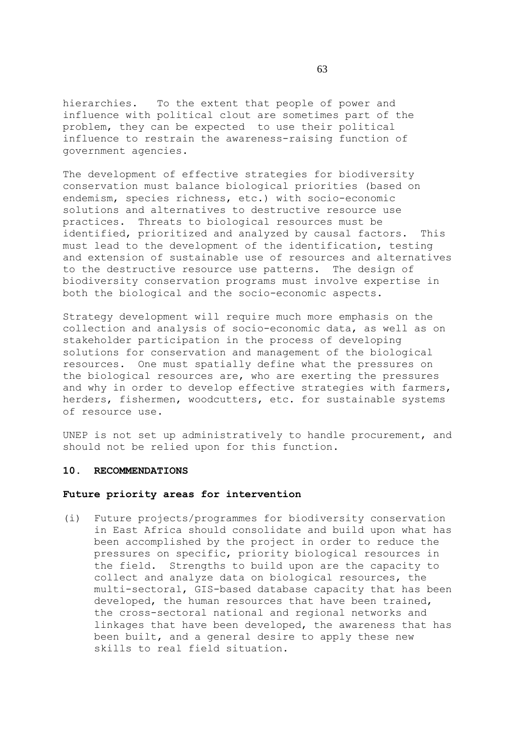hierarchies. To the extent that people of power and influence with political clout are sometimes part of the problem, they can be expected to use their political influence to restrain the awareness-raising function of government agencies.

The development of effective strategies for biodiversity conservation must balance biological priorities (based on endemism, species richness, etc.) with socio-economic solutions and alternatives to destructive resource use practices. Threats to biological resources must be identified, prioritized and analyzed by causal factors. This must lead to the development of the identification, testing and extension of sustainable use of resources and alternatives to the destructive resource use patterns. The design of biodiversity conservation programs must involve expertise in both the biological and the socio-economic aspects.

Strategy development will require much more emphasis on the collection and analysis of socio-economic data, as well as on stakeholder participation in the process of developing solutions for conservation and management of the biological resources. One must spatially define what the pressures on the biological resources are, who are exerting the pressures and why in order to develop effective strategies with farmers, herders, fishermen, woodcutters, etc. for sustainable systems of resource use.

UNEP is not set up administratively to handle procurement, and should not be relied upon for this function.

## 10. RECOMMENDATIONS

### Future priority areas for intervention

(i) Future projects/programmes for biodiversity conservation in East Africa should consolidate and build upon what has been accomplished by the project in order to reduce the pressures on specific, priority biological resources in the field. Strengths to build upon are the capacity to collect and analyze data on biological resources, the multi-sectoral, GIS-based database capacity that has been developed, the human resources that have been trained, the cross-sectoral national and regional networks and linkages that have been developed, the awareness that has been built, and a general desire to apply these new skills to real field situation.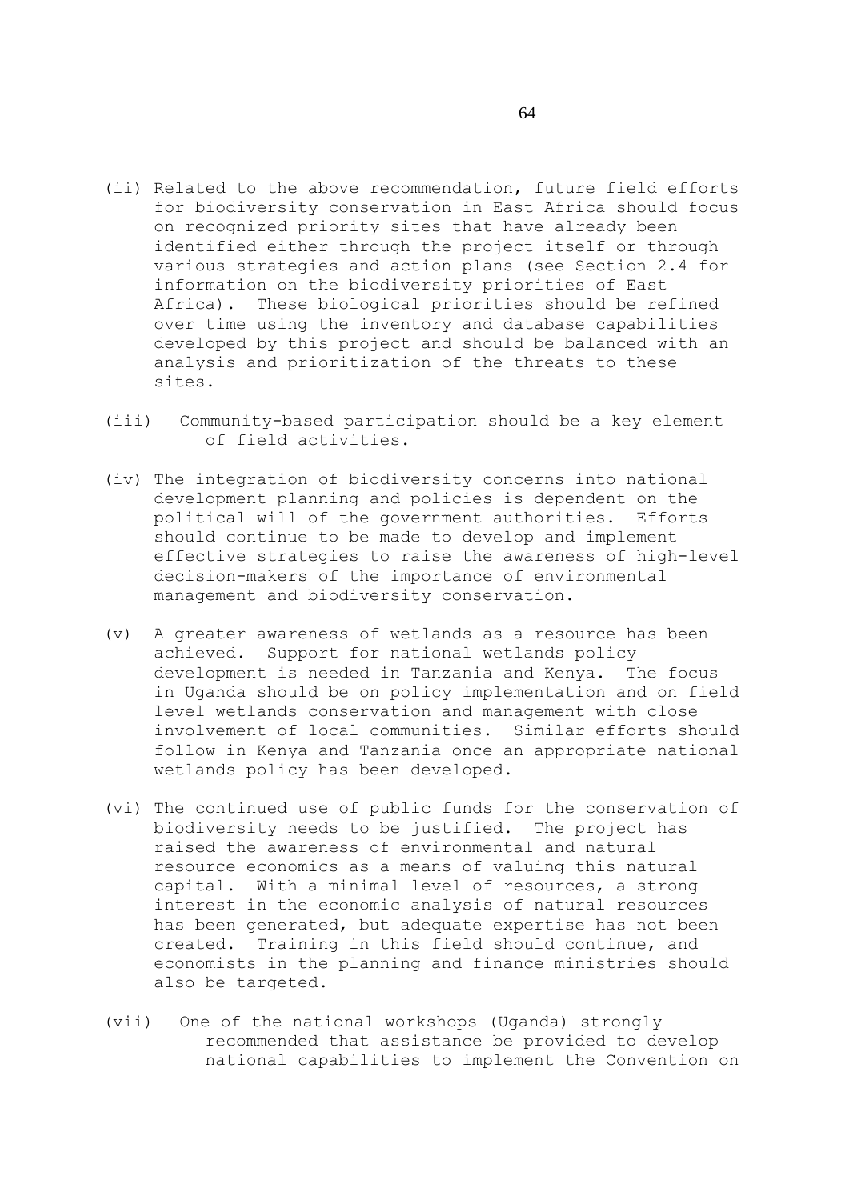(ii) Related to the above recommendation, future field efforts for biodiversity conservation in East Africa should focus on recognized priority sites that have already been identified either through the project itself or through various strategies and action plans (see Section 2.4 for information on the biodiversity priorities of East Africa). These biological priorities should be refined over time using the inventory and database capabilities developed by this project and should be balanced with an analysis and prioritization of the threats to these sites.

(iii) Community-based participation should be a key element of field activities.

(iv) The integration of biodiversity concerns into national development planning and policies is dependent on the political will of the government authorities. Efforts should continue to be made to develop and implement effective strategies to raise the awareness of high-level decision-makers of the importance of environmental management and biodiversity conservation.

(v) A greater awareness of wetlands as a resource has been achieved. Support for national wetlands policy development is needed in Tanzania and Kenya. The focus in Uganda should be on policy implementation and on field level wetlands conservation and management with close involvement of local communities. Similar efforts should follow in Kenya and Tanzania once an appropriate national wetlands policy has been developed.

(vi) The continued use of public funds for the conservation of biodiversity needs to be justified. The project has raised the awareness of environmental and natural resource economics as a means of valuing this natural capital. With a minimal level of resources, a strong interest in the economic analysis of natural resources has been generated, but adequate expertise has not been created. Training in this field should continue, and economists in the planning and finance ministries should also be targeted.

(vii) One of the national workshops (Uganda) strongly recommended that assistance be provided to develop national capabilities to implement the Convention on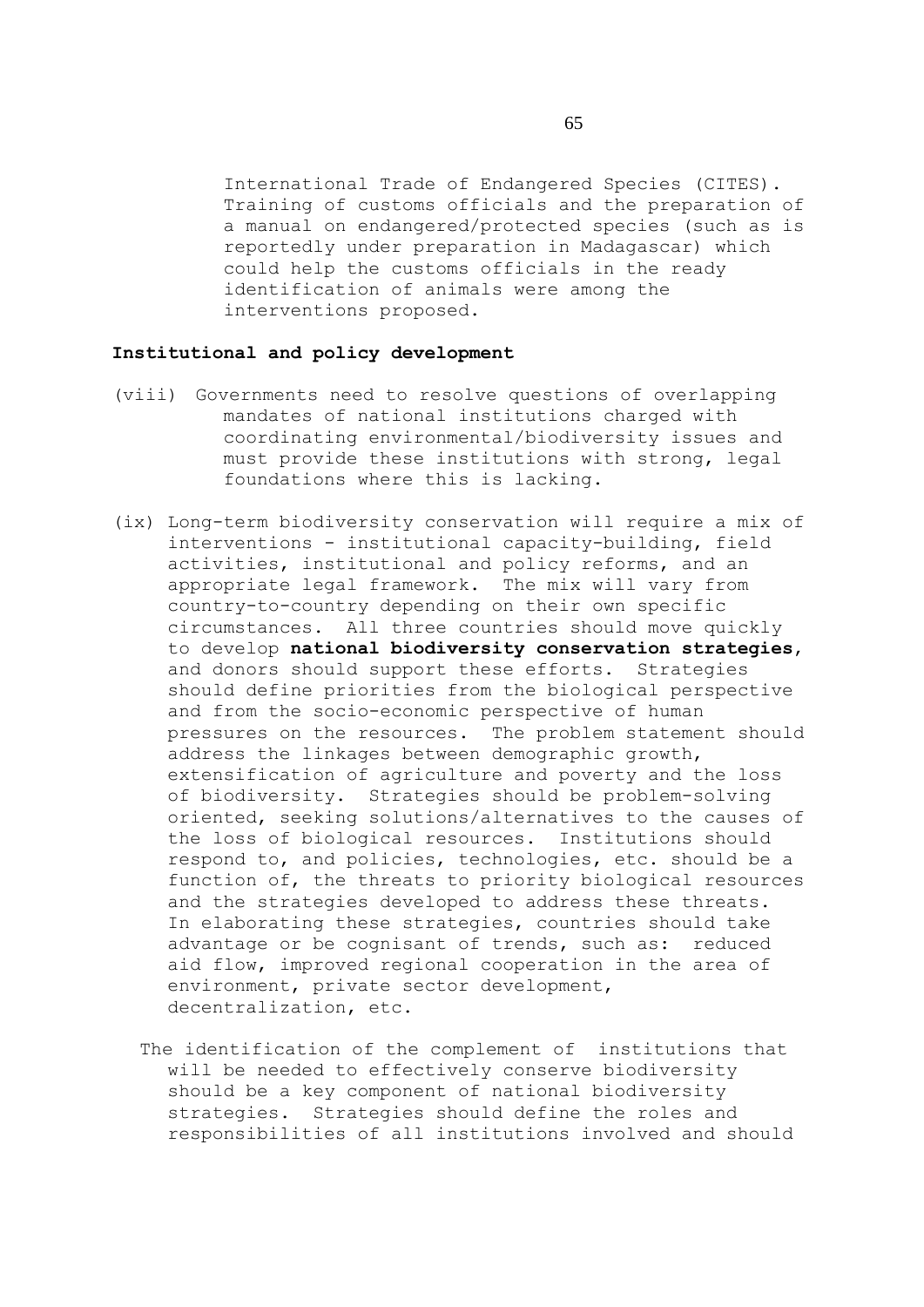International Trade of Endangered Species (CITES). Training of customs officials and the preparation of a manual on endangered/protected species (such as is reportedly under preparation in Madagascar) which could help the customs officials in the ready identification of animals were among the interventions proposed.

**Institutional and policy development**

(viii) Governments need to resolve questions of overlapping mandates of national institutions charged with coordinating environmental/biodiversity issues and must provide these institutions with strong, legal foundations where this is lacking.

(ix) Long-term biodiversity conservation will require a mix of interventions - institutional capacity-building, field activities, institutional and policy reforms, and an appropriate legal framework. The mix will vary from country-to-country depending on their own specific circumstances. All three countries should move quickly to develop **national biodiversity conservation strategies**, and donors should support these efforts. Strategies should define priorities from the biological perspective and from the socio-economic perspective of human pressures on the resources. The problem statement should address the linkages between demographic growth, extensification of agriculture and poverty and the loss of biodiversity. Strategies should be problem-solving oriented, seeking solutions/alternatives to the causes of the loss of biological resources. Institutions should respond to, and policies, technologies, etc. should be a function of, the threats to priority biological resources and the strategies developed to address these threats. In elaborating these strategies, countries should take advantage or be cognisant of trends, such as: reduced aid flow, improved regional cooperation in the area of environment, private sector development, decentralization, etc.

The identification of the complement of institutions that will be needed to effectively conserve biodiversity should be a key component of national biodiversity strategies. Strategies should define the roles and responsibilities of all institutions involved and should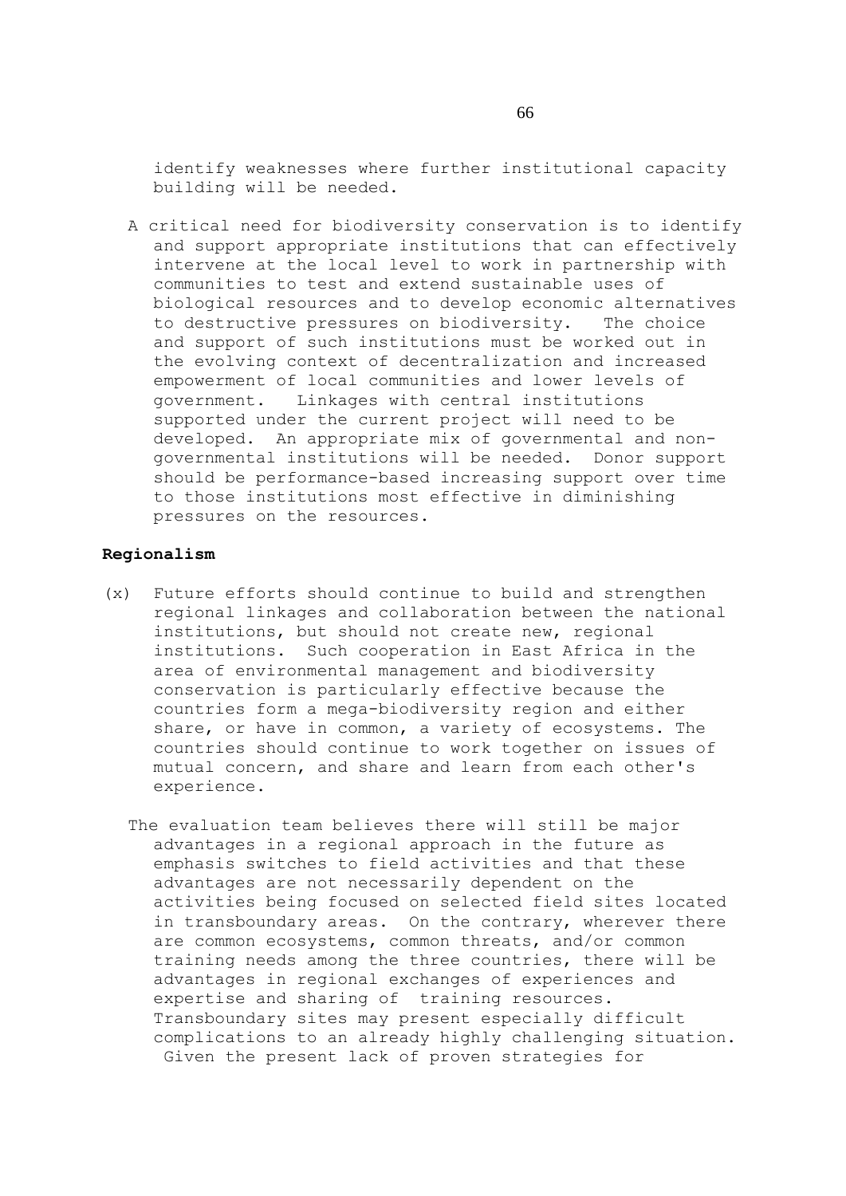identify weaknesses where further institutional capacity building will be needed.

A critical need for biodiversity conservation is to identify and support appropriate institutions that can effectively intervene at the local level to work in partnership with communities to test and extend sustainable uses of biological resources and to develop economic alternatives to destructive pressures on biodiversity. The choice and support of such institutions must be worked out in the evolving context of decentralization and increased empowerment of local communities and lower levels of government. Linkages with central institutions supported under the current project will need to be developed. An appropriate mix of governmental and non-governmental institutions will be needed. Donor support should be performance-based increasing support over time to those institutions most effective in diminishing pressures on the resources.

**Regionalism**

(x) Future efforts should continue to build and strengthen regional linkages and collaboration between the national institutions, but should not create new, regional institutions. Such cooperation in East Africa in the area of environmental management and biodiversity conservation is particularly effective because the countries form a mega-biodiversity region and either share, or have in common, a variety of ecosystems. The countries should continue to work together on issues of mutual concern, and share and learn from each other's experience.

The evaluation team believes there will still be major advantages in a regional approach in the future as emphasis switches to field activities and that these advantages are not necessarily dependent on the activities being focused on selected field sites located in transboundary areas. On the contrary, wherever there are common ecosystems, common threats, and/or common training needs among the three countries, there will be advantages in regional exchanges of experiences and expertise and sharing of training resources. Transboundary sites may present especially difficult complications to an already highly challenging situation. Given the present lack of proven strategies for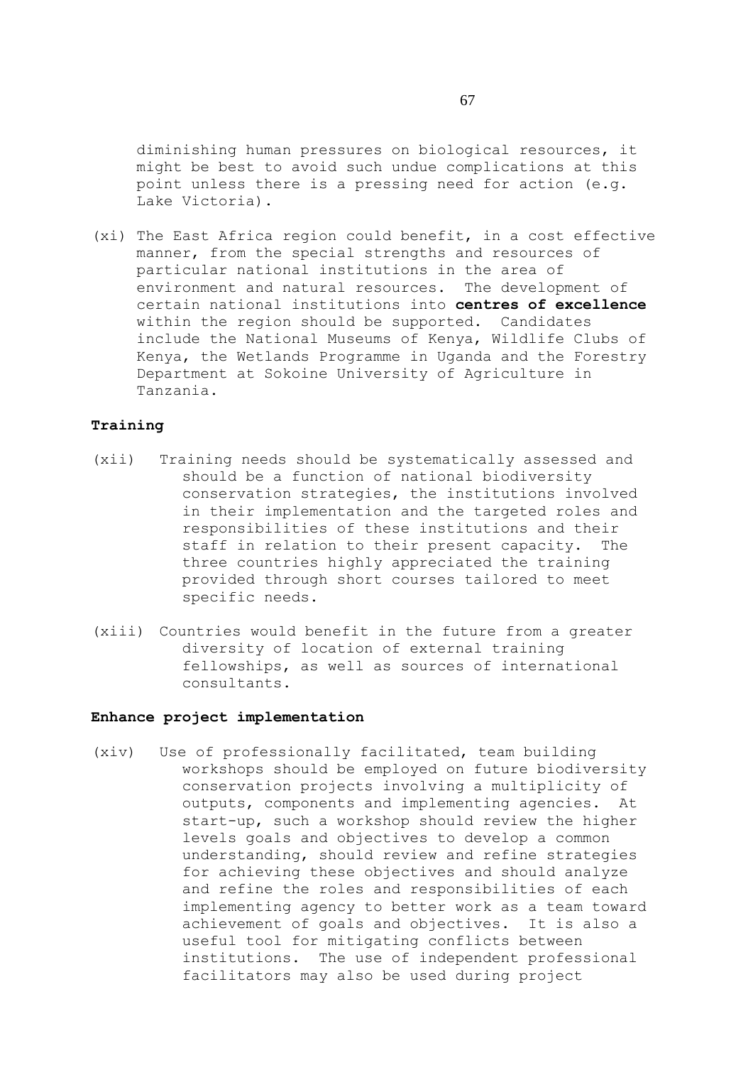diminishing human pressures on biological resources, it might be best to avoid such undue complications at this point unless there is a pressing need for action (e.g. Lake Victoria).

(xi) The East Africa region could benefit, in a cost effective manner, from the special strengths and resources of particular national institutions in the area of environment and natural resources. The development of certain national institutions into **centres of excellence** within the region should be supported. Candidates include the National Museums of Kenya, Wildlife Clubs of Kenya, the Wetlands Programme in Uganda and the Forestry Department at Sokoine University of Agriculture in Tanzania.

**Training**

(xii) Training needs should be systematically assessed and should be a function of national biodiversity conservation strategies, the institutions involved in their implementation and the targeted roles and responsibilities of these institutions and their staff in relation to their present capacity. The three countries highly appreciated the training provided through short courses tailored to meet specific needs.

(xiii) Countries would benefit in the future from a greater diversity of location of external training fellowships, as well as sources of international consultants.

**Enhance project implementation**

(xiv) Use of professionally facilitated, team building workshops should be employed on future biodiversity conservation projects involving a multiplicity of outputs, components and implementing agencies. At start-up, such a workshop should review the higher levels goals and objectives to develop a common understanding, should review and refine strategies for achieving these objectives and should analyze and refine the roles and responsibilities of each implementing agency to better work as a team toward achievement of goals and objectives. It is also a useful tool for mitigating conflicts between institutions. The use of independent professional facilitators may also be used during project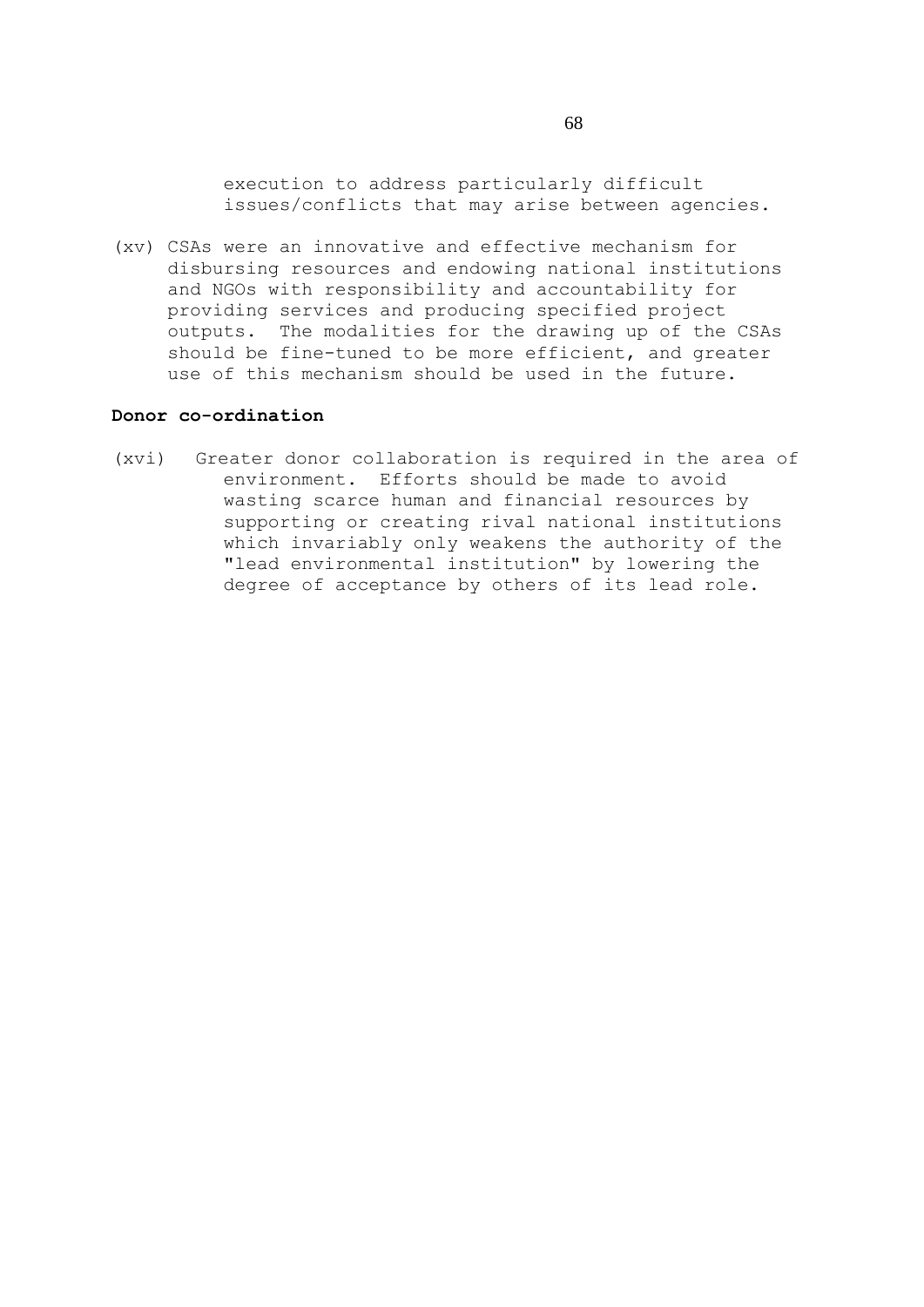execution to address particularly difficult issues/conflicts that may arise between agencies.

(xv) CSAs were an innovative and effective mechanism for disbursing resources and endowing national institutions and NGOs with responsibility and accountability for providing services and producing specified project outputs. The modalities for the drawing up of the CSAs should be fine-tuned to be more efficient, and greater use of this mechanism should be used in the future.

**Donor co-ordination**

(xvi) Greater donor collaboration is required in the area of environment. Efforts should be made to avoid wasting scarce human and financial resources by supporting or creating rival national institutions which invariably only weakens the authority of the "lead environmental institution" by lowering the degree of acceptance by others of its lead role.